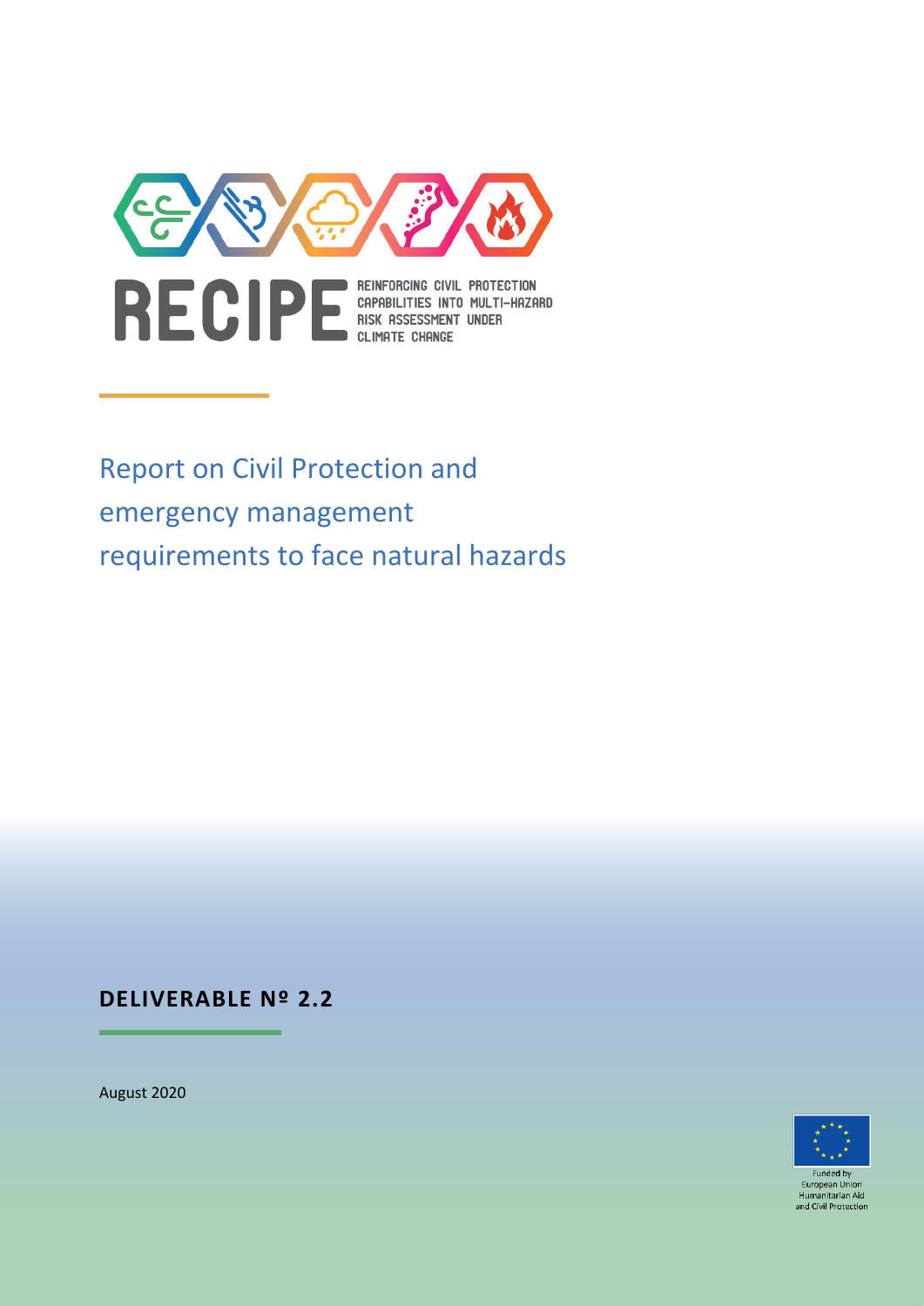# RECIPE

REINFORCING CIVIL PROTECTION CAPABILITIES INTO MULTI-HAZARD RISK ASSESSMENT UNDER CLIMATE CHANGE

## Report on Civil Protection and emergency management requirements to face natural hazards

**DELIVERABLE Nº 2.2**

August 2020

Funded by European Union Humanitarian Aid and Civil Protection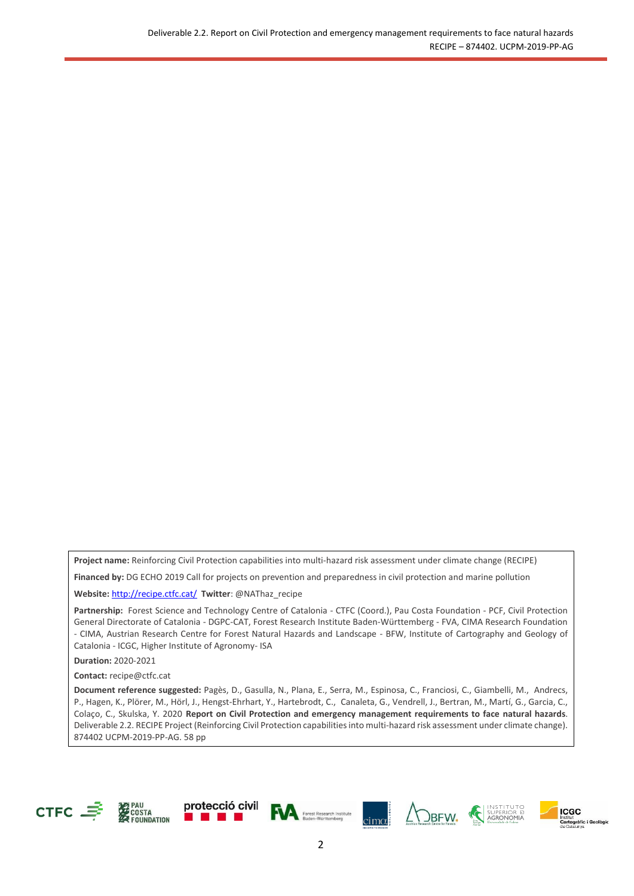**Project name:** Reinforcing Civil Protection capabilities into multi-hazard risk assessment under climate change (RECIPE)

**Financed by:** DG ECHO 2019 Call for projects on prevention and preparedness in civil protection and marine pollution

**Website:** http://recipe.ctfc.cat/ **Twitter**: @NAThaz_recipe

**Partnership:** Forest Science and Technology Centre of Catalonia - CTFC (Coord.), Pau Costa Foundation - PCF, Civil Protection General Directorate of Catalonia - DGPC-CAT, Forest Research Institute Baden-Württemberg - FVA, CIMA Research Foundation - CIMA, Austrian Research Centre for Forest Natural Hazards and Landscape - BFW, Institute of Cartography and Geology of Catalonia - ICGC, Higher Institute of Agronomy- ISA

**Duration:** 2020-2021

**Contact:** recipe@ctfc.cat

**Document reference suggested:** Pagès, D., Gasulla, N., Plana, E., Serra, M., Espinosa, C., Franciosi, C., Giambelli, M., Andrecs, P., Hagen, K., Plörer, M., Hörl, J., Hengst-Ehrhart, Y., Hartebrodt, C., Canaleta, G., Vendrell, J., Bertran, M., Martí, G., Garcia, C., Colaço, C., Skulska, Y. 2020 **Report on Civil Protection and emergency management requirements to face natural hazards**. Deliverable 2.2. RECIPE Project (Reinforcing Civil Protection capabilities into multi-hazard risk assessment under climate change). 874402 UCPM-2019-PP-AG. 58 pp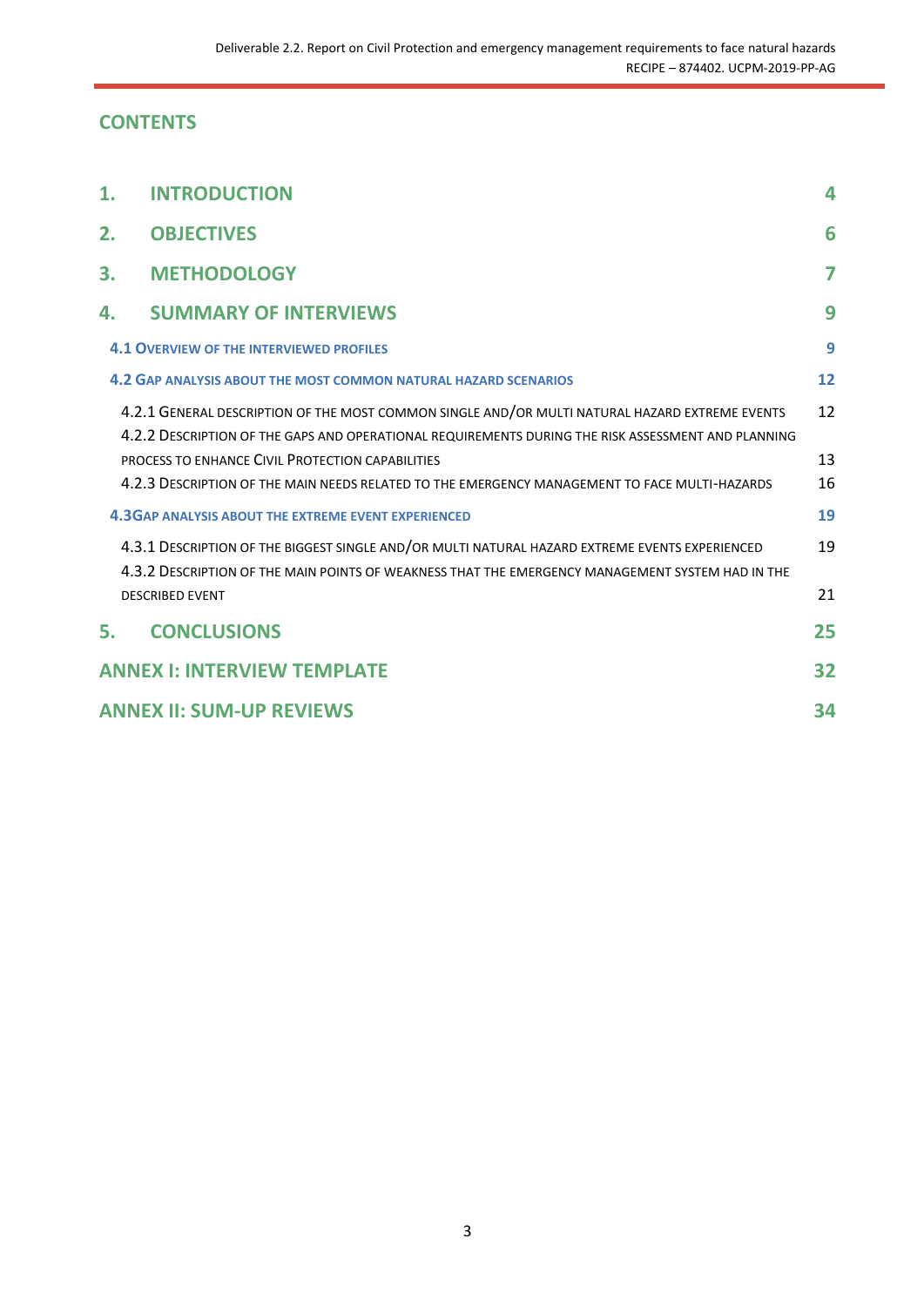## CONTENTS

1. INTRODUCTION 4
2. OBJECTIVES 6
3. METHODOLOGY 7
4. SUMMARY OF INTERVIEWS 9

4.1 OVERVIEW OF THE INTERVIEWED PROFILES 9

4.2 GAP ANALYSIS ABOUT THE MOST COMMON NATURAL HAZARD SCENARIOS 12

4.2.1 GENERAL DESCRIPTION OF THE MOST COMMON SINGLE AND/OR MULTI NATURAL HAZARD EXTREME EVENTS 12

4.2.2 DESCRIPTION OF THE GAPS AND OPERATIONAL REQUIREMENTS DURING THE RISK ASSESSMENT AND PLANNING PROCESS TO ENHANCE CIVIL PROTECTION CAPABILITIES 13

4.2.3 DESCRIPTION OF THE MAIN NEEDS RELATED TO THE EMERGENCY MANAGEMENT TO FACE MULTI-HAZARDS 16

4.3GAP ANALYSIS ABOUT THE EXTREME EVENT EXPERIENCED 19

4.3.1 DESCRIPTION OF THE BIGGEST SINGLE AND/OR MULTI NATURAL HAZARD EXTREME EVENTS EXPERIENCED 19

4.3.2 DESCRIPTION OF THE MAIN POINTS OF WEAKNESS THAT THE EMERGENCY MANAGEMENT SYSTEM HAD IN THE DESCRIBED EVENT 21

5. CONCLUSIONS 25

ANNEX I: INTERVIEW TEMPLATE 32

ANNEX II: SUM-UP REVIEWS 34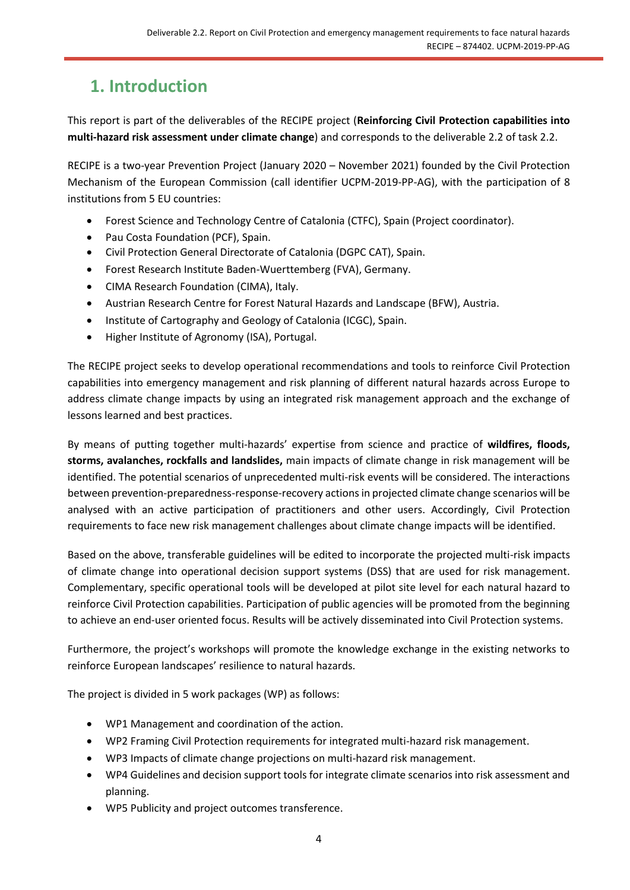# 1. Introduction

This report is part of the deliverables of the RECIPE project (**Reinforcing Civil Protection capabilities into multi-hazard risk assessment under climate change**) and corresponds to the deliverable 2.2 of task 2.2.

RECIPE is a two-year Prevention Project (January 2020 – November 2021) founded by the Civil Protection Mechanism of the European Commission (call identifier UCPM-2019-PP-AG), with the participation of 8 institutions from 5 EU countries:

- Forest Science and Technology Centre of Catalonia (CTFC), Spain (Project coordinator).
- Pau Costa Foundation (PCF), Spain.
- Civil Protection General Directorate of Catalonia (DGPC CAT), Spain.
- Forest Research Institute Baden-Wuerttemberg (FVA), Germany.
- CIMA Research Foundation (CIMA), Italy.
- Austrian Research Centre for Forest Natural Hazards and Landscape (BFW), Austria.
- Institute of Cartography and Geology of Catalonia (ICGC), Spain.
- Higher Institute of Agronomy (ISA), Portugal.

The RECIPE project seeks to develop operational recommendations and tools to reinforce Civil Protection capabilities into emergency management and risk planning of different natural hazards across Europe to address climate change impacts by using an integrated risk management approach and the exchange of lessons learned and best practices.

By means of putting together multi-hazards' expertise from science and practice of **wildfires, floods, storms, avalanches, rockfalls and landslides,** main impacts of climate change in risk management will be identified. The potential scenarios of unprecedented multi-risk events will be considered. The interactions between prevention-preparedness-response-recovery actions in projected climate change scenarios will be analysed with an active participation of practitioners and other users. Accordingly, Civil Protection requirements to face new risk management challenges about climate change impacts will be identified.

Based on the above, transferable guidelines will be edited to incorporate the projected multi-risk impacts of climate change into operational decision support systems (DSS) that are used for risk management. Complementary, specific operational tools will be developed at pilot site level for each natural hazard to reinforce Civil Protection capabilities. Participation of public agencies will be promoted from the beginning to achieve an end-user oriented focus. Results will be actively disseminated into Civil Protection systems.

Furthermore, the project's workshops will promote the knowledge exchange in the existing networks to reinforce European landscapes' resilience to natural hazards.

The project is divided in 5 work packages (WP) as follows:

- WP1 Management and coordination of the action.
- WP2 Framing Civil Protection requirements for integrated multi-hazard risk management.
- WP3 Impacts of climate change projections on multi-hazard risk management.
- WP4 Guidelines and decision support tools for integrate climate scenarios into risk assessment and planning.
- WP5 Publicity and project outcomes transference.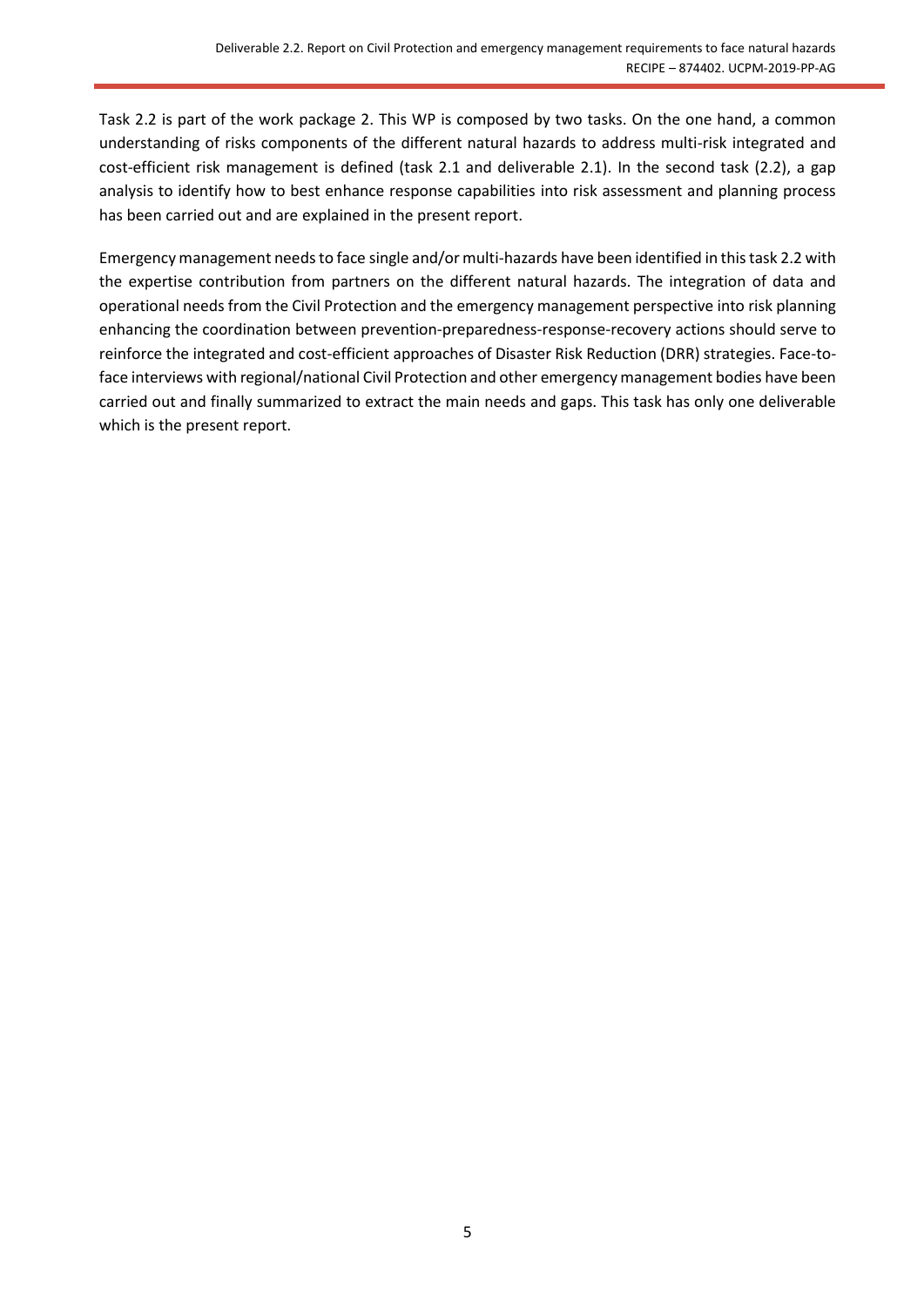Task 2.2 is part of the work package 2. This WP is composed by two tasks. On the one hand, a common understanding of risks components of the different natural hazards to address multi-risk integrated and cost-efficient risk management is defined (task 2.1 and deliverable 2.1). In the second task (2.2), a gap analysis to identify how to best enhance response capabilities into risk assessment and planning process has been carried out and are explained in the present report.

Emergency management needs to face single and/or multi-hazards have been identified in this task 2.2 with the expertise contribution from partners on the different natural hazards. The integration of data and operational needs from the Civil Protection and the emergency management perspective into risk planning enhancing the coordination between prevention-preparedness-response-recovery actions should serve to reinforce the integrated and cost-efficient approaches of Disaster Risk Reduction (DRR) strategies. Face-to-face interviews with regional/national Civil Protection and other emergency management bodies have been carried out and finally summarized to extract the main needs and gaps. This task has only one deliverable which is the present report.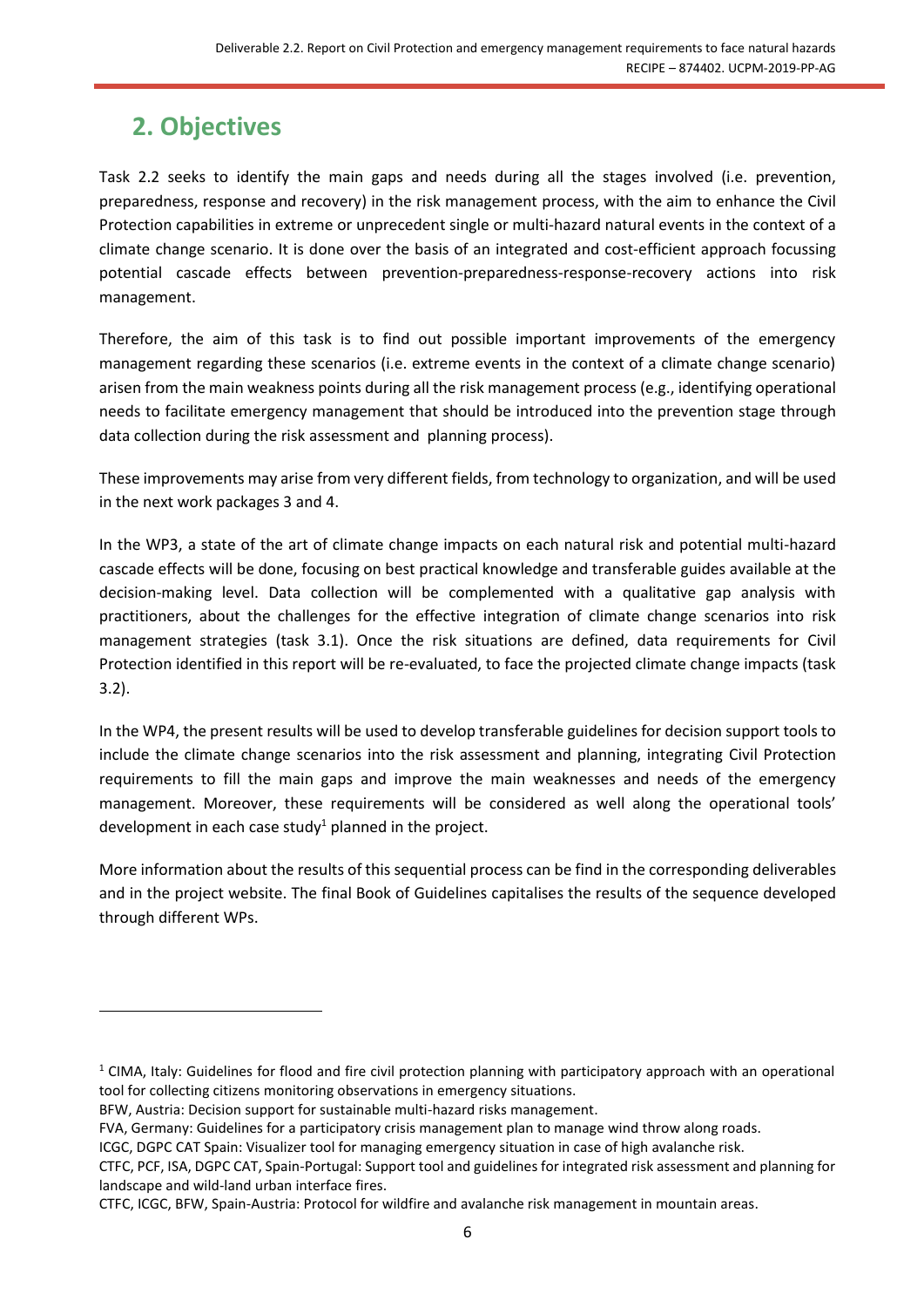## 2. Objectives

Task 2.2 seeks to identify the main gaps and needs during all the stages involved (i.e. prevention, preparedness, response and recovery) in the risk management process, with the aim to enhance the Civil Protection capabilities in extreme or unprecedent single or multi-hazard natural events in the context of a climate change scenario. It is done over the basis of an integrated and cost-efficient approach focussing potential cascade effects between prevention-preparedness-response-recovery actions into risk management.

Therefore, the aim of this task is to find out possible important improvements of the emergency management regarding these scenarios (i.e. extreme events in the context of a climate change scenario) arisen from the main weakness points during all the risk management process (e.g., identifying operational needs to facilitate emergency management that should be introduced into the prevention stage through data collection during the risk assessment and planning process).

These improvements may arise from very different fields, from technology to organization, and will be used in the next work packages 3 and 4.

In the WP3, a state of the art of climate change impacts on each natural risk and potential multi-hazard cascade effects will be done, focusing on best practical knowledge and transferable guides available at the decision-making level. Data collection will be complemented with a qualitative gap analysis with practitioners, about the challenges for the effective integration of climate change scenarios into risk management strategies (task 3.1). Once the risk situations are defined, data requirements for Civil Protection identified in this report will be re-evaluated, to face the projected climate change impacts (task 3.2).

In the WP4, the present results will be used to develop transferable guidelines for decision support tools to include the climate change scenarios into the risk assessment and planning, integrating Civil Protection requirements to fill the main gaps and improve the main weaknesses and needs of the emergency management. Moreover, these requirements will be considered as well along the operational tools' development in each case study[1] planned in the project.

More information about the results of this sequential process can be find in the corresponding deliverables and in the project website. The final Book of Guidelines capitalises the results of the sequence developed through different WPs.

---

[1] CIMA, Italy: Guidelines for flood and fire civil protection planning with participatory approach with an operational tool for collecting citizens monitoring observations in emergency situations.

BFW, Austria: Decision support for sustainable multi-hazard risks management.

FVA, Germany: Guidelines for a participatory crisis management plan to manage wind throw along roads.

ICGC, DGPC CAT Spain: Visualizer tool for managing emergency situation in case of high avalanche risk.

CTFC, PCF, ISA, DGPC CAT, Spain-Portugal: Support tool and guidelines for integrated risk assessment and planning for landscape and wild-land urban interface fires.

CTFC, ICGC, BFW, Spain-Austria: Protocol for wildfire and avalanche risk management in mountain areas.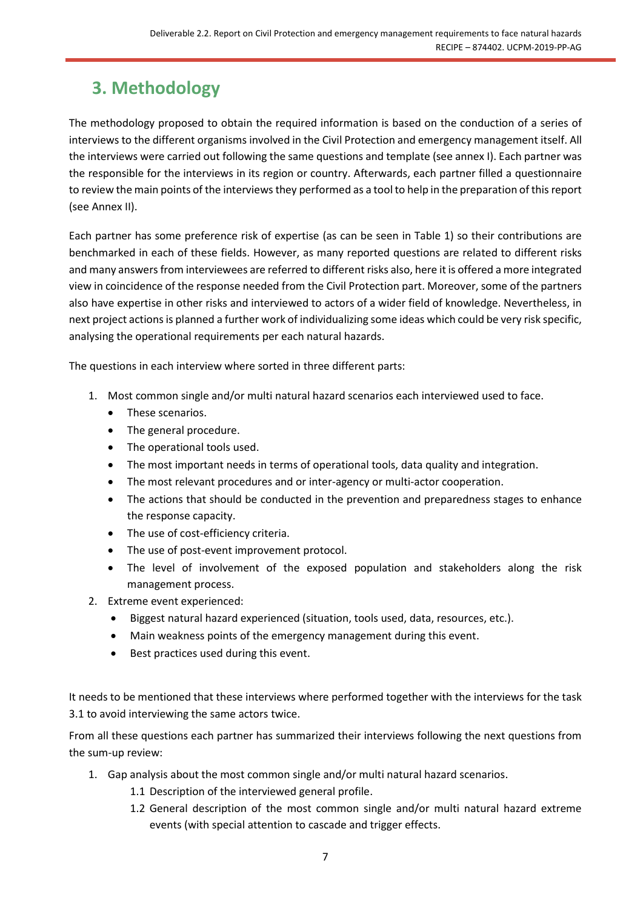# 3. Methodology

The methodology proposed to obtain the required information is based on the conduction of a series of interviews to the different organisms involved in the Civil Protection and emergency management itself. All the interviews were carried out following the same questions and template (see annex I). Each partner was the responsible for the interviews in its region or country. Afterwards, each partner filled a questionnaire to review the main points of the interviews they performed as a tool to help in the preparation of this report (see Annex II).

Each partner has some preference risk of expertise (as can be seen in Table 1) so their contributions are benchmarked in each of these fields. However, as many reported questions are related to different risks and many answers from interviewees are referred to different risks also, here it is offered a more integrated view in coincidence of the response needed from the Civil Protection part. Moreover, some of the partners also have expertise in other risks and interviewed to actors of a wider field of knowledge. Nevertheless, in next project actions is planned a further work of individualizing some ideas which could be very risk specific, analysing the operational requirements per each natural hazards.

The questions in each interview where sorted in three different parts:

1. Most common single and/or multi natural hazard scenarios each interviewed used to face.
   - These scenarios.
   - The general procedure.
   - The operational tools used.
   - The most important needs in terms of operational tools, data quality and integration.
   - The most relevant procedures and or inter-agency or multi-actor cooperation.
   - The actions that should be conducted in the prevention and preparedness stages to enhance the response capacity.
   - The use of cost-efficiency criteria.
   - The use of post-event improvement protocol.
   - The level of involvement of the exposed population and stakeholders along the risk management process.
2. Extreme event experienced:
   - Biggest natural hazard experienced (situation, tools used, data, resources, etc.).
   - Main weakness points of the emergency management during this event.
   - Best practices used during this event.

It needs to be mentioned that these interviews where performed together with the interviews for the task 3.1 to avoid interviewing the same actors twice.

From all these questions each partner has summarized their interviews following the next questions from the sum-up review:

1. Gap analysis about the most common single and/or multi natural hazard scenarios.
   - 1.1 Description of the interviewed general profile.
   - 1.2 General description of the most common single and/or multi natural hazard extreme events (with special attention to cascade and trigger effects.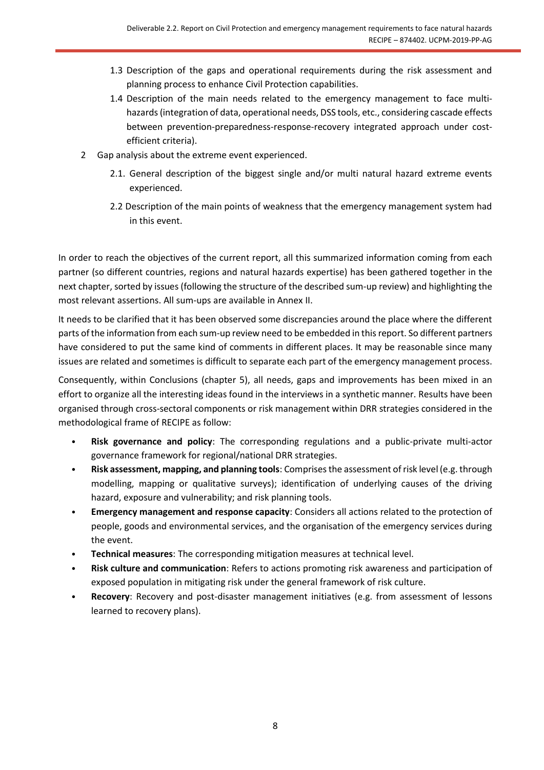1.3 Description of the gaps and operational requirements during the risk assessment and planning process to enhance Civil Protection capabilities.

1.4 Description of the main needs related to the emergency management to face multi-hazards (integration of data, operational needs, DSS tools, etc., considering cascade effects between prevention-preparedness-response-recovery integrated approach under cost-efficient criteria).

2 Gap analysis about the extreme event experienced.

2.1. General description of the biggest single and/or multi natural hazard extreme events experienced.

2.2 Description of the main points of weakness that the emergency management system had in this event.

In order to reach the objectives of the current report, all this summarized information coming from each partner (so different countries, regions and natural hazards expertise) has been gathered together in the next chapter, sorted by issues (following the structure of the described sum-up review) and highlighting the most relevant assertions. All sum-ups are available in Annex II.

It needs to be clarified that it has been observed some discrepancies around the place where the different parts of the information from each sum-up review need to be embedded in this report. So different partners have considered to put the same kind of comments in different places. It may be reasonable since many issues are related and sometimes is difficult to separate each part of the emergency management process.

Consequently, within Conclusions (chapter 5), all needs, gaps and improvements has been mixed in an effort to organize all the interesting ideas found in the interviews in a synthetic manner. Results have been organised through cross-sectoral components or risk management within DRR strategies considered in the methodological frame of RECIPE as follow:

- **Risk governance and policy**: The corresponding regulations and a public-private multi-actor governance framework for regional/national DRR strategies.
- **Risk assessment, mapping, and planning tools**: Comprises the assessment of risk level (e.g. through modelling, mapping or qualitative surveys); identification of underlying causes of the driving hazard, exposure and vulnerability; and risk planning tools.
- **Emergency management and response capacity**: Considers all actions related to the protection of people, goods and environmental services, and the organisation of the emergency services during the event.
- **Technical measures**: The corresponding mitigation measures at technical level.
- **Risk culture and communication**: Refers to actions promoting risk awareness and participation of exposed population in mitigating risk under the general framework of risk culture.
- **Recovery**: Recovery and post-disaster management initiatives (e.g. from assessment of lessons learned to recovery plans).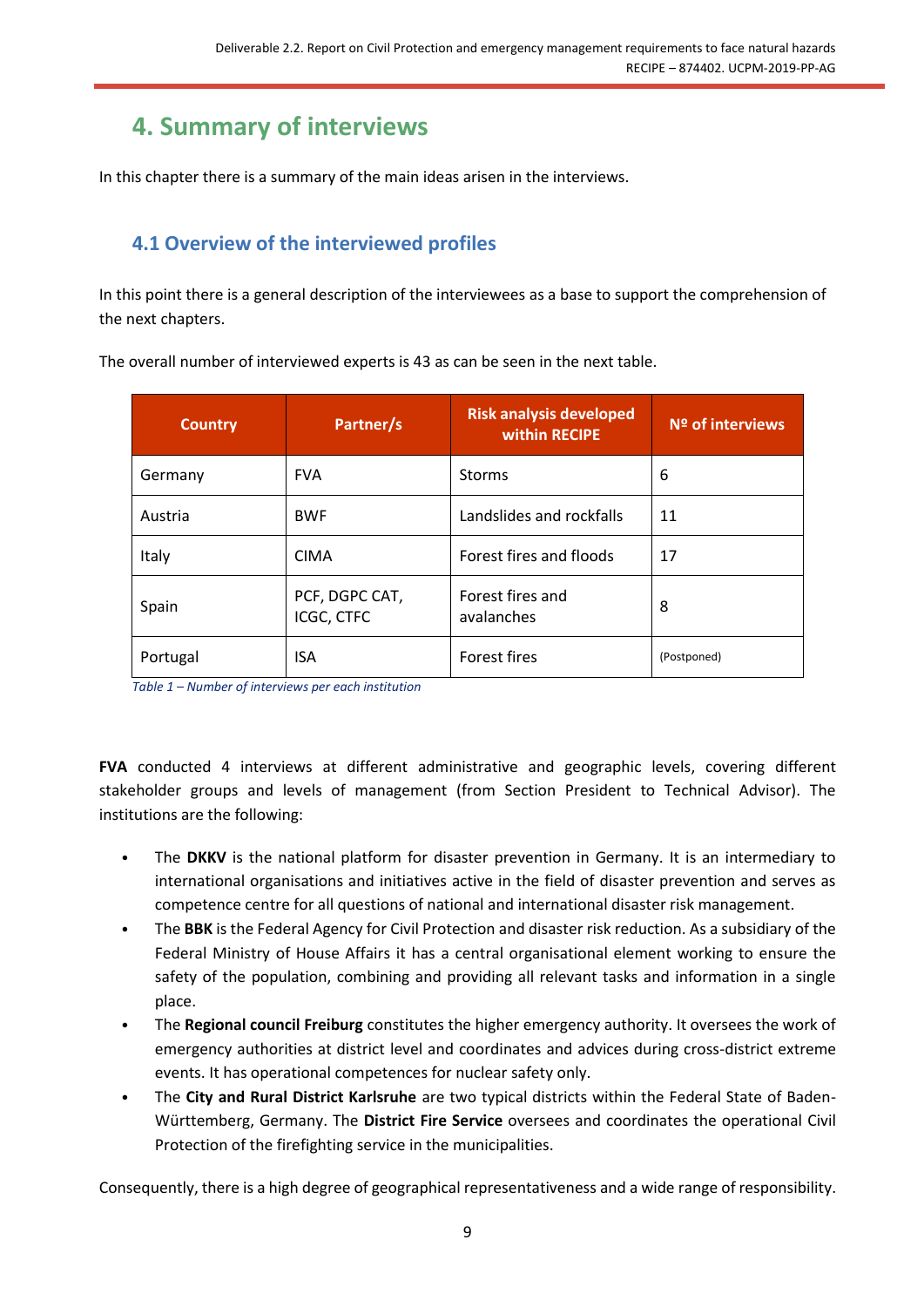# 4. Summary of interviews

In this chapter there is a summary of the main ideas arisen in the interviews.

## 4.1 Overview of the interviewed profiles

In this point there is a general description of the interviewees as a base to support the comprehension of the next chapters.

The overall number of interviewed experts is 43 as can be seen in the next table.

| Country | Partner/s | Risk analysis developed within RECIPE | Nº of interviews |
|---|---|---|---|
| Germany | FVA | Storms | 6 |
| Austria | BWF | Landslides and rockfalls | 11 |
| Italy | CIMA | Forest fires and floods | 17 |
| Spain | PCF, DGPC CAT, ICGC, CTFC | Forest fires and avalanches | 8 |
| Portugal | ISA | Forest fires | (Postponed) |

*Table 1 – Number of interviews per each institution*

**FVA** conducted 4 interviews at different administrative and geographic levels, covering different stakeholder groups and levels of management (from Section President to Technical Advisor). The institutions are the following:

- The **DKKV** is the national platform for disaster prevention in Germany. It is an intermediary to international organisations and initiatives active in the field of disaster prevention and serves as competence centre for all questions of national and international disaster risk management.
- The **BBK** is the Federal Agency for Civil Protection and disaster risk reduction. As a subsidiary of the Federal Ministry of House Affairs it has a central organisational element working to ensure the safety of the population, combining and providing all relevant tasks and information in a single place.
- The **Regional council Freiburg** constitutes the higher emergency authority. It oversees the work of emergency authorities at district level and coordinates and advices during cross-district extreme events. It has operational competences for nuclear safety only.
- The **City and Rural District Karlsruhe** are two typical districts within the Federal State of Baden-Württemberg, Germany. The **District Fire Service** oversees and coordinates the operational Civil Protection of the firefighting service in the municipalities.

Consequently, there is a high degree of geographical representativeness and a wide range of responsibility.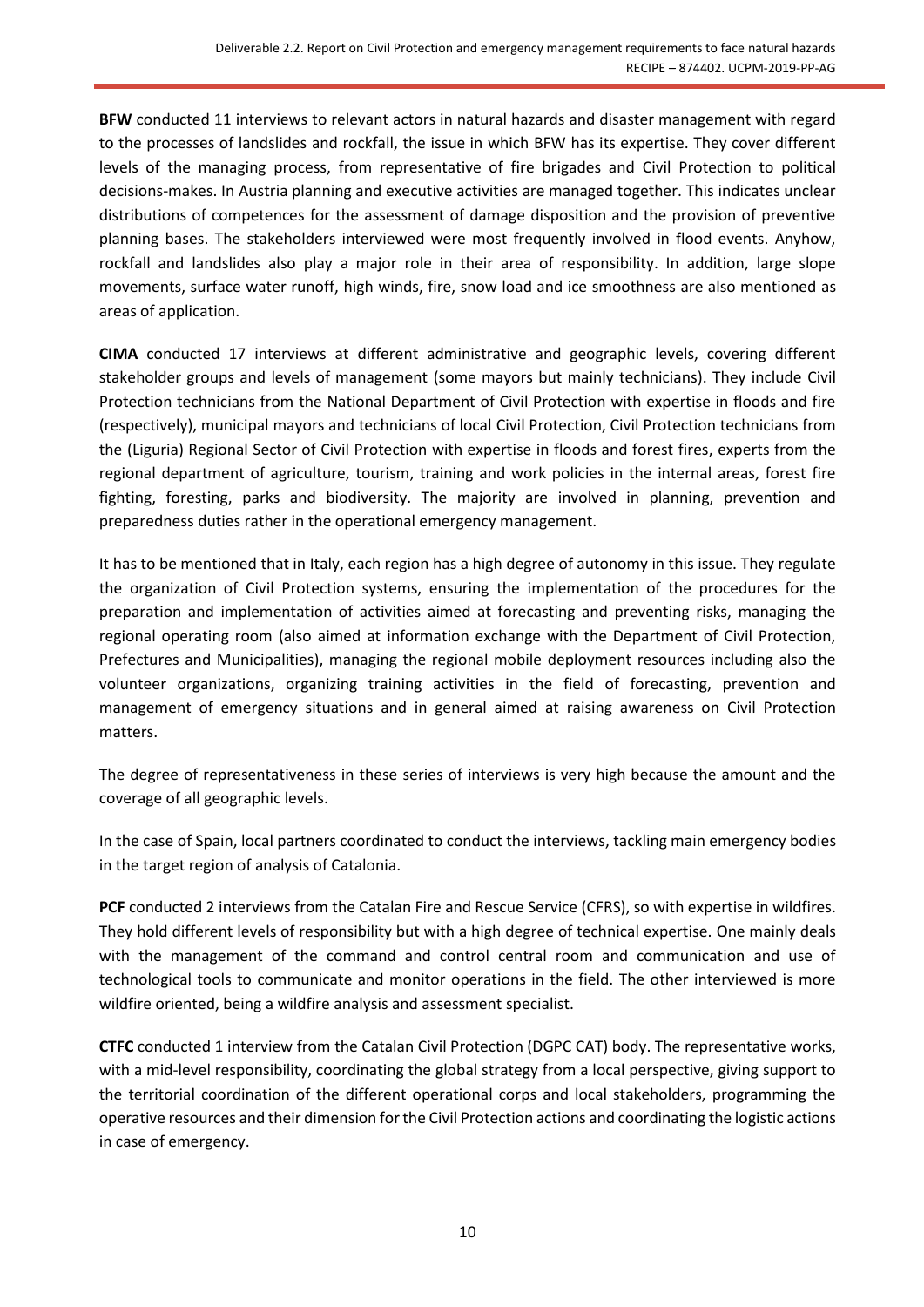**BFW** conducted 11 interviews to relevant actors in natural hazards and disaster management with regard to the processes of landslides and rockfall, the issue in which BFW has its expertise. They cover different levels of the managing process, from representative of fire brigades and Civil Protection to political decisions-makes. In Austria planning and executive activities are managed together. This indicates unclear distributions of competences for the assessment of damage disposition and the provision of preventive planning bases. The stakeholders interviewed were most frequently involved in flood events. Anyhow, rockfall and landslides also play a major role in their area of responsibility. In addition, large slope movements, surface water runoff, high winds, fire, snow load and ice smoothness are also mentioned as areas of application.

**CIMA** conducted 17 interviews at different administrative and geographic levels, covering different stakeholder groups and levels of management (some mayors but mainly technicians). They include Civil Protection technicians from the National Department of Civil Protection with expertise in floods and fire (respectively), municipal mayors and technicians of local Civil Protection, Civil Protection technicians from the (Liguria) Regional Sector of Civil Protection with expertise in floods and forest fires, experts from the regional department of agriculture, tourism, training and work policies in the internal areas, forest fire fighting, foresting, parks and biodiversity. The majority are involved in planning, prevention and preparedness duties rather in the operational emergency management.

It has to be mentioned that in Italy, each region has a high degree of autonomy in this issue. They regulate the organization of Civil Protection systems, ensuring the implementation of the procedures for the preparation and implementation of activities aimed at forecasting and preventing risks, managing the regional operating room (also aimed at information exchange with the Department of Civil Protection, Prefectures and Municipalities), managing the regional mobile deployment resources including also the volunteer organizations, organizing training activities in the field of forecasting, prevention and management of emergency situations and in general aimed at raising awareness on Civil Protection matters.

The degree of representativeness in these series of interviews is very high because the amount and the coverage of all geographic levels.

In the case of Spain, local partners coordinated to conduct the interviews, tackling main emergency bodies in the target region of analysis of Catalonia.

**PCF** conducted 2 interviews from the Catalan Fire and Rescue Service (CFRS), so with expertise in wildfires. They hold different levels of responsibility but with a high degree of technical expertise. One mainly deals with the management of the command and control central room and communication and use of technological tools to communicate and monitor operations in the field. The other interviewed is more wildfire oriented, being a wildfire analysis and assessment specialist.

**CTFC** conducted 1 interview from the Catalan Civil Protection (DGPC CAT) body. The representative works, with a mid-level responsibility, coordinating the global strategy from a local perspective, giving support to the territorial coordination of the different operational corps and local stakeholders, programming the operative resources and their dimension for the Civil Protection actions and coordinating the logistic actions in case of emergency.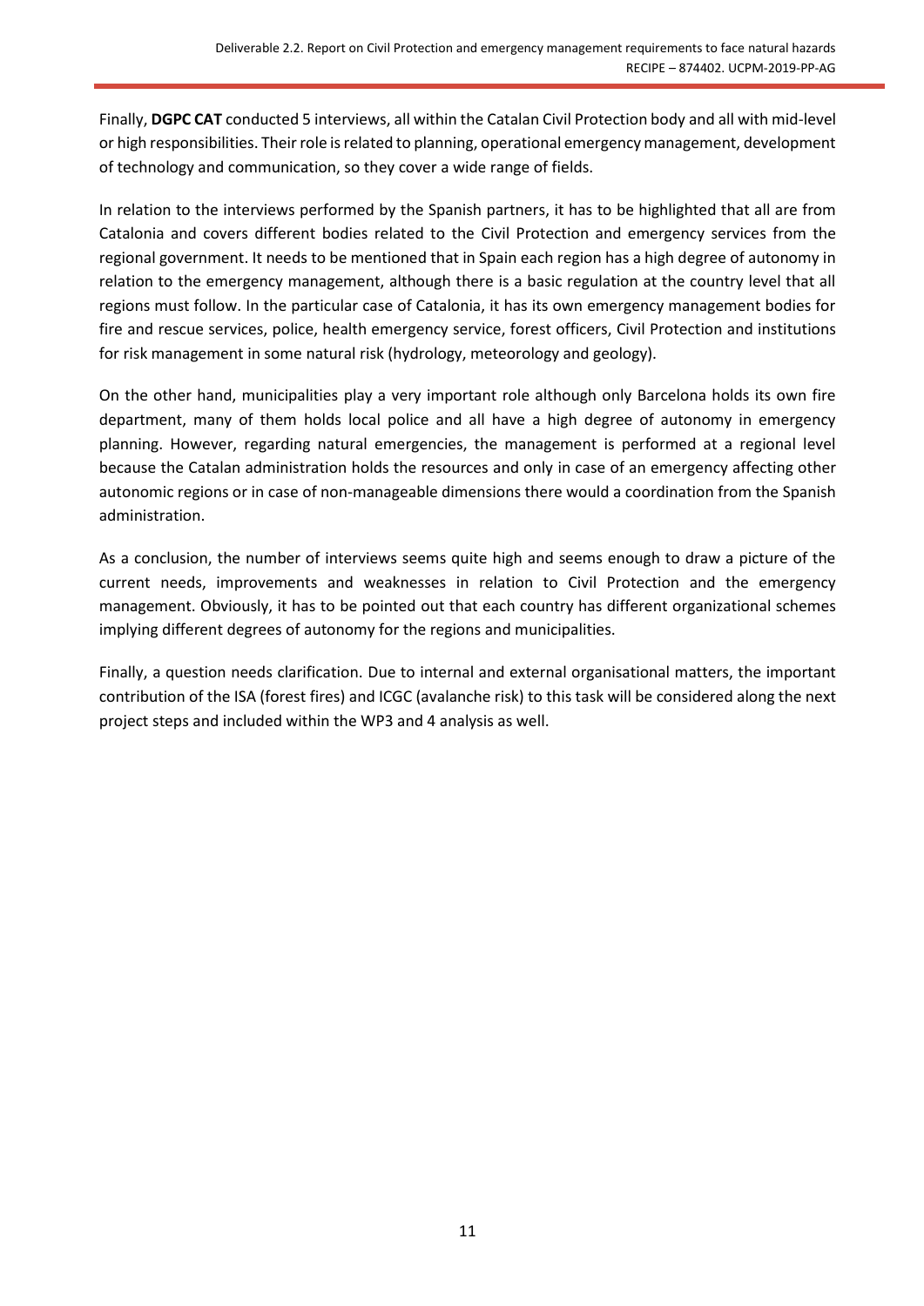Finally, **DGPC CAT** conducted 5 interviews, all within the Catalan Civil Protection body and all with mid-level or high responsibilities. Their role is related to planning, operational emergency management, development of technology and communication, so they cover a wide range of fields.

In relation to the interviews performed by the Spanish partners, it has to be highlighted that all are from Catalonia and covers different bodies related to the Civil Protection and emergency services from the regional government. It needs to be mentioned that in Spain each region has a high degree of autonomy in relation to the emergency management, although there is a basic regulation at the country level that all regions must follow. In the particular case of Catalonia, it has its own emergency management bodies for fire and rescue services, police, health emergency service, forest officers, Civil Protection and institutions for risk management in some natural risk (hydrology, meteorology and geology).

On the other hand, municipalities play a very important role although only Barcelona holds its own fire department, many of them holds local police and all have a high degree of autonomy in emergency planning. However, regarding natural emergencies, the management is performed at a regional level because the Catalan administration holds the resources and only in case of an emergency affecting other autonomic regions or in case of non-manageable dimensions there would a coordination from the Spanish administration.

As a conclusion, the number of interviews seems quite high and seems enough to draw a picture of the current needs, improvements and weaknesses in relation to Civil Protection and the emergency management. Obviously, it has to be pointed out that each country has different organizational schemes implying different degrees of autonomy for the regions and municipalities.

Finally, a question needs clarification. Due to internal and external organisational matters, the important contribution of the ISA (forest fires) and ICGC (avalanche risk) to this task will be considered along the next project steps and included within the WP3 and 4 analysis as well.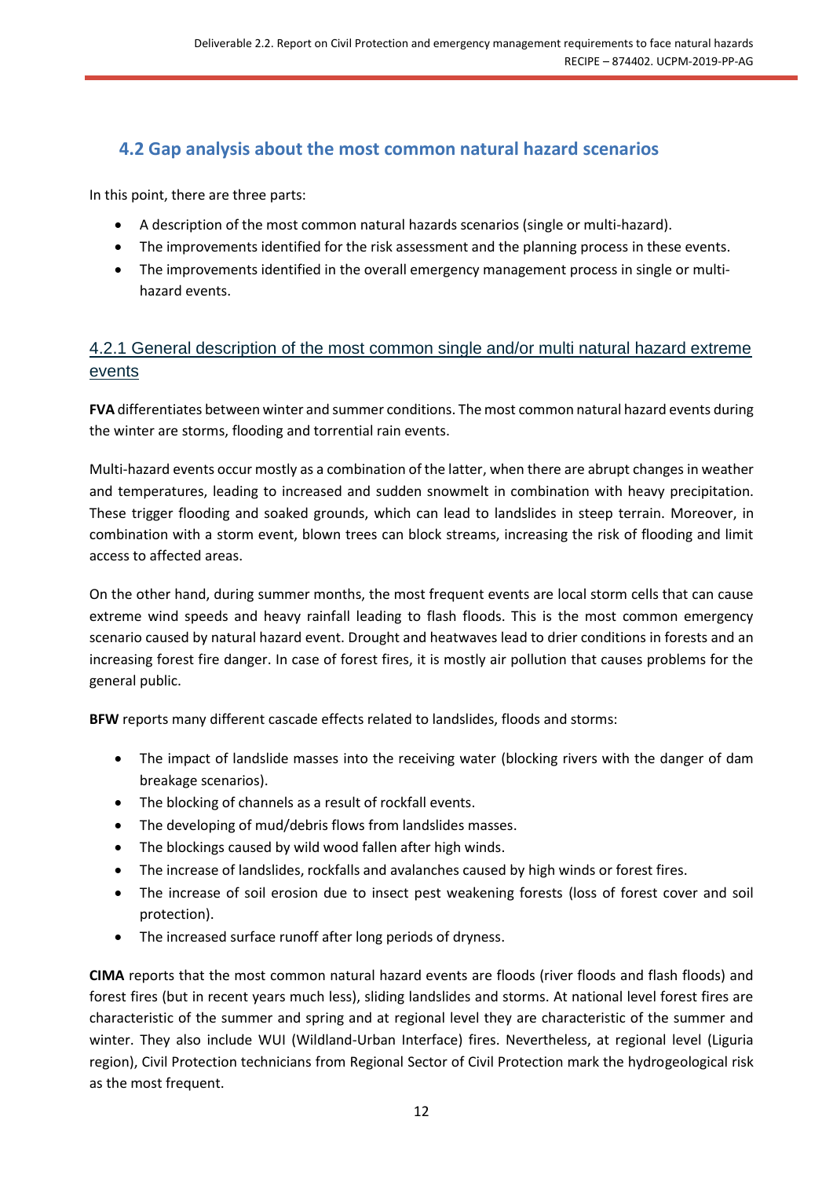## 4.2 Gap analysis about the most common natural hazard scenarios

In this point, there are three parts:

- A description of the most common natural hazards scenarios (single or multi-hazard).
- The improvements identified for the risk assessment and the planning process in these events.
- The improvements identified in the overall emergency management process in single or multi-hazard events.

### 4.2.1 General description of the most common single and/or multi natural hazard extreme events

**FVA** differentiates between winter and summer conditions. The most common natural hazard events during the winter are storms, flooding and torrential rain events.

Multi-hazard events occur mostly as a combination of the latter, when there are abrupt changes in weather and temperatures, leading to increased and sudden snowmelt in combination with heavy precipitation. These trigger flooding and soaked grounds, which can lead to landslides in steep terrain. Moreover, in combination with a storm event, blown trees can block streams, increasing the risk of flooding and limit access to affected areas.

On the other hand, during summer months, the most frequent events are local storm cells that can cause extreme wind speeds and heavy rainfall leading to flash floods. This is the most common emergency scenario caused by natural hazard event. Drought and heatwaves lead to drier conditions in forests and an increasing forest fire danger. In case of forest fires, it is mostly air pollution that causes problems for the general public.

**BFW** reports many different cascade effects related to landslides, floods and storms:

- The impact of landslide masses into the receiving water (blocking rivers with the danger of dam breakage scenarios).
- The blocking of channels as a result of rockfall events.
- The developing of mud/debris flows from landslides masses.
- The blockings caused by wild wood fallen after high winds.
- The increase of landslides, rockfalls and avalanches caused by high winds or forest fires.
- The increase of soil erosion due to insect pest weakening forests (loss of forest cover and soil protection).
- The increased surface runoff after long periods of dryness.

**CIMA** reports that the most common natural hazard events are floods (river floods and flash floods) and forest fires (but in recent years much less), sliding landslides and storms. At national level forest fires are characteristic of the summer and spring and at regional level they are characteristic of the summer and winter. They also include WUI (Wildland-Urban Interface) fires. Nevertheless, at regional level (Liguria region), Civil Protection technicians from Regional Sector of Civil Protection mark the hydrogeological risk as the most frequent.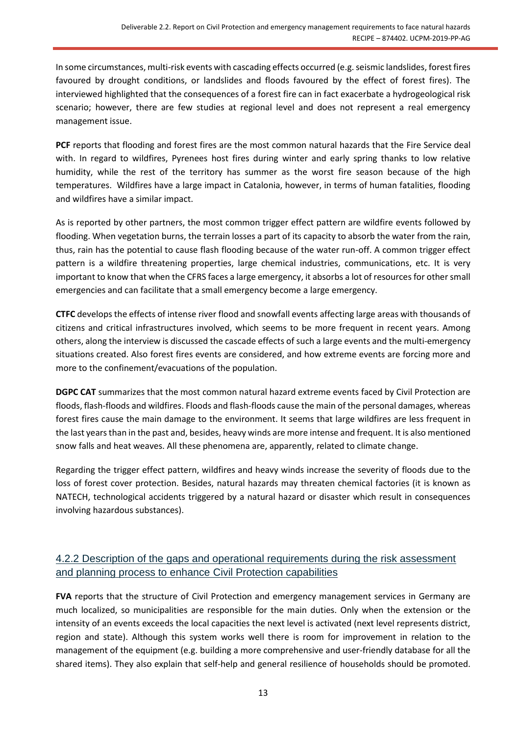In some circumstances, multi-risk events with cascading effects occurred (e.g. seismic landslides, forest fires favoured by drought conditions, or landslides and floods favoured by the effect of forest fires). The interviewed highlighted that the consequences of a forest fire can in fact exacerbate a hydrogeological risk scenario; however, there are few studies at regional level and does not represent a real emergency management issue.

**PCF** reports that flooding and forest fires are the most common natural hazards that the Fire Service deal with. In regard to wildfires, Pyrenees host fires during winter and early spring thanks to low relative humidity, while the rest of the territory has summer as the worst fire season because of the high temperatures. Wildfires have a large impact in Catalonia, however, in terms of human fatalities, flooding and wildfires have a similar impact.

As is reported by other partners, the most common trigger effect pattern are wildfire events followed by flooding. When vegetation burns, the terrain losses a part of its capacity to absorb the water from the rain, thus, rain has the potential to cause flash flooding because of the water run-off. A common trigger effect pattern is a wildfire threatening properties, large chemical industries, communications, etc. It is very important to know that when the CFRS faces a large emergency, it absorbs a lot of resources for other small emergencies and can facilitate that a small emergency become a large emergency.

**CTFC** develops the effects of intense river flood and snowfall events affecting large areas with thousands of citizens and critical infrastructures involved, which seems to be more frequent in recent years. Among others, along the interview is discussed the cascade effects of such a large events and the multi-emergency situations created. Also forest fires events are considered, and how extreme events are forcing more and more to the confinement/evacuations of the population.

**DGPC CAT** summarizes that the most common natural hazard extreme events faced by Civil Protection are floods, flash-floods and wildfires. Floods and flash-floods cause the main of the personal damages, whereas forest fires cause the main damage to the environment. It seems that large wildfires are less frequent in the last years than in the past and, besides, heavy winds are more intense and frequent. It is also mentioned snow falls and heat weaves. All these phenomena are, apparently, related to climate change.

Regarding the trigger effect pattern, wildfires and heavy winds increase the severity of floods due to the loss of forest cover protection. Besides, natural hazards may threaten chemical factories (it is known as NATECH, technological accidents triggered by a natural hazard or disaster which result in consequences involving hazardous substances).

### 4.2.2 Description of the gaps and operational requirements during the risk assessment and planning process to enhance Civil Protection capabilities

**FVA** reports that the structure of Civil Protection and emergency management services in Germany are much localized, so municipalities are responsible for the main duties. Only when the extension or the intensity of an events exceeds the local capacities the next level is activated (next level represents district, region and state). Although this system works well there is room for improvement in relation to the management of the equipment (e.g. building a more comprehensive and user-friendly database for all the shared items). They also explain that self-help and general resilience of households should be promoted.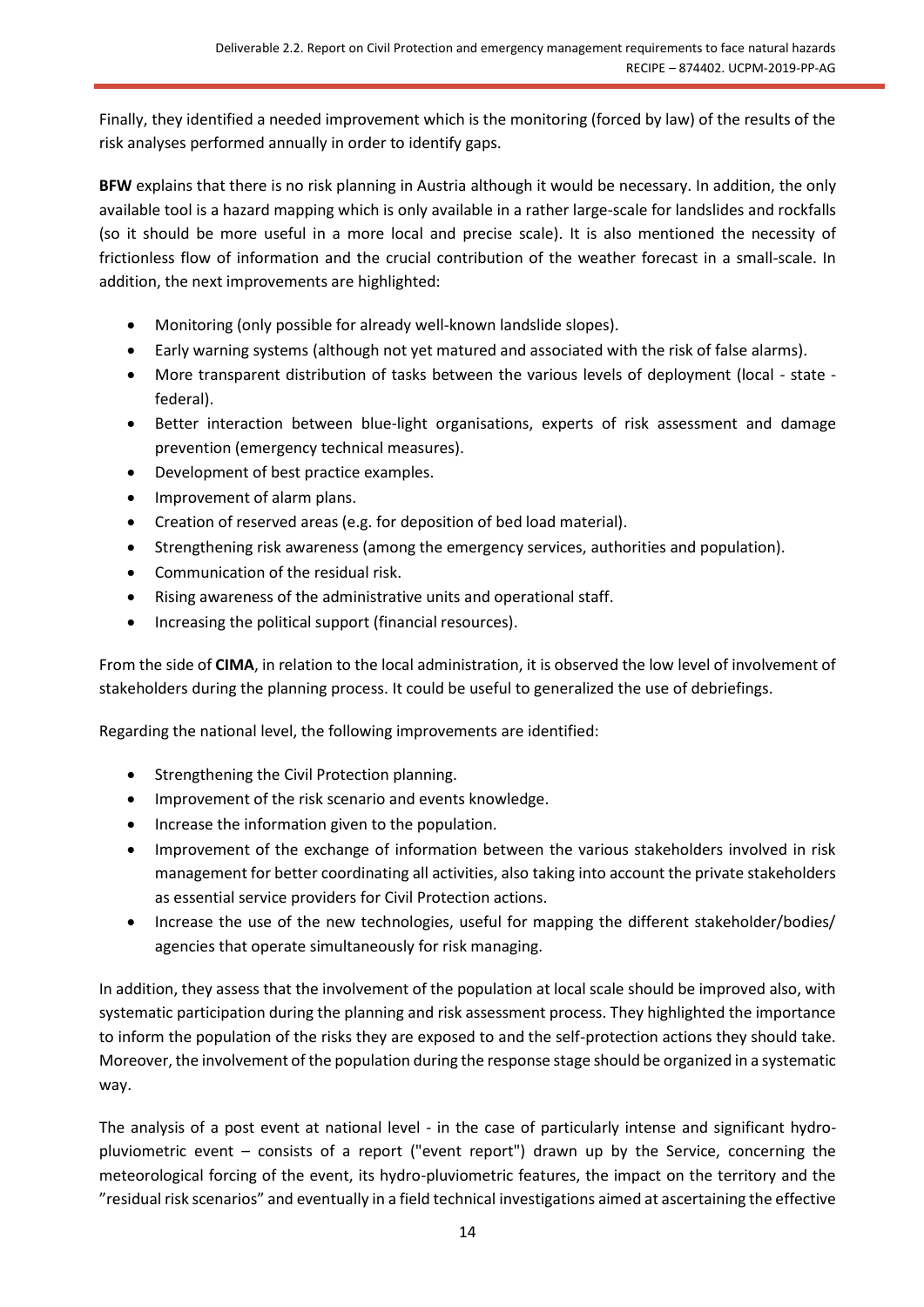Finally, they identified a needed improvement which is the monitoring (forced by law) of the results of the risk analyses performed annually in order to identify gaps.

**BFW** explains that there is no risk planning in Austria although it would be necessary. In addition, the only available tool is a hazard mapping which is only available in a rather large-scale for landslides and rockfalls (so it should be more useful in a more local and precise scale). It is also mentioned the necessity of frictionless flow of information and the crucial contribution of the weather forecast in a small-scale. In addition, the next improvements are highlighted:

- Monitoring (only possible for already well-known landslide slopes).
- Early warning systems (although not yet matured and associated with the risk of false alarms).
- More transparent distribution of tasks between the various levels of deployment (local - state - federal).
- Better interaction between blue-light organisations, experts of risk assessment and damage prevention (emergency technical measures).
- Development of best practice examples.
- Improvement of alarm plans.
- Creation of reserved areas (e.g. for deposition of bed load material).
- Strengthening risk awareness (among the emergency services, authorities and population).
- Communication of the residual risk.
- Rising awareness of the administrative units and operational staff.
- Increasing the political support (financial resources).

From the side of **CIMA**, in relation to the local administration, it is observed the low level of involvement of stakeholders during the planning process. It could be useful to generalized the use of debriefings.

Regarding the national level, the following improvements are identified:

- Strengthening the Civil Protection planning.
- Improvement of the risk scenario and events knowledge.
- Increase the information given to the population.
- Improvement of the exchange of information between the various stakeholders involved in risk management for better coordinating all activities, also taking into account the private stakeholders as essential service providers for Civil Protection actions.
- Increase the use of the new technologies, useful for mapping the different stakeholder/bodies/ agencies that operate simultaneously for risk managing.

In addition, they assess that the involvement of the population at local scale should be improved also, with systematic participation during the planning and risk assessment process. They highlighted the importance to inform the population of the risks they are exposed to and the self-protection actions they should take. Moreover, the involvement of the population during the response stage should be organized in a systematic way.

The analysis of a post event at national level - in the case of particularly intense and significant hydro-pluviometric event – consists of a report ("event report") drawn up by the Service, concerning the meteorological forcing of the event, its hydro-pluviometric features, the impact on the territory and the "residual risk scenarios" and eventually in a field technical investigations aimed at ascertaining the effective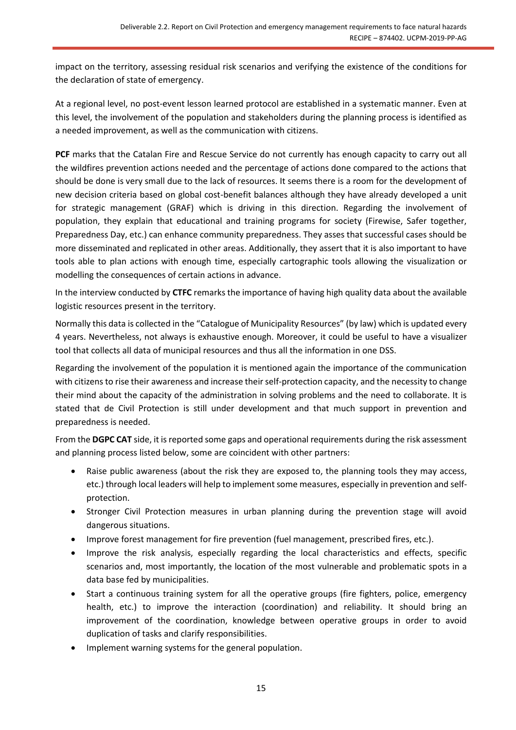impact on the territory, assessing residual risk scenarios and verifying the existence of the conditions for the declaration of state of emergency.

At a regional level, no post-event lesson learned protocol are established in a systematic manner. Even at this level, the involvement of the population and stakeholders during the planning process is identified as a needed improvement, as well as the communication with citizens.

**PCF** marks that the Catalan Fire and Rescue Service do not currently has enough capacity to carry out all the wildfires prevention actions needed and the percentage of actions done compared to the actions that should be done is very small due to the lack of resources. It seems there is a room for the development of new decision criteria based on global cost-benefit balances although they have already developed a unit for strategic management (GRAF) which is driving in this direction. Regarding the involvement of population, they explain that educational and training programs for society (Firewise, Safer together, Preparedness Day, etc.) can enhance community preparedness. They asses that successful cases should be more disseminated and replicated in other areas. Additionally, they assert that it is also important to have tools able to plan actions with enough time, especially cartographic tools allowing the visualization or modelling the consequences of certain actions in advance.

In the interview conducted by **CTFC** remarks the importance of having high quality data about the available logistic resources present in the territory.

Normally this data is collected in the "Catalogue of Municipality Resources" (by law) which is updated every 4 years. Nevertheless, not always is exhaustive enough. Moreover, it could be useful to have a visualizer tool that collects all data of municipal resources and thus all the information in one DSS.

Regarding the involvement of the population it is mentioned again the importance of the communication with citizens to rise their awareness and increase their self-protection capacity, and the necessity to change their mind about the capacity of the administration in solving problems and the need to collaborate. It is stated that de Civil Protection is still under development and that much support in prevention and preparedness is needed.

From the **DGPC CAT** side, it is reported some gaps and operational requirements during the risk assessment and planning process listed below, some are coincident with other partners:

- Raise public awareness (about the risk they are exposed to, the planning tools they may access, etc.) through local leaders will help to implement some measures, especially in prevention and self-protection.
- Stronger Civil Protection measures in urban planning during the prevention stage will avoid dangerous situations.
- Improve forest management for fire prevention (fuel management, prescribed fires, etc.).
- Improve the risk analysis, especially regarding the local characteristics and effects, specific scenarios and, most importantly, the location of the most vulnerable and problematic spots in a data base fed by municipalities.
- Start a continuous training system for all the operative groups (fire fighters, police, emergency health, etc.) to improve the interaction (coordination) and reliability. It should bring an improvement of the coordination, knowledge between operative groups in order to avoid duplication of tasks and clarify responsibilities.
- Implement warning systems for the general population.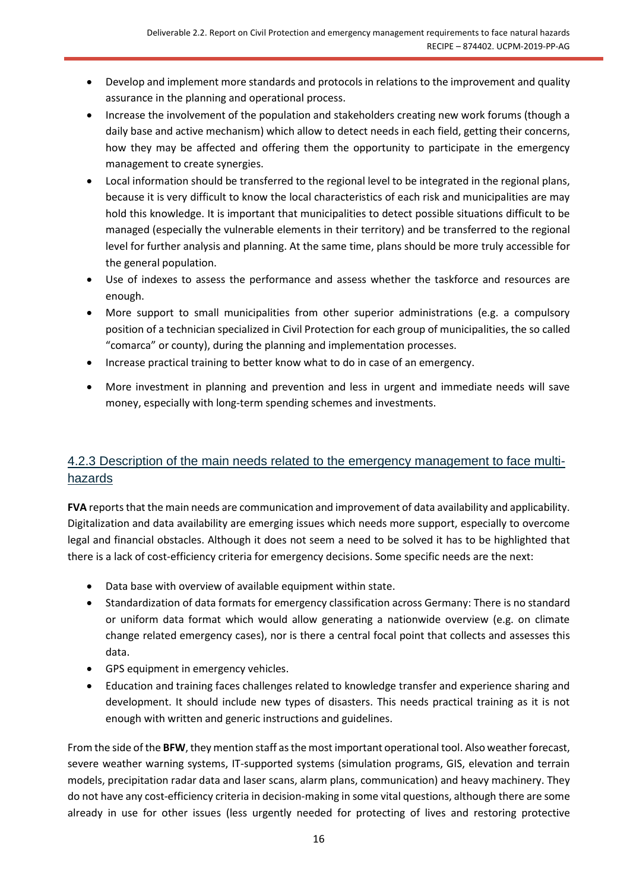- Develop and implement more standards and protocols in relations to the improvement and quality assurance in the planning and operational process.
- Increase the involvement of the population and stakeholders creating new work forums (though a daily base and active mechanism) which allow to detect needs in each field, getting their concerns, how they may be affected and offering them the opportunity to participate in the emergency management to create synergies.
- Local information should be transferred to the regional level to be integrated in the regional plans, because it is very difficult to know the local characteristics of each risk and municipalities are may hold this knowledge. It is important that municipalities to detect possible situations difficult to be managed (especially the vulnerable elements in their territory) and be transferred to the regional level for further analysis and planning. At the same time, plans should be more truly accessible for the general population.
- Use of indexes to assess the performance and assess whether the taskforce and resources are enough.
- More support to small municipalities from other superior administrations (e.g. a compulsory position of a technician specialized in Civil Protection for each group of municipalities, the so called "comarca" or county), during the planning and implementation processes.
- Increase practical training to better know what to do in case of an emergency.
- More investment in planning and prevention and less in urgent and immediate needs will save money, especially with long-term spending schemes and investments.

### 4.2.3 Description of the main needs related to the emergency management to face multi-hazards

**FVA** reports that the main needs are communication and improvement of data availability and applicability. Digitalization and data availability are emerging issues which needs more support, especially to overcome legal and financial obstacles. Although it does not seem a need to be solved it has to be highlighted that there is a lack of cost-efficiency criteria for emergency decisions. Some specific needs are the next:

- Data base with overview of available equipment within state.
- Standardization of data formats for emergency classification across Germany: There is no standard or uniform data format which would allow generating a nationwide overview (e.g. on climate change related emergency cases), nor is there a central focal point that collects and assesses this data.
- GPS equipment in emergency vehicles.
- Education and training faces challenges related to knowledge transfer and experience sharing and development. It should include new types of disasters. This needs practical training as it is not enough with written and generic instructions and guidelines.

From the side of the **BFW**, they mention staff as the most important operational tool. Also weather forecast, severe weather warning systems, IT-supported systems (simulation programs, GIS, elevation and terrain models, precipitation radar data and laser scans, alarm plans, communication) and heavy machinery. They do not have any cost-efficiency criteria in decision-making in some vital questions, although there are some already in use for other issues (less urgently needed for protecting of lives and restoring protective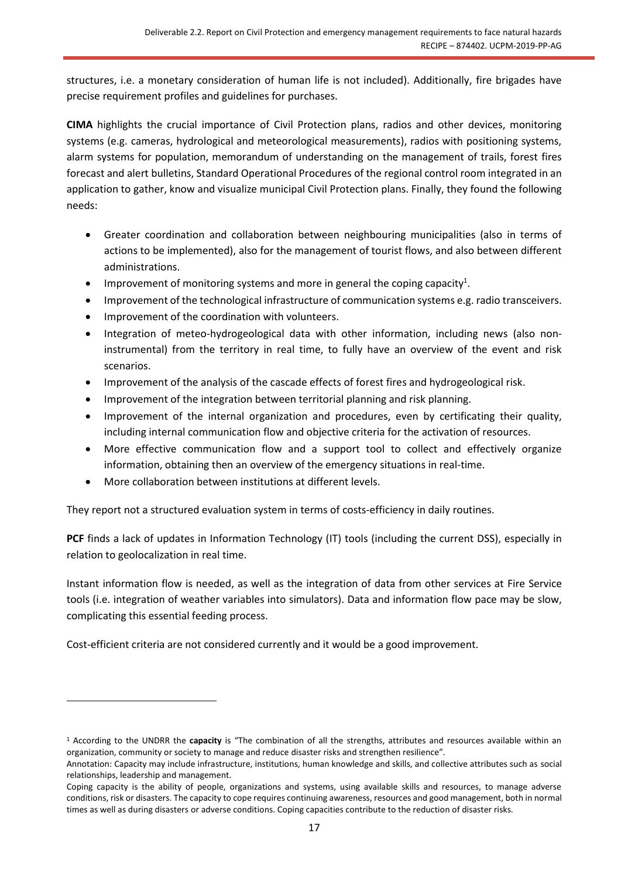structures, i.e. a monetary consideration of human life is not included). Additionally, fire brigades have precise requirement profiles and guidelines for purchases.

**CIMA** highlights the crucial importance of Civil Protection plans, radios and other devices, monitoring systems (e.g. cameras, hydrological and meteorological measurements), radios with positioning systems, alarm systems for population, memorandum of understanding on the management of trails, forest fires forecast and alert bulletins, Standard Operational Procedures of the regional control room integrated in an application to gather, know and visualize municipal Civil Protection plans. Finally, they found the following needs:

- Greater coordination and collaboration between neighbouring municipalities (also in terms of actions to be implemented), also for the management of tourist flows, and also between different administrations.
- Improvement of monitoring systems and more in general the coping capacity[1].
- Improvement of the technological infrastructure of communication systems e.g. radio transceivers.
- Improvement of the coordination with volunteers.
- Integration of meteo-hydrogeological data with other information, including news (also non-instrumental) from the territory in real time, to fully have an overview of the event and risk scenarios.
- Improvement of the analysis of the cascade effects of forest fires and hydrogeological risk.
- Improvement of the integration between territorial planning and risk planning.
- Improvement of the internal organization and procedures, even by certificating their quality, including internal communication flow and objective criteria for the activation of resources.
- More effective communication flow and a support tool to collect and effectively organize information, obtaining then an overview of the emergency situations in real-time.
- More collaboration between institutions at different levels.

They report not a structured evaluation system in terms of costs-efficiency in daily routines.

**PCF** finds a lack of updates in Information Technology (IT) tools (including the current DSS), especially in relation to geolocalization in real time.

Instant information flow is needed, as well as the integration of data from other services at Fire Service tools (i.e. integration of weather variables into simulators). Data and information flow pace may be slow, complicating this essential feeding process.

Cost-efficient criteria are not considered currently and it would be a good improvement.

---

[1] According to the UNDRR the **capacity** is "The combination of all the strengths, attributes and resources available within an organization, community or society to manage and reduce disaster risks and strengthen resilience".

Annotation: Capacity may include infrastructure, institutions, human knowledge and skills, and collective attributes such as social relationships, leadership and management.

Coping capacity is the ability of people, organizations and systems, using available skills and resources, to manage adverse conditions, risk or disasters. The capacity to cope requires continuing awareness, resources and good management, both in normal times as well as during disasters or adverse conditions. Coping capacities contribute to the reduction of disaster risks.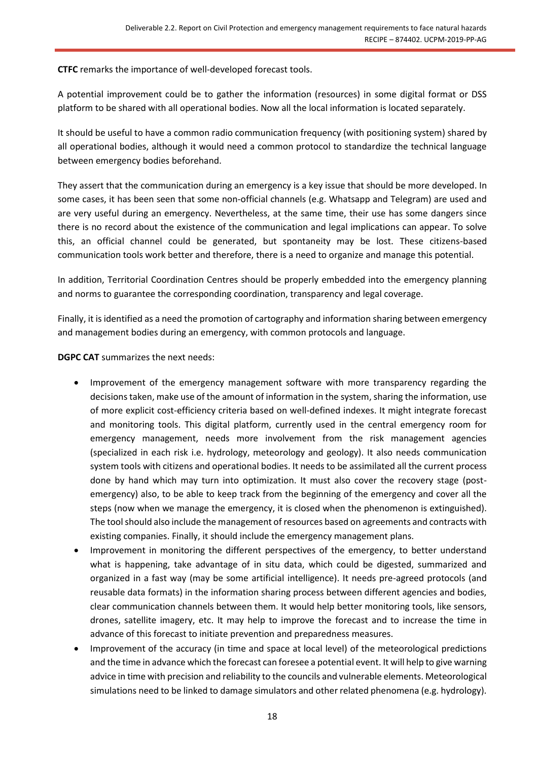**CTFC** remarks the importance of well-developed forecast tools.

A potential improvement could be to gather the information (resources) in some digital format or DSS platform to be shared with all operational bodies. Now all the local information is located separately.

It should be useful to have a common radio communication frequency (with positioning system) shared by all operational bodies, although it would need a common protocol to standardize the technical language between emergency bodies beforehand.

They assert that the communication during an emergency is a key issue that should be more developed. In some cases, it has been seen that some non-official channels (e.g. Whatsapp and Telegram) are used and are very useful during an emergency. Nevertheless, at the same time, their use has some dangers since there is no record about the existence of the communication and legal implications can appear. To solve this, an official channel could be generated, but spontaneity may be lost. These citizens-based communication tools work better and therefore, there is a need to organize and manage this potential.

In addition, Territorial Coordination Centres should be properly embedded into the emergency planning and norms to guarantee the corresponding coordination, transparency and legal coverage.

Finally, it is identified as a need the promotion of cartography and information sharing between emergency and management bodies during an emergency, with common protocols and language.

**DGPC CAT** summarizes the next needs:

- Improvement of the emergency management software with more transparency regarding the decisions taken, make use of the amount of information in the system, sharing the information, use of more explicit cost-efficiency criteria based on well-defined indexes. It might integrate forecast and monitoring tools. This digital platform, currently used in the central emergency room for emergency management, needs more involvement from the risk management agencies (specialized in each risk i.e. hydrology, meteorology and geology). It also needs communication system tools with citizens and operational bodies. It needs to be assimilated all the current process done by hand which may turn into optimization. It must also cover the recovery stage (post-emergency) also, to be able to keep track from the beginning of the emergency and cover all the steps (now when we manage the emergency, it is closed when the phenomenon is extinguished). The tool should also include the management of resources based on agreements and contracts with existing companies. Finally, it should include the emergency management plans.
- Improvement in monitoring the different perspectives of the emergency, to better understand what is happening, take advantage of in situ data, which could be digested, summarized and organized in a fast way (may be some artificial intelligence). It needs pre-agreed protocols (and reusable data formats) in the information sharing process between different agencies and bodies, clear communication channels between them. It would help better monitoring tools, like sensors, drones, satellite imagery, etc. It may help to improve the forecast and to increase the time in advance of this forecast to initiate prevention and preparedness measures.
- Improvement of the accuracy (in time and space at local level) of the meteorological predictions and the time in advance which the forecast can foresee a potential event. It will help to give warning advice in time with precision and reliability to the councils and vulnerable elements. Meteorological simulations need to be linked to damage simulators and other related phenomena (e.g. hydrology).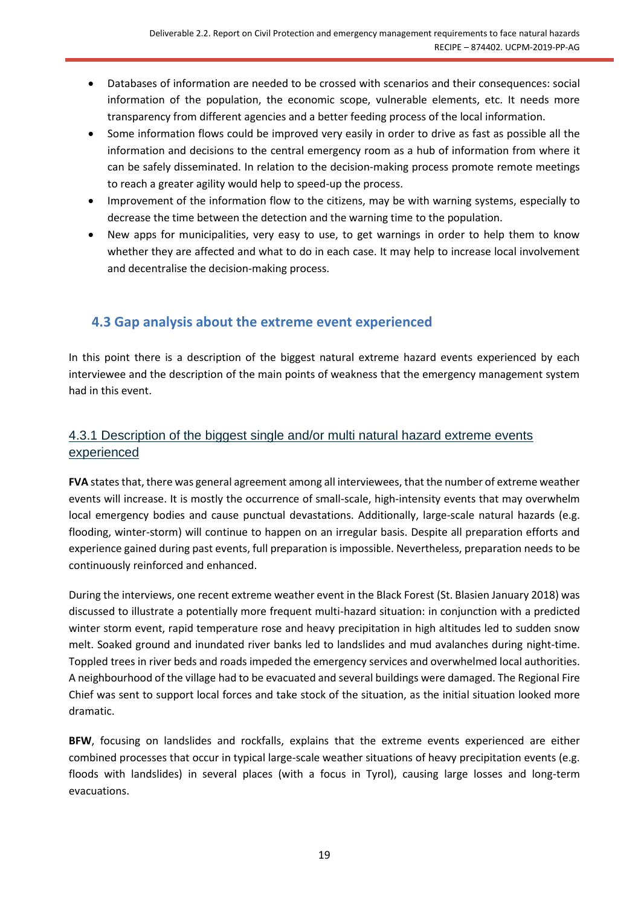- Databases of information are needed to be crossed with scenarios and their consequences: social information of the population, the economic scope, vulnerable elements, etc. It needs more transparency from different agencies and a better feeding process of the local information.
- Some information flows could be improved very easily in order to drive as fast as possible all the information and decisions to the central emergency room as a hub of information from where it can be safely disseminated. In relation to the decision-making process promote remote meetings to reach a greater agility would help to speed-up the process.
- Improvement of the information flow to the citizens, may be with warning systems, especially to decrease the time between the detection and the warning time to the population.
- New apps for municipalities, very easy to use, to get warnings in order to help them to know whether they are affected and what to do in each case. It may help to increase local involvement and decentralise the decision-making process.

## 4.3 Gap analysis about the extreme event experienced

In this point there is a description of the biggest natural extreme hazard events experienced by each interviewee and the description of the main points of weakness that the emergency management system had in this event.

### 4.3.1 Description of the biggest single and/or multi natural hazard extreme events experienced

**FVA** states that, there was general agreement among all interviewees, that the number of extreme weather events will increase. It is mostly the occurrence of small-scale, high-intensity events that may overwhelm local emergency bodies and cause punctual devastations. Additionally, large-scale natural hazards (e.g. flooding, winter-storm) will continue to happen on an irregular basis. Despite all preparation efforts and experience gained during past events, full preparation is impossible. Nevertheless, preparation needs to be continuously reinforced and enhanced.

During the interviews, one recent extreme weather event in the Black Forest (St. Blasien January 2018) was discussed to illustrate a potentially more frequent multi-hazard situation: in conjunction with a predicted winter storm event, rapid temperature rose and heavy precipitation in high altitudes led to sudden snow melt. Soaked ground and inundated river banks led to landslides and mud avalanches during night-time. Toppled trees in river beds and roads impeded the emergency services and overwhelmed local authorities. A neighbourhood of the village had to be evacuated and several buildings were damaged. The Regional Fire Chief was sent to support local forces and take stock of the situation, as the initial situation looked more dramatic.

**BFW**, focusing on landslides and rockfalls, explains that the extreme events experienced are either combined processes that occur in typical large-scale weather situations of heavy precipitation events (e.g. floods with landslides) in several places (with a focus in Tyrol), causing large losses and long-term evacuations.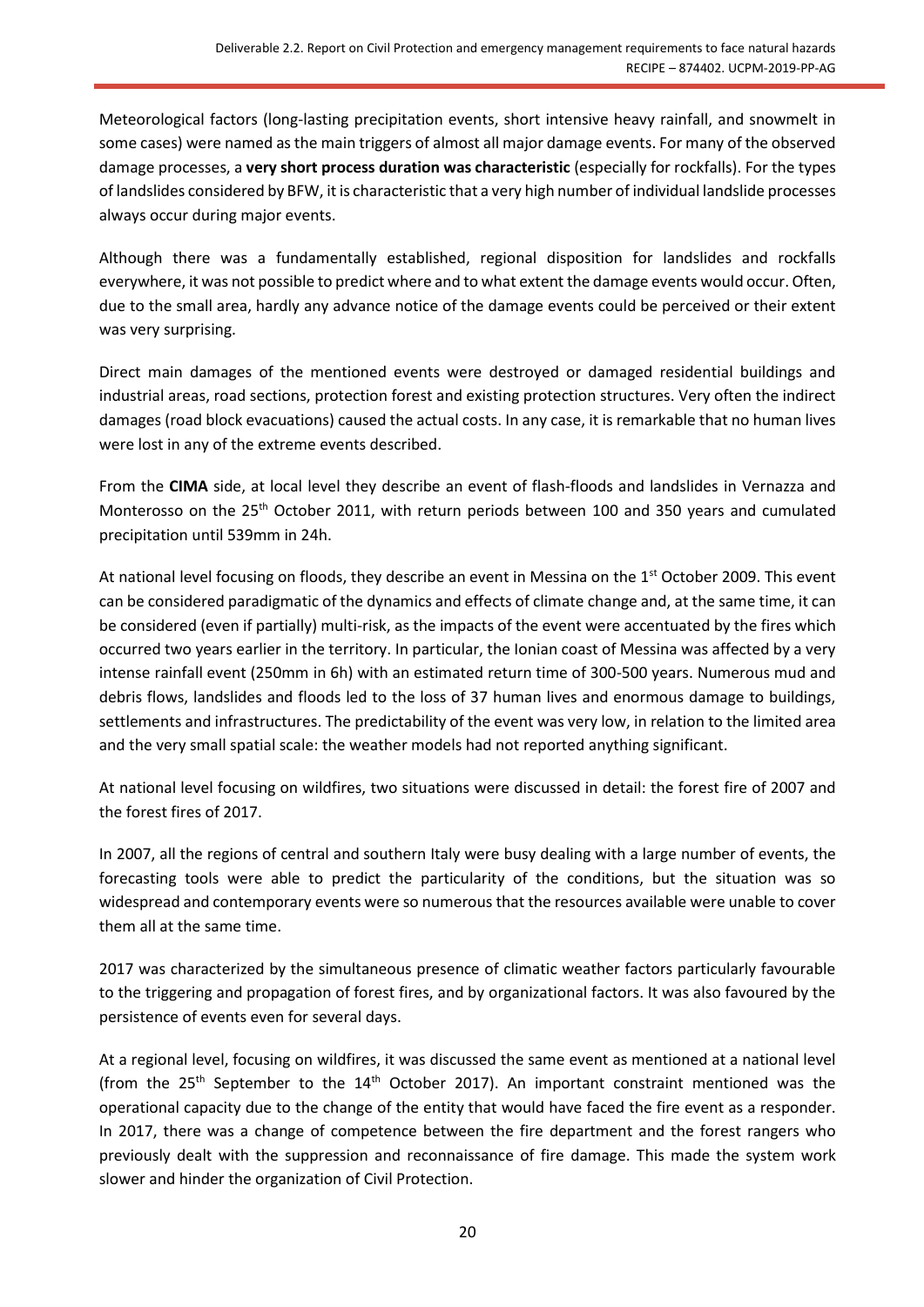Meteorological factors (long-lasting precipitation events, short intensive heavy rainfall, and snowmelt in some cases) were named as the main triggers of almost all major damage events. For many of the observed damage processes, a **very short process duration was characteristic** (especially for rockfalls). For the types of landslides considered by BFW, it is characteristic that a very high number of individual landslide processes always occur during major events.

Although there was a fundamentally established, regional disposition for landslides and rockfalls everywhere, it was not possible to predict where and to what extent the damage events would occur. Often, due to the small area, hardly any advance notice of the damage events could be perceived or their extent was very surprising.

Direct main damages of the mentioned events were destroyed or damaged residential buildings and industrial areas, road sections, protection forest and existing protection structures. Very often the indirect damages (road block evacuations) caused the actual costs. In any case, it is remarkable that no human lives were lost in any of the extreme events described.

From the **CIMA** side, at local level they describe an event of flash-floods and landslides in Vernazza and Monterosso on the 25th October 2011, with return periods between 100 and 350 years and cumulated precipitation until 539mm in 24h.

At national level focusing on floods, they describe an event in Messina on the 1st October 2009. This event can be considered paradigmatic of the dynamics and effects of climate change and, at the same time, it can be considered (even if partially) multi-risk, as the impacts of the event were accentuated by the fires which occurred two years earlier in the territory. In particular, the Ionian coast of Messina was affected by a very intense rainfall event (250mm in 6h) with an estimated return time of 300-500 years. Numerous mud and debris flows, landslides and floods led to the loss of 37 human lives and enormous damage to buildings, settlements and infrastructures. The predictability of the event was very low, in relation to the limited area and the very small spatial scale: the weather models had not reported anything significant.

At national level focusing on wildfires, two situations were discussed in detail: the forest fire of 2007 and the forest fires of 2017.

In 2007, all the regions of central and southern Italy were busy dealing with a large number of events, the forecasting tools were able to predict the particularity of the conditions, but the situation was so widespread and contemporary events were so numerous that the resources available were unable to cover them all at the same time.

2017 was characterized by the simultaneous presence of climatic weather factors particularly favourable to the triggering and propagation of forest fires, and by organizational factors. It was also favoured by the persistence of events even for several days.

At a regional level, focusing on wildfires, it was discussed the same event as mentioned at a national level (from the 25th September to the 14th October 2017). An important constraint mentioned was the operational capacity due to the change of the entity that would have faced the fire event as a responder. In 2017, there was a change of competence between the fire department and the forest rangers who previously dealt with the suppression and reconnaissance of fire damage. This made the system work slower and hinder the organization of Civil Protection.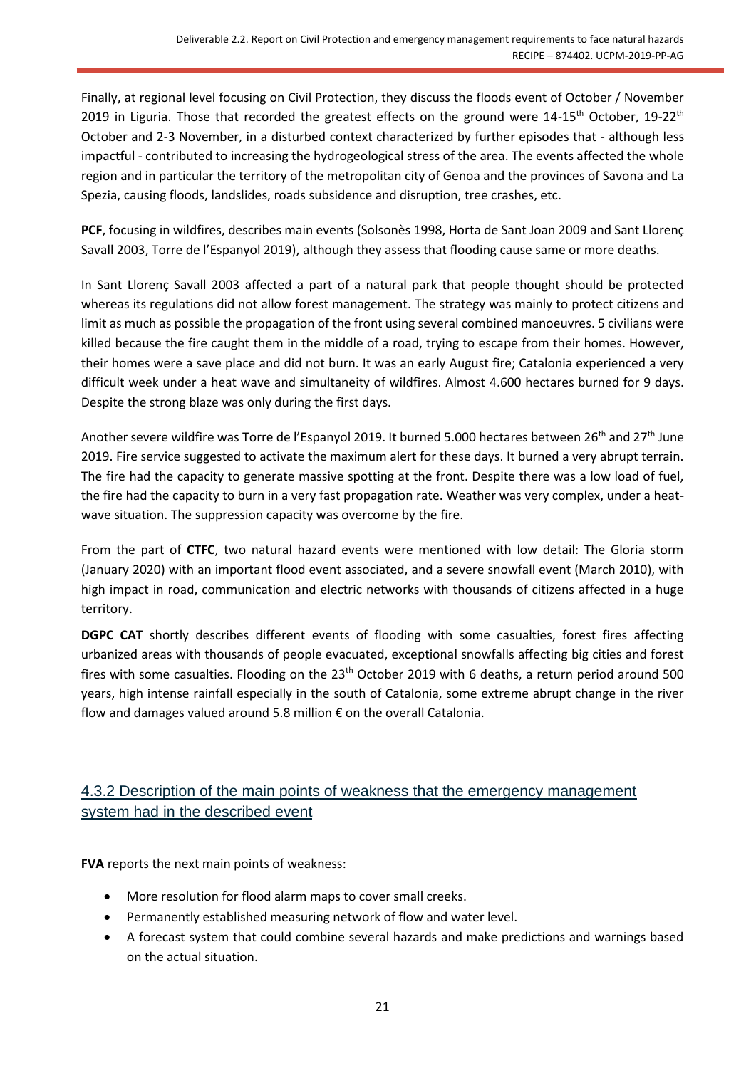Finally, at regional level focusing on Civil Protection, they discuss the floods event of October / November 2019 in Liguria. Those that recorded the greatest effects on the ground were 14-15th October, 19-22th October and 2-3 November, in a disturbed context characterized by further episodes that - although less impactful - contributed to increasing the hydrogeological stress of the area. The events affected the whole region and in particular the territory of the metropolitan city of Genoa and the provinces of Savona and La Spezia, causing floods, landslides, roads subsidence and disruption, tree crashes, etc.

**PCF**, focusing in wildfires, describes main events (Solsonès 1998, Horta de Sant Joan 2009 and Sant Llorenç Savall 2003, Torre de l'Espanyol 2019), although they assess that flooding cause same or more deaths.

In Sant Llorenç Savall 2003 affected a part of a natural park that people thought should be protected whereas its regulations did not allow forest management. The strategy was mainly to protect citizens and limit as much as possible the propagation of the front using several combined manoeuvres. 5 civilians were killed because the fire caught them in the middle of a road, trying to escape from their homes. However, their homes were a save place and did not burn. It was an early August fire; Catalonia experienced a very difficult week under a heat wave and simultaneity of wildfires. Almost 4.600 hectares burned for 9 days. Despite the strong blaze was only during the first days.

Another severe wildfire was Torre de l'Espanyol 2019. It burned 5.000 hectares between 26th and 27th June 2019. Fire service suggested to activate the maximum alert for these days. It burned a very abrupt terrain. The fire had the capacity to generate massive spotting at the front. Despite there was a low load of fuel, the fire had the capacity to burn in a very fast propagation rate. Weather was very complex, under a heat-wave situation. The suppression capacity was overcome by the fire.

From the part of **CTFC**, two natural hazard events were mentioned with low detail: The Gloria storm (January 2020) with an important flood event associated, and a severe snowfall event (March 2010), with high impact in road, communication and electric networks with thousands of citizens affected in a huge territory.

**DGPC CAT** shortly describes different events of flooding with some casualties, forest fires affecting urbanized areas with thousands of people evacuated, exceptional snowfalls affecting big cities and forest fires with some casualties. Flooding on the 23th October 2019 with 6 deaths, a return period around 500 years, high intense rainfall especially in the south of Catalonia, some extreme abrupt change in the river flow and damages valued around 5.8 million € on the overall Catalonia.

### 4.3.2 Description of the main points of weakness that the emergency management system had in the described event

**FVA** reports the next main points of weakness:

- More resolution for flood alarm maps to cover small creeks.
- Permanently established measuring network of flow and water level.
- A forecast system that could combine several hazards and make predictions and warnings based on the actual situation.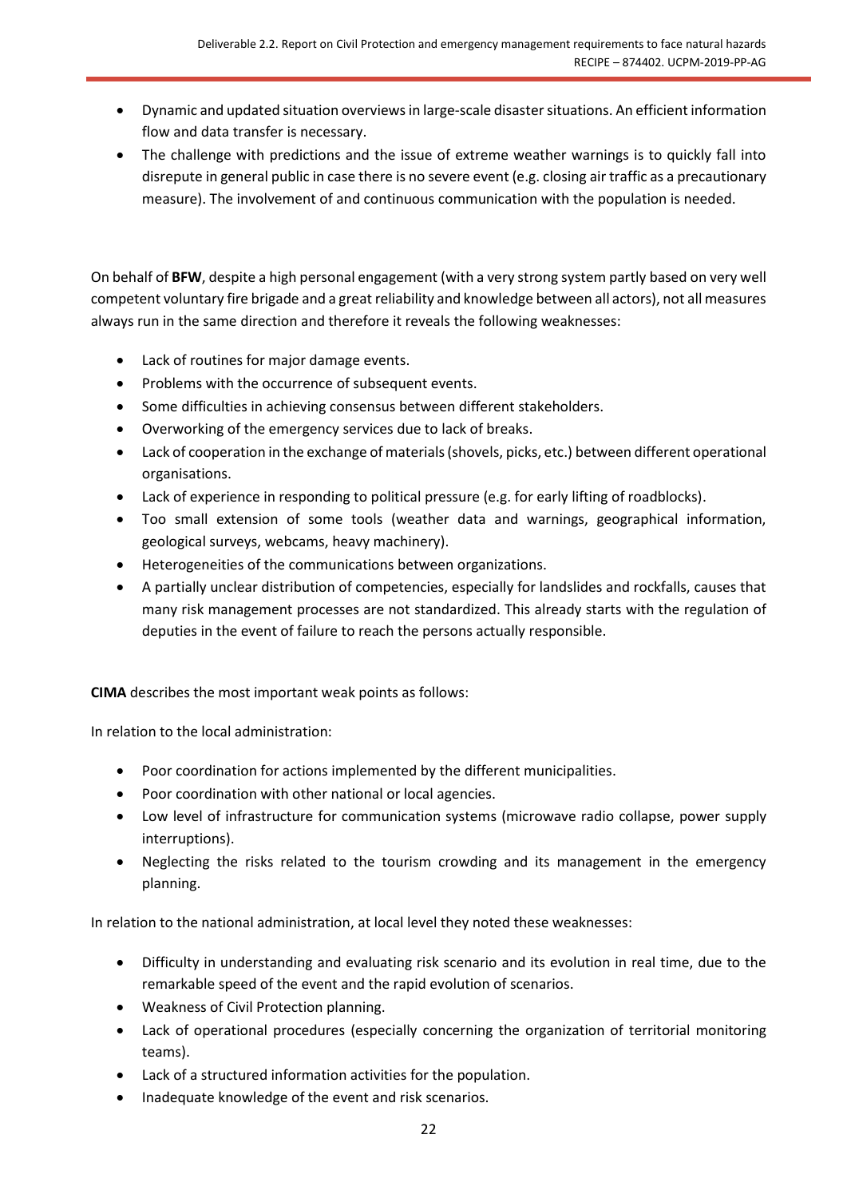- Dynamic and updated situation overviews in large-scale disaster situations. An efficient information flow and data transfer is necessary.
- The challenge with predictions and the issue of extreme weather warnings is to quickly fall into disrepute in general public in case there is no severe event (e.g. closing air traffic as a precautionary measure). The involvement of and continuous communication with the population is needed.

On behalf of **BFW**, despite a high personal engagement (with a very strong system partly based on very well competent voluntary fire brigade and a great reliability and knowledge between all actors), not all measures always run in the same direction and therefore it reveals the following weaknesses:

- Lack of routines for major damage events.
- Problems with the occurrence of subsequent events.
- Some difficulties in achieving consensus between different stakeholders.
- Overworking of the emergency services due to lack of breaks.
- Lack of cooperation in the exchange of materials (shovels, picks, etc.) between different operational organisations.
- Lack of experience in responding to political pressure (e.g. for early lifting of roadblocks).
- Too small extension of some tools (weather data and warnings, geographical information, geological surveys, webcams, heavy machinery).
- Heterogeneities of the communications between organizations.
- A partially unclear distribution of competencies, especially for landslides and rockfalls, causes that many risk management processes are not standardized. This already starts with the regulation of deputies in the event of failure to reach the persons actually responsible.

**CIMA** describes the most important weak points as follows:

In relation to the local administration:

- Poor coordination for actions implemented by the different municipalities.
- Poor coordination with other national or local agencies.
- Low level of infrastructure for communication systems (microwave radio collapse, power supply interruptions).
- Neglecting the risks related to the tourism crowding and its management in the emergency planning.

In relation to the national administration, at local level they noted these weaknesses:

- Difficulty in understanding and evaluating risk scenario and its evolution in real time, due to the remarkable speed of the event and the rapid evolution of scenarios.
- Weakness of Civil Protection planning.
- Lack of operational procedures (especially concerning the organization of territorial monitoring teams).
- Lack of a structured information activities for the population.
- Inadequate knowledge of the event and risk scenarios.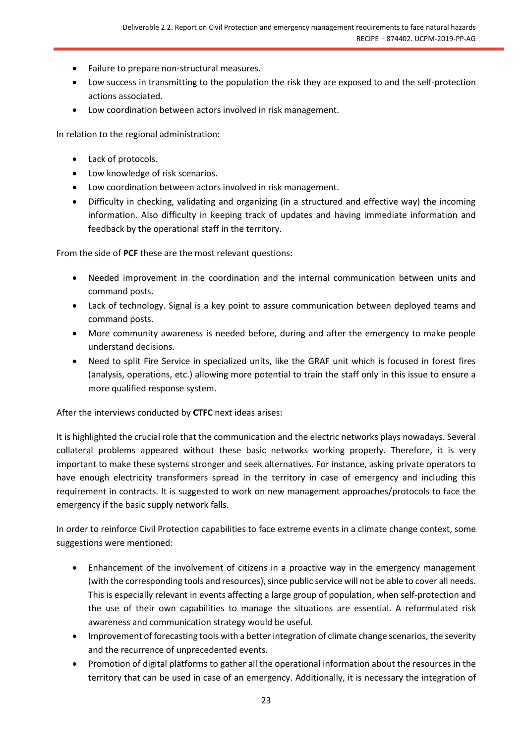- Failure to prepare non-structural measures.
- Low success in transmitting to the population the risk they are exposed to and the self-protection actions associated.
- Low coordination between actors involved in risk management.

In relation to the regional administration:

- Lack of protocols.
- Low knowledge of risk scenarios.
- Low coordination between actors involved in risk management.
- Difficulty in checking, validating and organizing (in a structured and effective way) the incoming information. Also difficulty in keeping track of updates and having immediate information and feedback by the operational staff in the territory.

From the side of **PCF** these are the most relevant questions:

- Needed improvement in the coordination and the internal communication between units and command posts.
- Lack of technology. Signal is a key point to assure communication between deployed teams and command posts.
- More community awareness is needed before, during and after the emergency to make people understand decisions.
- Need to split Fire Service in specialized units, like the GRAF unit which is focused in forest fires (analysis, operations, etc.) allowing more potential to train the staff only in this issue to ensure a more qualified response system.

After the interviews conducted by **CTFC** next ideas arises:

It is highlighted the crucial role that the communication and the electric networks plays nowadays. Several collateral problems appeared without these basic networks working properly. Therefore, it is very important to make these systems stronger and seek alternatives. For instance, asking private operators to have enough electricity transformers spread in the territory in case of emergency and including this requirement in contracts. It is suggested to work on new management approaches/protocols to face the emergency if the basic supply network falls.

In order to reinforce Civil Protection capabilities to face extreme events in a climate change context, some suggestions were mentioned:

- Enhancement of the involvement of citizens in a proactive way in the emergency management (with the corresponding tools and resources), since public service will not be able to cover all needs. This is especially relevant in events affecting a large group of population, when self-protection and the use of their own capabilities to manage the situations are essential. A reformulated risk awareness and communication strategy would be useful.
- Improvement of forecasting tools with a better integration of climate change scenarios, the severity and the recurrence of unprecedented events.
- Promotion of digital platforms to gather all the operational information about the resources in the territory that can be used in case of an emergency. Additionally, it is necessary the integration of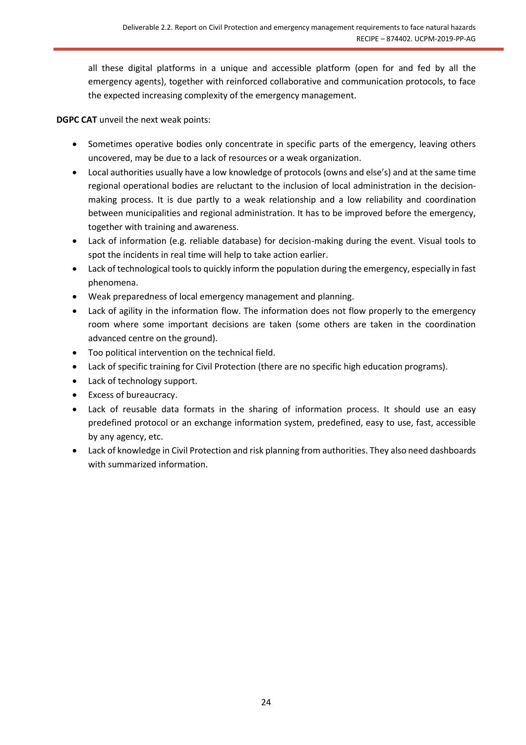all these digital platforms in a unique and accessible platform (open for and fed by all the emergency agents), together with reinforced collaborative and communication protocols, to face the expected increasing complexity of the emergency management.

**DGPC CAT** unveil the next weak points:

- Sometimes operative bodies only concentrate in specific parts of the emergency, leaving others uncovered, may be due to a lack of resources or a weak organization.
- Local authorities usually have a low knowledge of protocols (owns and else's) and at the same time regional operational bodies are reluctant to the inclusion of local administration in the decision-making process. It is due partly to a weak relationship and a low reliability and coordination between municipalities and regional administration. It has to be improved before the emergency, together with training and awareness.
- Lack of information (e.g. reliable database) for decision-making during the event. Visual tools to spot the incidents in real time will help to take action earlier.
- Lack of technological tools to quickly inform the population during the emergency, especially in fast phenomena.
- Weak preparedness of local emergency management and planning.
- Lack of agility in the information flow. The information does not flow properly to the emergency room where some important decisions are taken (some others are taken in the coordination advanced centre on the ground).
- Too political intervention on the technical field.
- Lack of specific training for Civil Protection (there are no specific high education programs).
- Lack of technology support.
- Excess of bureaucracy.
- Lack of reusable data formats in the sharing of information process. It should use an easy predefined protocol or an exchange information system, predefined, easy to use, fast, accessible by any agency, etc.
- Lack of knowledge in Civil Protection and risk planning from authorities. They also need dashboards with summarized information.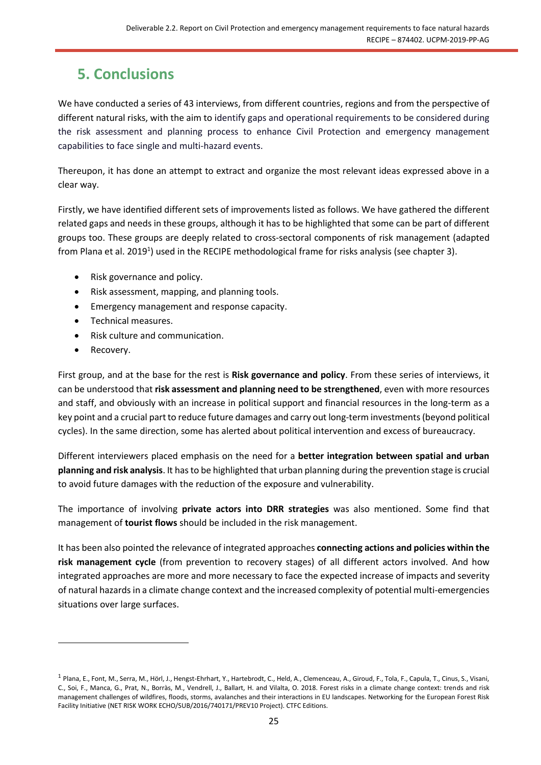# 5. Conclusions

We have conducted a series of 43 interviews, from different countries, regions and from the perspective of different natural risks, with the aim to identify gaps and operational requirements to be considered during the risk assessment and planning process to enhance Civil Protection and emergency management capabilities to face single and multi-hazard events.

Thereupon, it has done an attempt to extract and organize the most relevant ideas expressed above in a clear way.

Firstly, we have identified different sets of improvements listed as follows. We have gathered the different related gaps and needs in these groups, although it has to be highlighted that some can be part of different groups too. These groups are deeply related to cross-sectoral components of risk management (adapted from Plana et al. 2019[1]) used in the RECIPE methodological frame for risks analysis (see chapter 3).

- Risk governance and policy.
- Risk assessment, mapping, and planning tools.
- Emergency management and response capacity.
- Technical measures.
- Risk culture and communication.
- Recovery.

First group, and at the base for the rest is **Risk governance and policy**. From these series of interviews, it can be understood that **risk assessment and planning need to be strengthened**, even with more resources and staff, and obviously with an increase in political support and financial resources in the long-term as a key point and a crucial part to reduce future damages and carry out long-term investments (beyond political cycles). In the same direction, some has alerted about political intervention and excess of bureaucracy.

Different interviewers placed emphasis on the need for a **better integration between spatial and urban planning and risk analysis**. It has to be highlighted that urban planning during the prevention stage is crucial to avoid future damages with the reduction of the exposure and vulnerability.

The importance of involving **private actors into DRR strategies** was also mentioned. Some find that management of **tourist flows** should be included in the risk management.

It has been also pointed the relevance of integrated approaches **connecting actions and policies within the risk management cycle** (from prevention to recovery stages) of all different actors involved. And how integrated approaches are more and more necessary to face the expected increase of impacts and severity of natural hazards in a climate change context and the increased complexity of potential multi-emergencies situations over large surfaces.

[1] Plana, E., Font, M., Serra, M., Hörl, J., Hengst-Ehrhart, Y., Hartebrodt, C., Held, A., Clemenceau, A., Giroud, F., Tola, F., Capula, T., Cinus, S., Visani, C., Soi, F., Manca, G., Prat, N., Borràs, M., Vendrell, J., Ballart, H. and Vilalta, O. 2018. Forest risks in a climate change context: trends and risk management challenges of wildfires, floods, storms, avalanches and their interactions in EU landscapes. Networking for the European Forest Risk Facility Initiative (NET RISK WORK ECHO/SUB/2016/740171/PREV10 Project). CTFC Editions.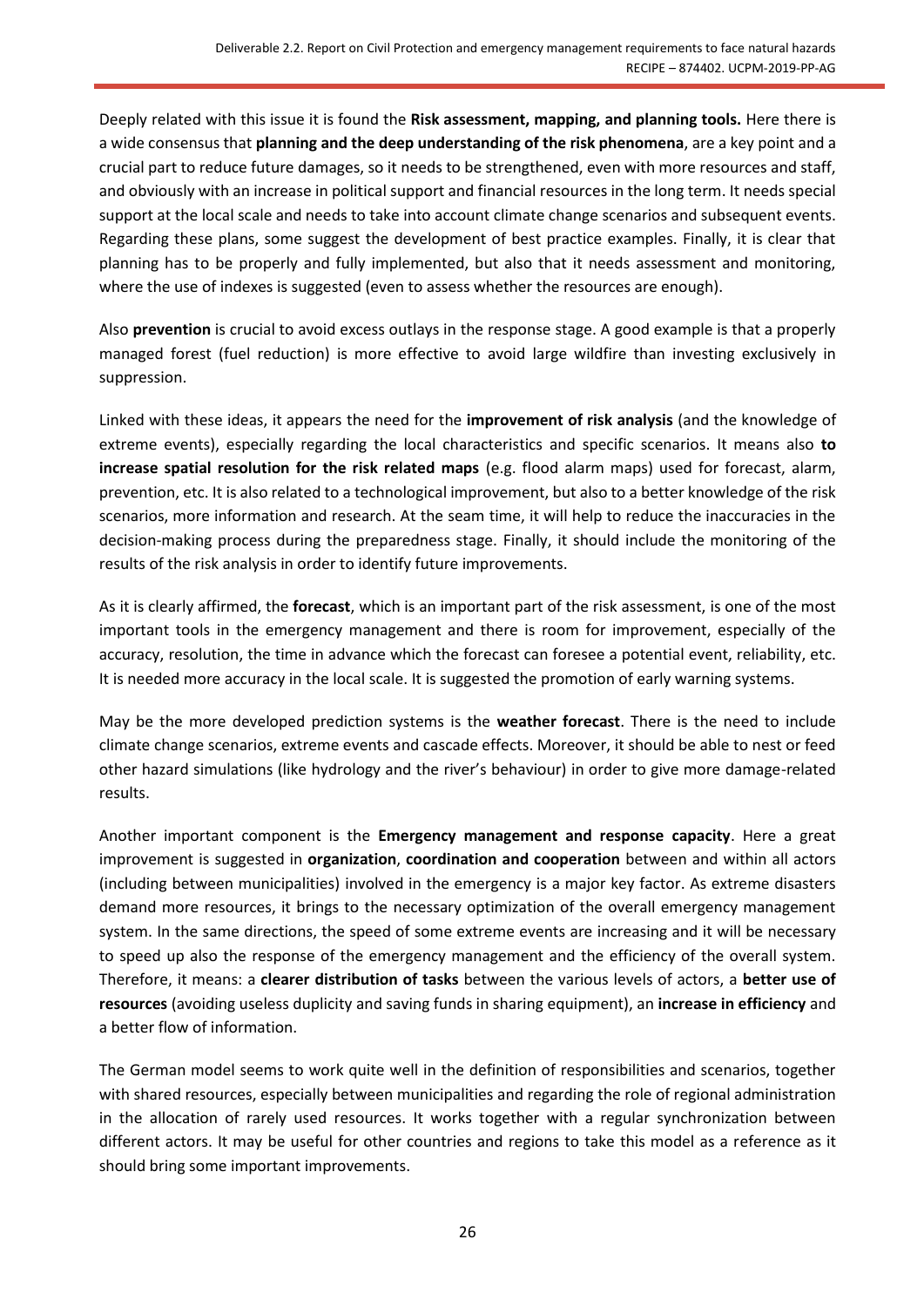Deeply related with this issue it is found the **Risk assessment, mapping, and planning tools.** Here there is a wide consensus that **planning and the deep understanding of the risk phenomena**, are a key point and a crucial part to reduce future damages, so it needs to be strengthened, even with more resources and staff, and obviously with an increase in political support and financial resources in the long term. It needs special support at the local scale and needs to take into account climate change scenarios and subsequent events. Regarding these plans, some suggest the development of best practice examples. Finally, it is clear that planning has to be properly and fully implemented, but also that it needs assessment and monitoring, where the use of indexes is suggested (even to assess whether the resources are enough).

Also **prevention** is crucial to avoid excess outlays in the response stage. A good example is that a properly managed forest (fuel reduction) is more effective to avoid large wildfire than investing exclusively in suppression.

Linked with these ideas, it appears the need for the **improvement of risk analysis** (and the knowledge of extreme events), especially regarding the local characteristics and specific scenarios. It means also **to increase spatial resolution for the risk related maps** (e.g. flood alarm maps) used for forecast, alarm, prevention, etc. It is also related to a technological improvement, but also to a better knowledge of the risk scenarios, more information and research. At the seam time, it will help to reduce the inaccuracies in the decision-making process during the preparedness stage. Finally, it should include the monitoring of the results of the risk analysis in order to identify future improvements.

As it is clearly affirmed, the **forecast**, which is an important part of the risk assessment, is one of the most important tools in the emergency management and there is room for improvement, especially of the accuracy, resolution, the time in advance which the forecast can foresee a potential event, reliability, etc. It is needed more accuracy in the local scale. It is suggested the promotion of early warning systems.

May be the more developed prediction systems is the **weather forecast**. There is the need to include climate change scenarios, extreme events and cascade effects. Moreover, it should be able to nest or feed other hazard simulations (like hydrology and the river's behaviour) in order to give more damage-related results.

Another important component is the **Emergency management and response capacity**. Here a great improvement is suggested in **organization**, **coordination and cooperation** between and within all actors (including between municipalities) involved in the emergency is a major key factor. As extreme disasters demand more resources, it brings to the necessary optimization of the overall emergency management system. In the same directions, the speed of some extreme events are increasing and it will be necessary to speed up also the response of the emergency management and the efficiency of the overall system. Therefore, it means: a **clearer distribution of tasks** between the various levels of actors, a **better use of resources** (avoiding useless duplicity and saving funds in sharing equipment), an **increase in efficiency** and a better flow of information.

The German model seems to work quite well in the definition of responsibilities and scenarios, together with shared resources, especially between municipalities and regarding the role of regional administration in the allocation of rarely used resources. It works together with a regular synchronization between different actors. It may be useful for other countries and regions to take this model as a reference as it should bring some important improvements.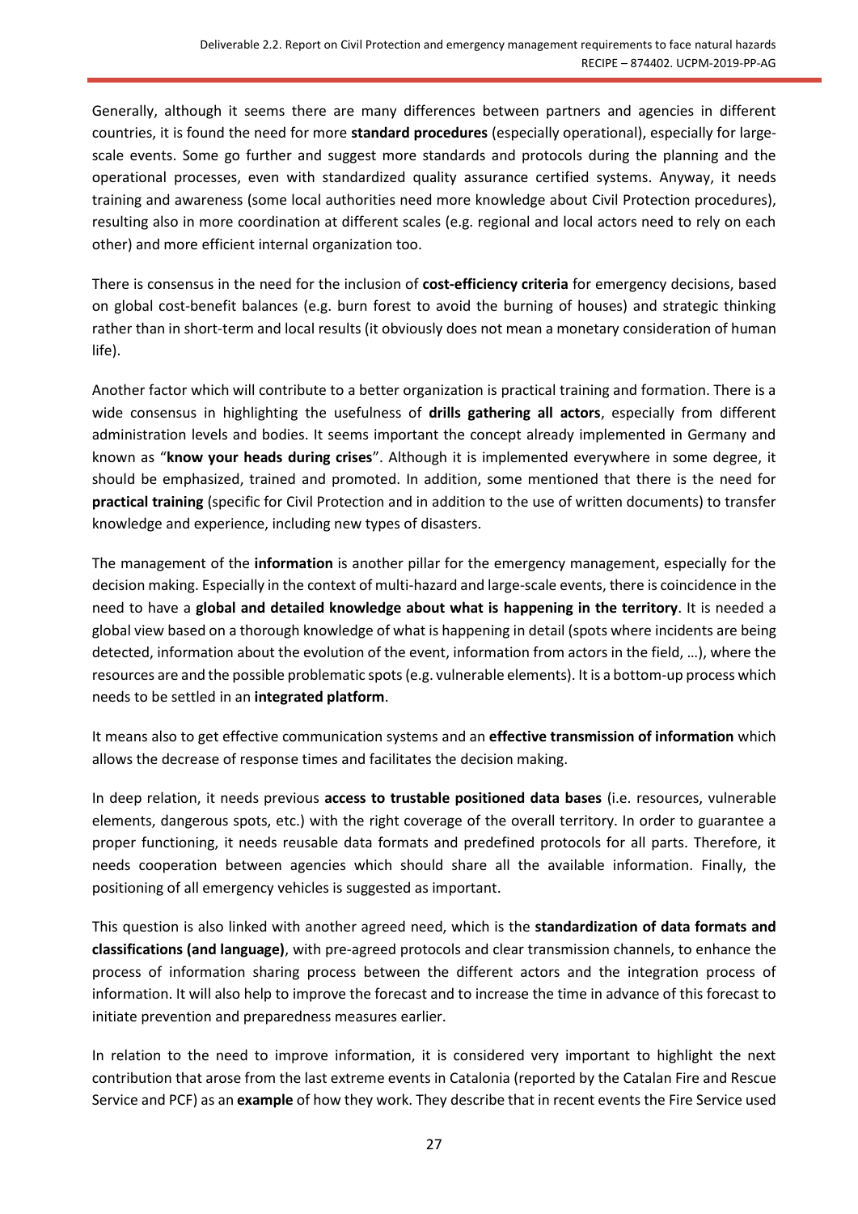Generally, although it seems there are many differences between partners and agencies in different countries, it is found the need for more **standard procedures** (especially operational), especially for large-scale events. Some go further and suggest more standards and protocols during the planning and the operational processes, even with standardized quality assurance certified systems. Anyway, it needs training and awareness (some local authorities need more knowledge about Civil Protection procedures), resulting also in more coordination at different scales (e.g. regional and local actors need to rely on each other) and more efficient internal organization too.

There is consensus in the need for the inclusion of **cost-efficiency criteria** for emergency decisions, based on global cost-benefit balances (e.g. burn forest to avoid the burning of houses) and strategic thinking rather than in short-term and local results (it obviously does not mean a monetary consideration of human life).

Another factor which will contribute to a better organization is practical training and formation. There is a wide consensus in highlighting the usefulness of **drills gathering all actors**, especially from different administration levels and bodies. It seems important the concept already implemented in Germany and known as "**know your heads during crises**". Although it is implemented everywhere in some degree, it should be emphasized, trained and promoted. In addition, some mentioned that there is the need for **practical training** (specific for Civil Protection and in addition to the use of written documents) to transfer knowledge and experience, including new types of disasters.

The management of the **information** is another pillar for the emergency management, especially for the decision making. Especially in the context of multi-hazard and large-scale events, there is coincidence in the need to have a **global and detailed knowledge about what is happening in the territory**. It is needed a global view based on a thorough knowledge of what is happening in detail (spots where incidents are being detected, information about the evolution of the event, information from actors in the field, …), where the resources are and the possible problematic spots (e.g. vulnerable elements). It is a bottom-up process which needs to be settled in an **integrated platform**.

It means also to get effective communication systems and an **effective transmission of information** which allows the decrease of response times and facilitates the decision making.

In deep relation, it needs previous **access to trustable positioned data bases** (i.e. resources, vulnerable elements, dangerous spots, etc.) with the right coverage of the overall territory. In order to guarantee a proper functioning, it needs reusable data formats and predefined protocols for all parts. Therefore, it needs cooperation between agencies which should share all the available information. Finally, the positioning of all emergency vehicles is suggested as important.

This question is also linked with another agreed need, which is the **standardization of data formats and classifications (and language)**, with pre-agreed protocols and clear transmission channels, to enhance the process of information sharing process between the different actors and the integration process of information. It will also help to improve the forecast and to increase the time in advance of this forecast to initiate prevention and preparedness measures earlier.

In relation to the need to improve information, it is considered very important to highlight the next contribution that arose from the last extreme events in Catalonia (reported by the Catalan Fire and Rescue Service and PCF) as an **example** of how they work. They describe that in recent events the Fire Service used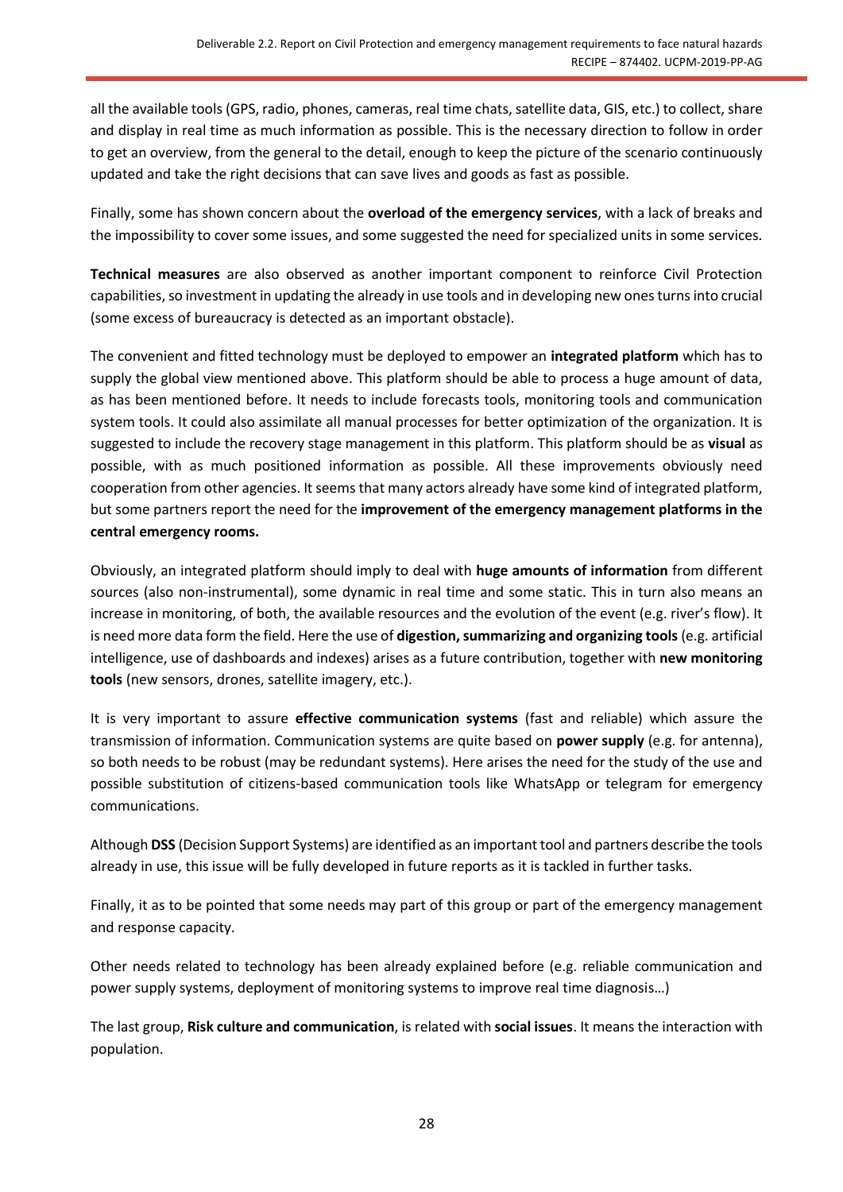all the available tools (GPS, radio, phones, cameras, real time chats, satellite data, GIS, etc.) to collect, share and display in real time as much information as possible. This is the necessary direction to follow in order to get an overview, from the general to the detail, enough to keep the picture of the scenario continuously updated and take the right decisions that can save lives and goods as fast as possible.

Finally, some has shown concern about the **overload of the emergency services**, with a lack of breaks and the impossibility to cover some issues, and some suggested the need for specialized units in some services.

**Technical measures** are also observed as another important component to reinforce Civil Protection capabilities, so investment in updating the already in use tools and in developing new ones turns into crucial (some excess of bureaucracy is detected as an important obstacle).

The convenient and fitted technology must be deployed to empower an **integrated platform** which has to supply the global view mentioned above. This platform should be able to process a huge amount of data, as has been mentioned before. It needs to include forecasts tools, monitoring tools and communication system tools. It could also assimilate all manual processes for better optimization of the organization. It is suggested to include the recovery stage management in this platform. This platform should be as **visual** as possible, with as much positioned information as possible. All these improvements obviously need cooperation from other agencies. It seems that many actors already have some kind of integrated platform, but some partners report the need for the **improvement of the emergency management platforms in the central emergency rooms.**

Obviously, an integrated platform should imply to deal with **huge amounts of information** from different sources (also non-instrumental), some dynamic in real time and some static. This in turn also means an increase in monitoring, of both, the available resources and the evolution of the event (e.g. river's flow). It is need more data form the field. Here the use of **digestion, summarizing and organizing tools** (e.g. artificial intelligence, use of dashboards and indexes) arises as a future contribution, together with **new monitoring tools** (new sensors, drones, satellite imagery, etc.).

It is very important to assure **effective communication systems** (fast and reliable) which assure the transmission of information. Communication systems are quite based on **power supply** (e.g. for antenna), so both needs to be robust (may be redundant systems). Here arises the need for the study of the use and possible substitution of citizens-based communication tools like WhatsApp or telegram for emergency communications.

Although **DSS** (Decision Support Systems) are identified as an important tool and partners describe the tools already in use, this issue will be fully developed in future reports as it is tackled in further tasks.

Finally, it as to be pointed that some needs may part of this group or part of the emergency management and response capacity.

Other needs related to technology has been already explained before (e.g. reliable communication and power supply systems, deployment of monitoring systems to improve real time diagnosis…)

The last group, **Risk culture and communication**, is related with **social issues**. It means the interaction with population.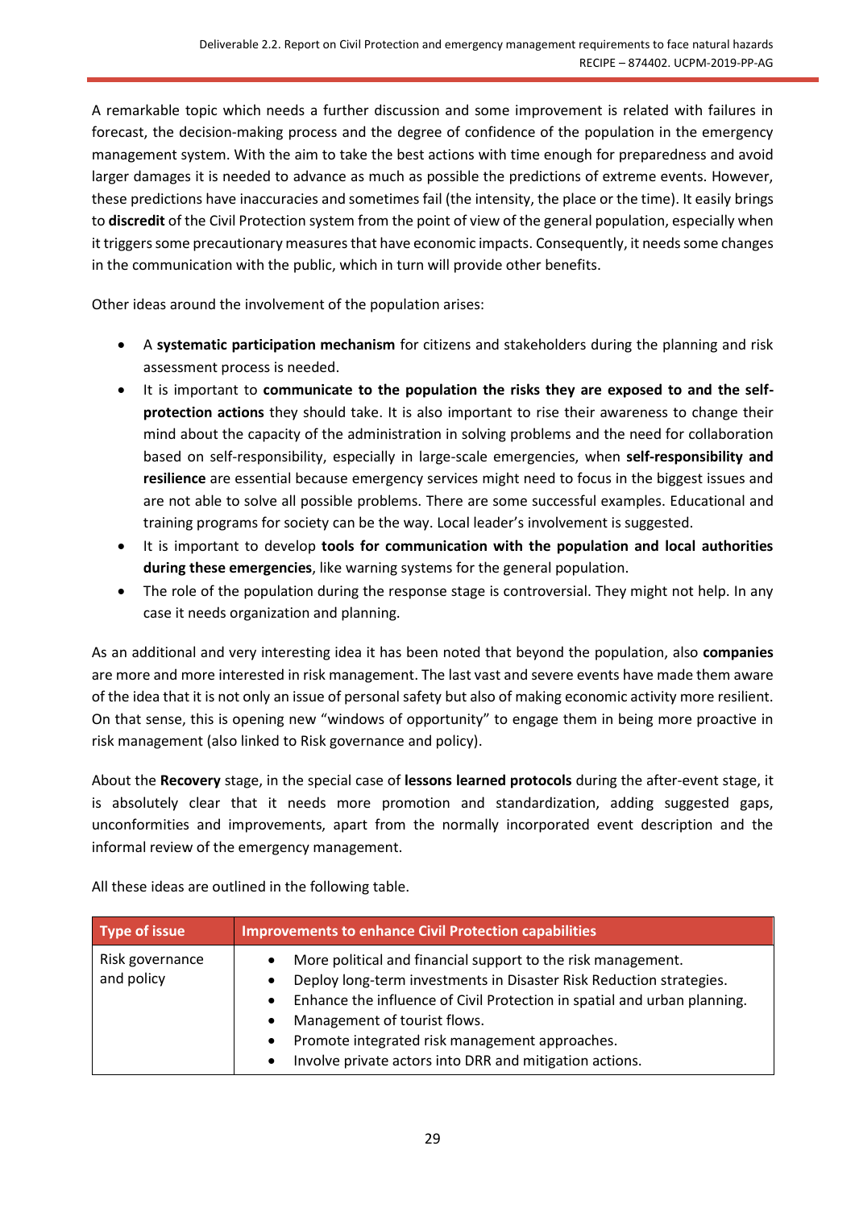A remarkable topic which needs a further discussion and some improvement is related with failures in forecast, the decision-making process and the degree of confidence of the population in the emergency management system. With the aim to take the best actions with time enough for preparedness and avoid larger damages it is needed to advance as much as possible the predictions of extreme events. However, these predictions have inaccuracies and sometimes fail (the intensity, the place or the time). It easily brings to **discredit** of the Civil Protection system from the point of view of the general population, especially when it triggers some precautionary measures that have economic impacts. Consequently, it needs some changes in the communication with the public, which in turn will provide other benefits.

Other ideas around the involvement of the population arises:

- A **systematic participation mechanism** for citizens and stakeholders during the planning and risk assessment process is needed.
- It is important to **communicate to the population the risks they are exposed to and the self-protection actions** they should take. It is also important to rise their awareness to change their mind about the capacity of the administration in solving problems and the need for collaboration based on self-responsibility, especially in large-scale emergencies, when **self-responsibility and resilience** are essential because emergency services might need to focus in the biggest issues and are not able to solve all possible problems. There are some successful examples. Educational and training programs for society can be the way. Local leader's involvement is suggested.
- It is important to develop **tools for communication with the population and local authorities during these emergencies**, like warning systems for the general population.
- The role of the population during the response stage is controversial. They might not help. In any case it needs organization and planning.

As an additional and very interesting idea it has been noted that beyond the population, also **companies** are more and more interested in risk management. The last vast and severe events have made them aware of the idea that it is not only an issue of personal safety but also of making economic activity more resilient. On that sense, this is opening new "windows of opportunity" to engage them in being more proactive in risk management (also linked to Risk governance and policy).

About the **Recovery** stage, in the special case of **lessons learned protocols** during the after-event stage, it is absolutely clear that it needs more promotion and standardization, adding suggested gaps, unconformities and improvements, apart from the normally incorporated event description and the informal review of the emergency management.

All these ideas are outlined in the following table.

| Type of issue | Improvements to enhance Civil Protection capabilities |
|---|---|
| Risk governance and policy | • More political and financial support to the risk management.<br>• Deploy long-term investments in Disaster Risk Reduction strategies.<br>• Enhance the influence of Civil Protection in spatial and urban planning.<br>• Management of tourist flows.<br>• Promote integrated risk management approaches.<br>• Involve private actors into DRR and mitigation actions. |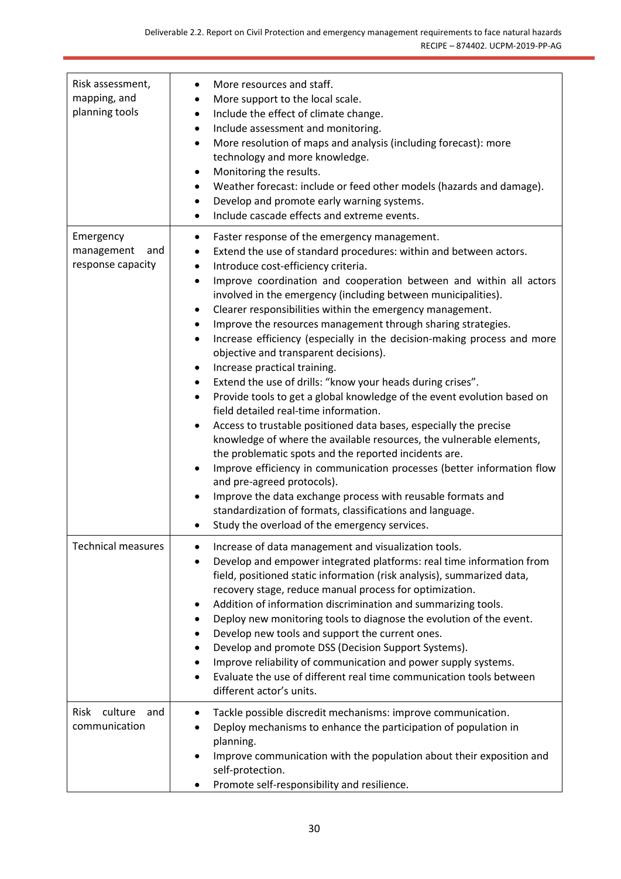| | |
|---|---|
| Risk assessment, mapping, and planning tools | • More resources and staff.<br>• More support to the local scale.<br>• Include the effect of climate change.<br>• Include assessment and monitoring.<br>• More resolution of maps and analysis (including forecast): more technology and more knowledge.<br>• Monitoring the results.<br>• Weather forecast: include or feed other models (hazards and damage).<br>• Develop and promote early warning systems.<br>• Include cascade effects and extreme events. |
| Emergency management and response capacity | • Faster response of the emergency management.<br>• Extend the use of standard procedures: within and between actors.<br>• Introduce cost-efficiency criteria.<br>• Improve coordination and cooperation between and within all actors involved in the emergency (including between municipalities).<br>• Clearer responsibilities within the emergency management.<br>• Improve the resources management through sharing strategies.<br>• Increase efficiency (especially in the decision-making process and more objective and transparent decisions).<br>• Increase practical training.<br>• Extend the use of drills: "know your heads during crises".<br>• Provide tools to get a global knowledge of the event evolution based on field detailed real-time information.<br>• Access to trustable positioned data bases, especially the precise knowledge of where the available resources, the vulnerable elements, the problematic spots and the reported incidents are.<br>• Improve efficiency in communication processes (better information flow and pre-agreed protocols).<br>• Improve the data exchange process with reusable formats and standardization of formats, classifications and language.<br>• Study the overload of the emergency services. |
| Technical measures | • Increase of data management and visualization tools.<br>• Develop and empower integrated platforms: real time information from field, positioned static information (risk analysis), summarized data, recovery stage, reduce manual process for optimization.<br>• Addition of information discrimination and summarizing tools.<br>• Deploy new monitoring tools to diagnose the evolution of the event.<br>• Develop new tools and support the current ones.<br>• Develop and promote DSS (Decision Support Systems).<br>• Improve reliability of communication and power supply systems.<br>• Evaluate the use of different real time communication tools between different actor's units. |
| Risk culture and communication | • Tackle possible discredit mechanisms: improve communication.<br>• Deploy mechanisms to enhance the participation of population in planning.<br>• Improve communication with the population about their exposition and self-protection.<br>• Promote self-responsibility and resilience. |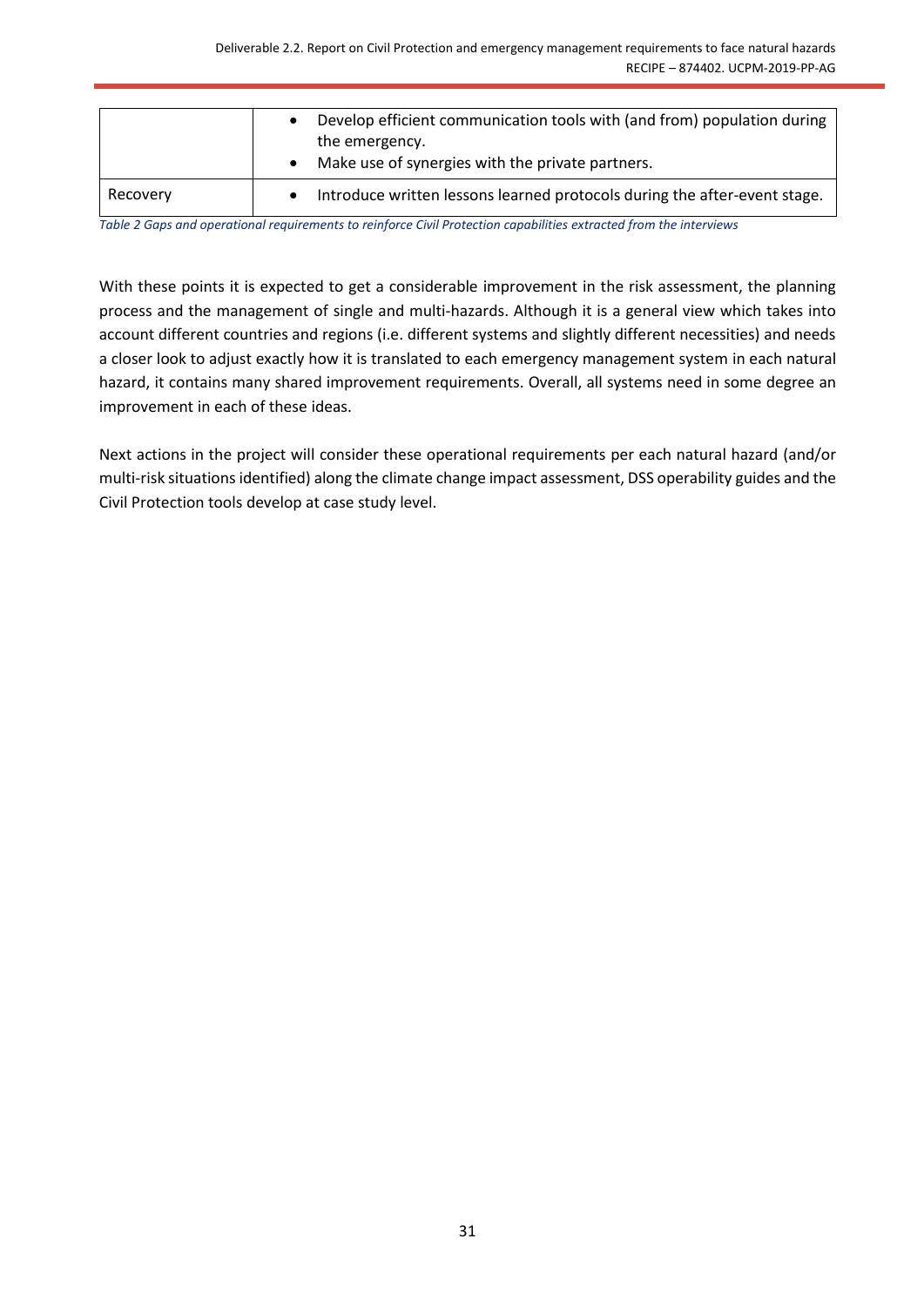| | |
|---|---|
| | • Develop efficient communication tools with (and from) population during the emergency.<br>• Make use of synergies with the private partners. |
| Recovery | • Introduce written lessons learned protocols during the after-event stage. |

*Table 2 Gaps and operational requirements to reinforce Civil Protection capabilities extracted from the interviews*

With these points it is expected to get a considerable improvement in the risk assessment, the planning process and the management of single and multi-hazards. Although it is a general view which takes into account different countries and regions (i.e. different systems and slightly different necessities) and needs a closer look to adjust exactly how it is translated to each emergency management system in each natural hazard, it contains many shared improvement requirements. Overall, all systems need in some degree an improvement in each of these ideas.

Next actions in the project will consider these operational requirements per each natural hazard (and/or multi-risk situations identified) along the climate change impact assessment, DSS operability guides and the Civil Protection tools develop at case study level.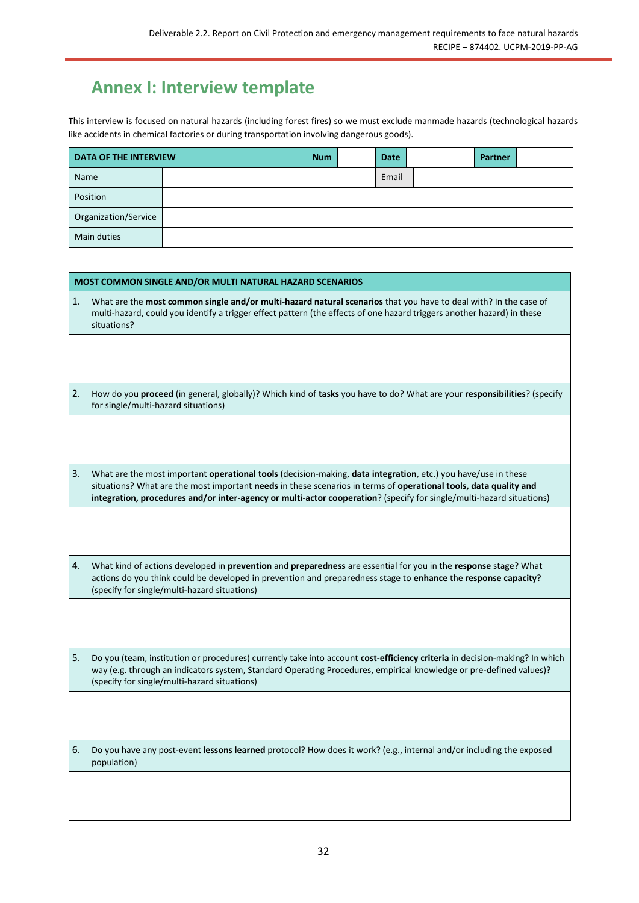# Annex I: Interview template

This interview is focused on natural hazards (including forest fires) so we must exclude manmade hazards (technological hazards like accidents in chemical factories or during transportation involving dangerous goods).

| **DATA OF THE INTERVIEW** | | **Num** | | **Date** | | **Partner** | |
|---|---|---|---|---|---|---|---|
| Name | | | | Email | | | |
| Position | | | | | | | |
| Organization/Service | | | | | | | |
| Main duties | | | | | | | |

| **MOST COMMON SINGLE AND/OR MULTI NATURAL HAZARD SCENARIOS** |
|---|
| 1. What are the **most common single and/or multi-hazard natural scenarios** that you have to deal with? In the case of multi-hazard, could you identify a trigger effect pattern (the effects of one hazard triggers another hazard) in these situations? |
| |
| 2. How do you **proceed** (in general, globally)? Which kind of **tasks** you have to do? What are your **responsibilities**? (specify for single/multi-hazard situations) |
| |
| 3. What are the most important **operational tools** (decision-making, **data integration**, etc.) you have/use in these situations? What are the most important **needs** in these scenarios in terms of **operational tools, data quality and integration, procedures and/or inter-agency or multi-actor cooperation**? (specify for single/multi-hazard situations) |
| |
| 4. What kind of actions developed in **prevention** and **preparedness** are essential for you in the **response** stage? What actions do you think could be developed in prevention and preparedness stage to **enhance** the **response capacity**? (specify for single/multi-hazard situations) |
| |
| 5. Do you (team, institution or procedures) currently take into account **cost-efficiency criteria** in decision-making? In which way (e.g. through an indicators system, Standard Operating Procedures, empirical knowledge or pre-defined values)? (specify for single/multi-hazard situations) |
| |
| 6. Do you have any post-event **lessons learned** protocol? How does it work? (e.g., internal and/or including the exposed population) |
| |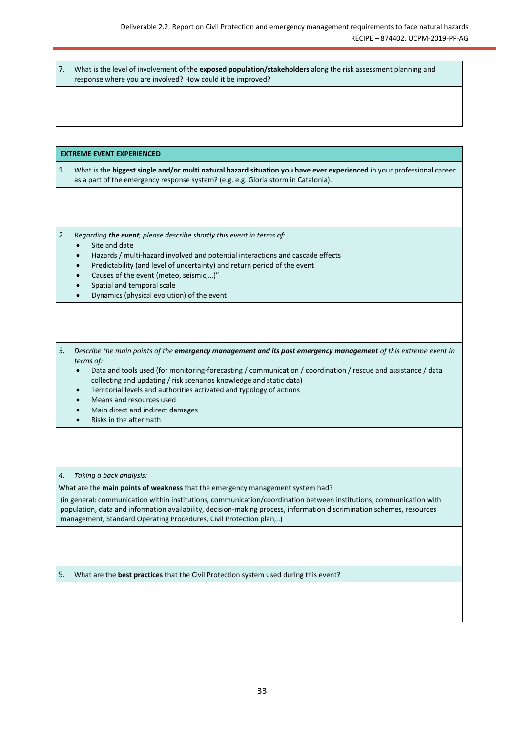7. What is the level of involvement of the **exposed population/stakeholders** along the risk assessment planning and response where you are involved? How could it be improved?

**EXTREME EVENT EXPERIENCED**

1. What is the **biggest single and/or multi natural hazard situation you have ever experienced** in your professional career as a part of the emergency response system? (e.g. e.g. Gloria storm in Catalonia).

2. *Regarding **the event**, please describe shortly this event in terms of:*
   - Site and date
   - Hazards / multi-hazard involved and potential interactions and cascade effects
   - Predictability (and level of uncertainty) and return period of the event
   - Causes of the event (meteo, seismic,…)"
   - Spatial and temporal scale
   - Dynamics (physical evolution) of the event

3. *Describe the main points of the **emergency management and its post emergency management** of this extreme event in terms of:*
   - Data and tools used (for monitoring-forecasting / communication / coordination / rescue and assistance / data collecting and updating / risk scenarios knowledge and static data)
   - Territorial levels and authorities activated and typology of actions
   - Means and resources used
   - Main direct and indirect damages
   - Risks in the aftermath

4. *Taking a back analysis:*

What are the **main points of weakness** that the emergency management system had?

(in general: communication within institutions, communication/coordination between institutions, communication with population, data and information availability, decision-making process, information discrimination schemes, resources management, Standard Operating Procedures, Civil Protection plan,..)

5. What are the **best practices** that the Civil Protection system used during this event?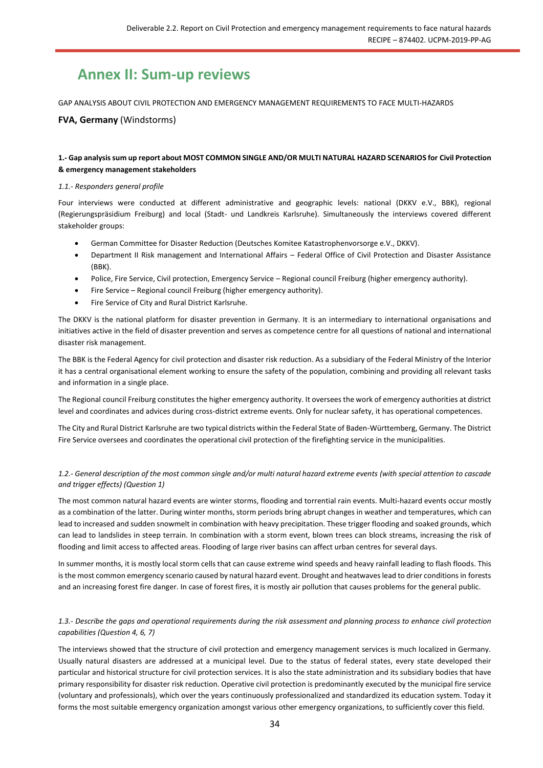# Annex II: Sum-up reviews

GAP ANALYSIS ABOUT CIVIL PROTECTION AND EMERGENCY MANAGEMENT REQUIREMENTS TO FACE MULTI-HAZARDS

**FVA, Germany** (Windstorms)

### 1.- Gap analysis sum up report about MOST COMMON SINGLE AND/OR MULTI NATURAL HAZARD SCENARIOS for Civil Protection & emergency management stakeholders

#### *1.1.- Responders general profile*

Four interviews were conducted at different administrative and geographic levels: national (DKKV e.V., BBK), regional (Regierungspräsidium Freiburg) and local (Stadt- und Landkreis Karlsruhe). Simultaneously the interviews covered different stakeholder groups:

- German Committee for Disaster Reduction (Deutsches Komitee Katastrophenvorsorge e.V., DKKV).
- Department II Risk management and International Affairs – Federal Office of Civil Protection and Disaster Assistance (BBK).
- Police, Fire Service, Civil protection, Emergency Service – Regional council Freiburg (higher emergency authority).
- Fire Service – Regional council Freiburg (higher emergency authority).
- Fire Service of City and Rural District Karlsruhe.

The DKKV is the national platform for disaster prevention in Germany. It is an intermediary to international organisations and initiatives active in the field of disaster prevention and serves as competence centre for all questions of national and international disaster risk management.

The BBK is the Federal Agency for civil protection and disaster risk reduction. As a subsidiary of the Federal Ministry of the Interior it has a central organisational element working to ensure the safety of the population, combining and providing all relevant tasks and information in a single place.

The Regional council Freiburg constitutes the higher emergency authority. It oversees the work of emergency authorities at district level and coordinates and advices during cross-district extreme events. Only for nuclear safety, it has operational competences.

The City and Rural District Karlsruhe are two typical districts within the Federal State of Baden-Württemberg, Germany. The District Fire Service oversees and coordinates the operational civil protection of the firefighting service in the municipalities.

#### *1.2.- General description of the most common single and/or multi natural hazard extreme events (with special attention to cascade and trigger effects) (Question 1)*

The most common natural hazard events are winter storms, flooding and torrential rain events. Multi-hazard events occur mostly as a combination of the latter. During winter months, storm periods bring abrupt changes in weather and temperatures, which can lead to increased and sudden snowmelt in combination with heavy precipitation. These trigger flooding and soaked grounds, which can lead to landslides in steep terrain. In combination with a storm event, blown trees can block streams, increasing the risk of flooding and limit access to affected areas. Flooding of large river basins can affect urban centres for several days.

In summer months, it is mostly local storm cells that can cause extreme wind speeds and heavy rainfall leading to flash floods. This is the most common emergency scenario caused by natural hazard event. Drought and heatwaves lead to drier conditions in forests and an increasing forest fire danger. In case of forest fires, it is mostly air pollution that causes problems for the general public.

#### *1.3.- Describe the gaps and operational requirements during the risk assessment and planning process to enhance civil protection capabilities (Question 4, 6, 7)*

The interviews showed that the structure of civil protection and emergency management services is much localized in Germany. Usually natural disasters are addressed at a municipal level. Due to the status of federal states, every state developed their particular and historical structure for civil protection services. It is also the state administration and its subsidiary bodies that have primary responsibility for disaster risk reduction. Operative civil protection is predominantly executed by the municipal fire service (voluntary and professionals), which over the years continuously professionalized and standardized its education system. Today it forms the most suitable emergency organization amongst various other emergency organizations, to sufficiently cover this field.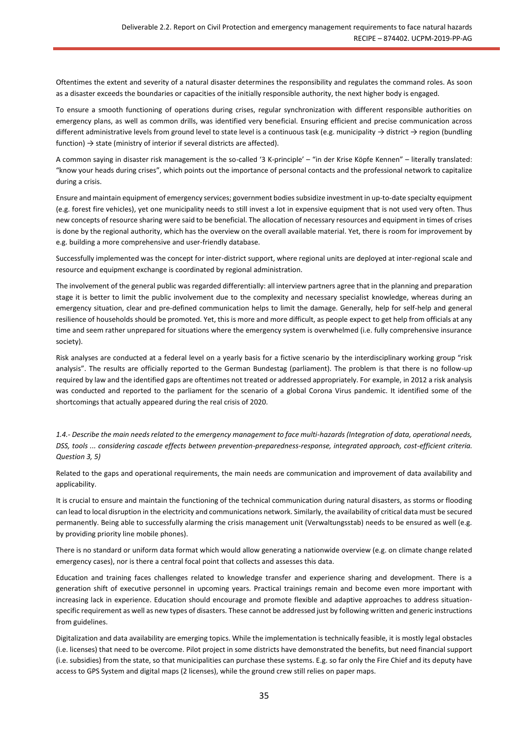Oftentimes the extent and severity of a natural disaster determines the responsibility and regulates the command roles. As soon as a disaster exceeds the boundaries or capacities of the initially responsible authority, the next higher body is engaged.

To ensure a smooth functioning of operations during crises, regular synchronization with different responsible authorities on emergency plans, as well as common drills, was identified very beneficial. Ensuring efficient and precise communication across different administrative levels from ground level to state level is a continuous task (e.g. municipality → district → region (bundling function) → state (ministry of interior if several districts are affected).

A common saying in disaster risk management is the so-called '3 K-principle' – "in der Krise Köpfe Kennen" – literally translated: "know your heads during crises", which points out the importance of personal contacts and the professional network to capitalize during a crisis.

Ensure and maintain equipment of emergency services; government bodies subsidize investment in up-to-date specialty equipment (e.g. forest fire vehicles), yet one municipality needs to still invest a lot in expensive equipment that is not used very often. Thus new concepts of resource sharing were said to be beneficial. The allocation of necessary resources and equipment in times of crises is done by the regional authority, which has the overview on the overall available material. Yet, there is room for improvement by e.g. building a more comprehensive and user-friendly database.

Successfully implemented was the concept for inter-district support, where regional units are deployed at inter-regional scale and resource and equipment exchange is coordinated by regional administration.

The involvement of the general public was regarded differentially: all interview partners agree that in the planning and preparation stage it is better to limit the public involvement due to the complexity and necessary specialist knowledge, whereas during an emergency situation, clear and pre-defined communication helps to limit the damage. Generally, help for self-help and general resilience of households should be promoted. Yet, this is more and more difficult, as people expect to get help from officials at any time and seem rather unprepared for situations where the emergency system is overwhelmed (i.e. fully comprehensive insurance society).

Risk analyses are conducted at a federal level on a yearly basis for a fictive scenario by the interdisciplinary working group "risk analysis". The results are officially reported to the German Bundestag (parliament). The problem is that there is no follow-up required by law and the identified gaps are oftentimes not treated or addressed appropriately. For example, in 2012 a risk analysis was conducted and reported to the parliament for the scenario of a global Corona Virus pandemic. It identified some of the shortcomings that actually appeared during the real crisis of 2020.

*1.4.- Describe the main needs related to the emergency management to face multi-hazards (Integration of data, operational needs, DSS, tools ... considering cascade effects between prevention-preparedness-response, integrated approach, cost-efficient criteria. Question 3, 5)*

Related to the gaps and operational requirements, the main needs are communication and improvement of data availability and applicability.

It is crucial to ensure and maintain the functioning of the technical communication during natural disasters, as storms or flooding can lead to local disruption in the electricity and communications network. Similarly, the availability of critical data must be secured permanently. Being able to successfully alarming the crisis management unit (Verwaltungsstab) needs to be ensured as well (e.g. by providing priority line mobile phones).

There is no standard or uniform data format which would allow generating a nationwide overview (e.g. on climate change related emergency cases), nor is there a central focal point that collects and assesses this data.

Education and training faces challenges related to knowledge transfer and experience sharing and development. There is a generation shift of executive personnel in upcoming years. Practical trainings remain and become even more important with increasing lack in experience. Education should encourage and promote flexible and adaptive approaches to address situation-specific requirement as well as new types of disasters. These cannot be addressed just by following written and generic instructions from guidelines.

Digitalization and data availability are emerging topics. While the implementation is technically feasible, it is mostly legal obstacles (i.e. licenses) that need to be overcome. Pilot project in some districts have demonstrated the benefits, but need financial support (i.e. subsidies) from the state, so that municipalities can purchase these systems. E.g. so far only the Fire Chief and its deputy have access to GPS System and digital maps (2 licenses), while the ground crew still relies on paper maps.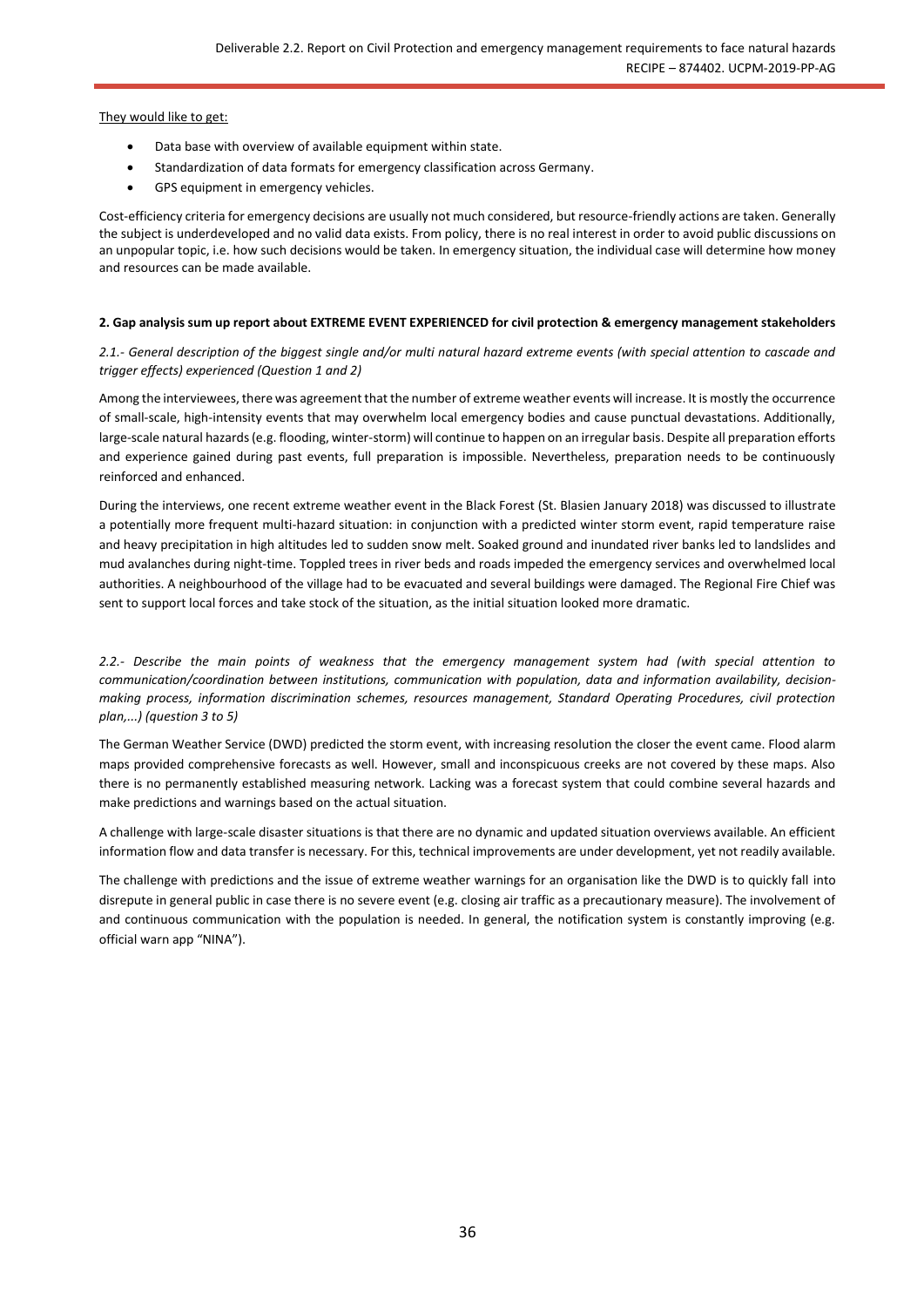They would like to get:

- Data base with overview of available equipment within state.
- Standardization of data formats for emergency classification across Germany.
- GPS equipment in emergency vehicles.

Cost-efficiency criteria for emergency decisions are usually not much considered, but resource-friendly actions are taken. Generally the subject is underdeveloped and no valid data exists. From policy, there is no real interest in order to avoid public discussions on an unpopular topic, i.e. how such decisions would be taken. In emergency situation, the individual case will determine how money and resources can be made available.

**2. Gap analysis sum up report about EXTREME EVENT EXPERIENCED for civil protection & emergency management stakeholders**

*2.1.- General description of the biggest single and/or multi natural hazard extreme events (with special attention to cascade and trigger effects) experienced (Question 1 and 2)*

Among the interviewees, there was agreement that the number of extreme weather events will increase. It is mostly the occurrence of small-scale, high-intensity events that may overwhelm local emergency bodies and cause punctual devastations. Additionally, large-scale natural hazards (e.g. flooding, winter-storm) will continue to happen on an irregular basis. Despite all preparation efforts and experience gained during past events, full preparation is impossible. Nevertheless, preparation needs to be continuously reinforced and enhanced.

During the interviews, one recent extreme weather event in the Black Forest (St. Blasien January 2018) was discussed to illustrate a potentially more frequent multi-hazard situation: in conjunction with a predicted winter storm event, rapid temperature raise and heavy precipitation in high altitudes led to sudden snow melt. Soaked ground and inundated river banks led to landslides and mud avalanches during night-time. Toppled trees in river beds and roads impeded the emergency services and overwhelmed local authorities. A neighbourhood of the village had to be evacuated and several buildings were damaged. The Regional Fire Chief was sent to support local forces and take stock of the situation, as the initial situation looked more dramatic.

*2.2.- Describe the main points of weakness that the emergency management system had (with special attention to communication/coordination between institutions, communication with population, data and information availability, decision-making process, information discrimination schemes, resources management, Standard Operating Procedures, civil protection plan,...) (question 3 to 5)*

The German Weather Service (DWD) predicted the storm event, with increasing resolution the closer the event came. Flood alarm maps provided comprehensive forecasts as well. However, small and inconspicuous creeks are not covered by these maps. Also there is no permanently established measuring network. Lacking was a forecast system that could combine several hazards and make predictions and warnings based on the actual situation.

A challenge with large-scale disaster situations is that there are no dynamic and updated situation overviews available. An efficient information flow and data transfer is necessary. For this, technical improvements are under development, yet not readily available.

The challenge with predictions and the issue of extreme weather warnings for an organisation like the DWD is to quickly fall into disrepute in general public in case there is no severe event (e.g. closing air traffic as a precautionary measure). The involvement of and continuous communication with the population is needed. In general, the notification system is constantly improving (e.g. official warn app "NINA").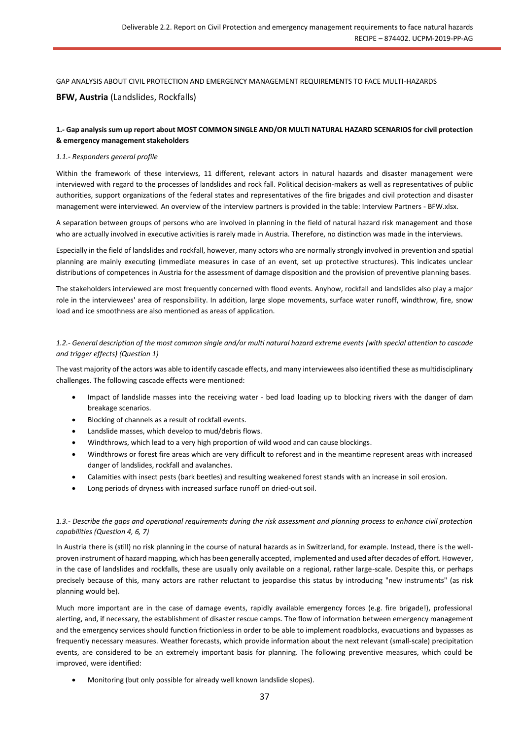GAP ANALYSIS ABOUT CIVIL PROTECTION AND EMERGENCY MANAGEMENT REQUIREMENTS TO FACE MULTI-HAZARDS

**BFW, Austria** (Landslides, Rockfalls)

### 1.- Gap analysis sum up report about MOST COMMON SINGLE AND/OR MULTI NATURAL HAZARD SCENARIOS for civil protection & emergency management stakeholders

*1.1.- Responders general profile*

Within the framework of these interviews, 11 different, relevant actors in natural hazards and disaster management were interviewed with regard to the processes of landslides and rock fall. Political decision-makers as well as representatives of public authorities, support organizations of the federal states and representatives of the fire brigades and civil protection and disaster management were interviewed. An overview of the interview partners is provided in the table: Interview Partners - BFW.xlsx.

A separation between groups of persons who are involved in planning in the field of natural hazard risk management and those who are actually involved in executive activities is rarely made in Austria. Therefore, no distinction was made in the interviews.

Especially in the field of landslides and rockfall, however, many actors who are normally strongly involved in prevention and spatial planning are mainly executing (immediate measures in case of an event, set up protective structures). This indicates unclear distributions of competences in Austria for the assessment of damage disposition and the provision of preventive planning bases.

The stakeholders interviewed are most frequently concerned with flood events. Anyhow, rockfall and landslides also play a major role in the interviewees' area of responsibility. In addition, large slope movements, surface water runoff, windthrow, fire, snow load and ice smoothness are also mentioned as areas of application.

*1.2.- General description of the most common single and/or multi natural hazard extreme events (with special attention to cascade and trigger effects) (Question 1)*

The vast majority of the actors was able to identify cascade effects, and many interviewees also identified these as multidisciplinary challenges. The following cascade effects were mentioned:

- Impact of landslide masses into the receiving water - bed load loading up to blocking rivers with the danger of dam breakage scenarios.
- Blocking of channels as a result of rockfall events.
- Landslide masses, which develop to mud/debris flows.
- Windthrows, which lead to a very high proportion of wild wood and can cause blockings.
- Windthrows or forest fire areas which are very difficult to reforest and in the meantime represent areas with increased danger of landslides, rockfall and avalanches.
- Calamities with insect pests (bark beetles) and resulting weakened forest stands with an increase in soil erosion.
- Long periods of dryness with increased surface runoff on dried-out soil.

*1.3.- Describe the gaps and operational requirements during the risk assessment and planning process to enhance civil protection capabilities (Question 4, 6, 7)*

In Austria there is (still) no risk planning in the course of natural hazards as in Switzerland, for example. Instead, there is the well-proven instrument of hazard mapping, which has been generally accepted, implemented and used after decades of effort. However, in the case of landslides and rockfalls, these are usually only available on a regional, rather large-scale. Despite this, or perhaps precisely because of this, many actors are rather reluctant to jeopardise this status by introducing "new instruments" (as risk planning would be).

Much more important are in the case of damage events, rapidly available emergency forces (e.g. fire brigade!), professional alerting, and, if necessary, the establishment of disaster rescue camps. The flow of information between emergency management and the emergency services should function frictionless in order to be able to implement roadblocks, evacuations and bypasses as frequently necessary measures. Weather forecasts, which provide information about the next relevant (small-scale) precipitation events, are considered to be an extremely important basis for planning. The following preventive measures, which could be improved, were identified:

- Monitoring (but only possible for already well known landslide slopes).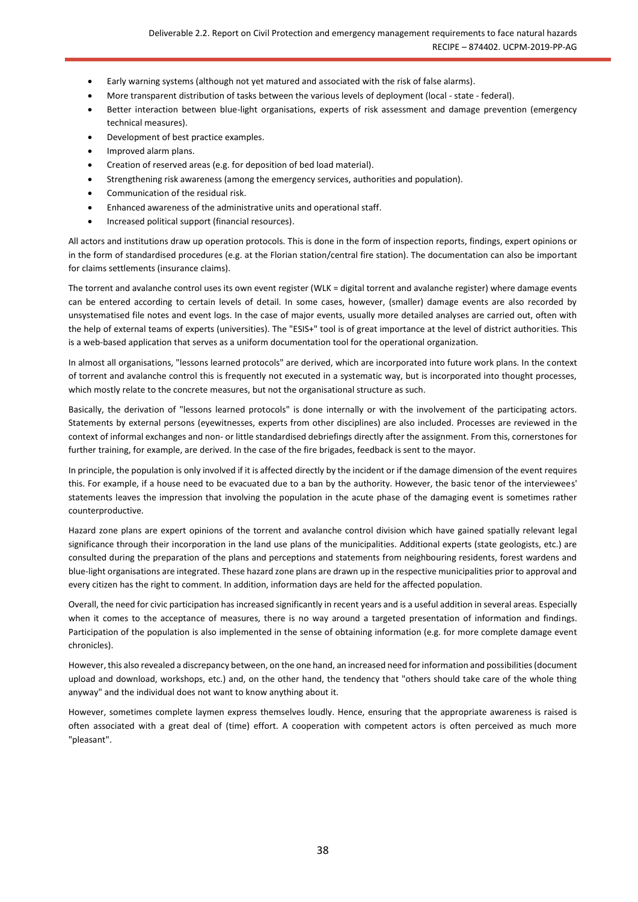- Early warning systems (although not yet matured and associated with the risk of false alarms).
- More transparent distribution of tasks between the various levels of deployment (local - state - federal).
- Better interaction between blue-light organisations, experts of risk assessment and damage prevention (emergency technical measures).
- Development of best practice examples.
- Improved alarm plans.
- Creation of reserved areas (e.g. for deposition of bed load material).
- Strengthening risk awareness (among the emergency services, authorities and population).
- Communication of the residual risk.
- Enhanced awareness of the administrative units and operational staff.
- Increased political support (financial resources).

All actors and institutions draw up operation protocols. This is done in the form of inspection reports, findings, expert opinions or in the form of standardised procedures (e.g. at the Florian station/central fire station). The documentation can also be important for claims settlements (insurance claims).

The torrent and avalanche control uses its own event register (WLK = digital torrent and avalanche register) where damage events can be entered according to certain levels of detail. In some cases, however, (smaller) damage events are also recorded by unsystematised file notes and event logs. In the case of major events, usually more detailed analyses are carried out, often with the help of external teams of experts (universities). The "ESIS+" tool is of great importance at the level of district authorities. This is a web-based application that serves as a uniform documentation tool for the operational organization.

In almost all organisations, "lessons learned protocols" are derived, which are incorporated into future work plans. In the context of torrent and avalanche control this is frequently not executed in a systematic way, but is incorporated into thought processes, which mostly relate to the concrete measures, but not the organisational structure as such.

Basically, the derivation of "lessons learned protocols" is done internally or with the involvement of the participating actors. Statements by external persons (eyewitnesses, experts from other disciplines) are also included. Processes are reviewed in the context of informal exchanges and non- or little standardised debriefings directly after the assignment. From this, cornerstones for further training, for example, are derived. In the case of the fire brigades, feedback is sent to the mayor.

In principle, the population is only involved if it is affected directly by the incident or if the damage dimension of the event requires this. For example, if a house need to be evacuated due to a ban by the authority. However, the basic tenor of the interviewees' statements leaves the impression that involving the population in the acute phase of the damaging event is sometimes rather counterproductive.

Hazard zone plans are expert opinions of the torrent and avalanche control division which have gained spatially relevant legal significance through their incorporation in the land use plans of the municipalities. Additional experts (state geologists, etc.) are consulted during the preparation of the plans and perceptions and statements from neighbouring residents, forest wardens and blue-light organisations are integrated. These hazard zone plans are drawn up in the respective municipalities prior to approval and every citizen has the right to comment. In addition, information days are held for the affected population.

Overall, the need for civic participation has increased significantly in recent years and is a useful addition in several areas. Especially when it comes to the acceptance of measures, there is no way around a targeted presentation of information and findings. Participation of the population is also implemented in the sense of obtaining information (e.g. for more complete damage event chronicles).

However, this also revealed a discrepancy between, on the one hand, an increased need for information and possibilities (document upload and download, workshops, etc.) and, on the other hand, the tendency that "others should take care of the whole thing anyway" and the individual does not want to know anything about it.

However, sometimes complete laymen express themselves loudly. Hence, ensuring that the appropriate awareness is raised is often associated with a great deal of (time) effort. A cooperation with competent actors is often perceived as much more "pleasant".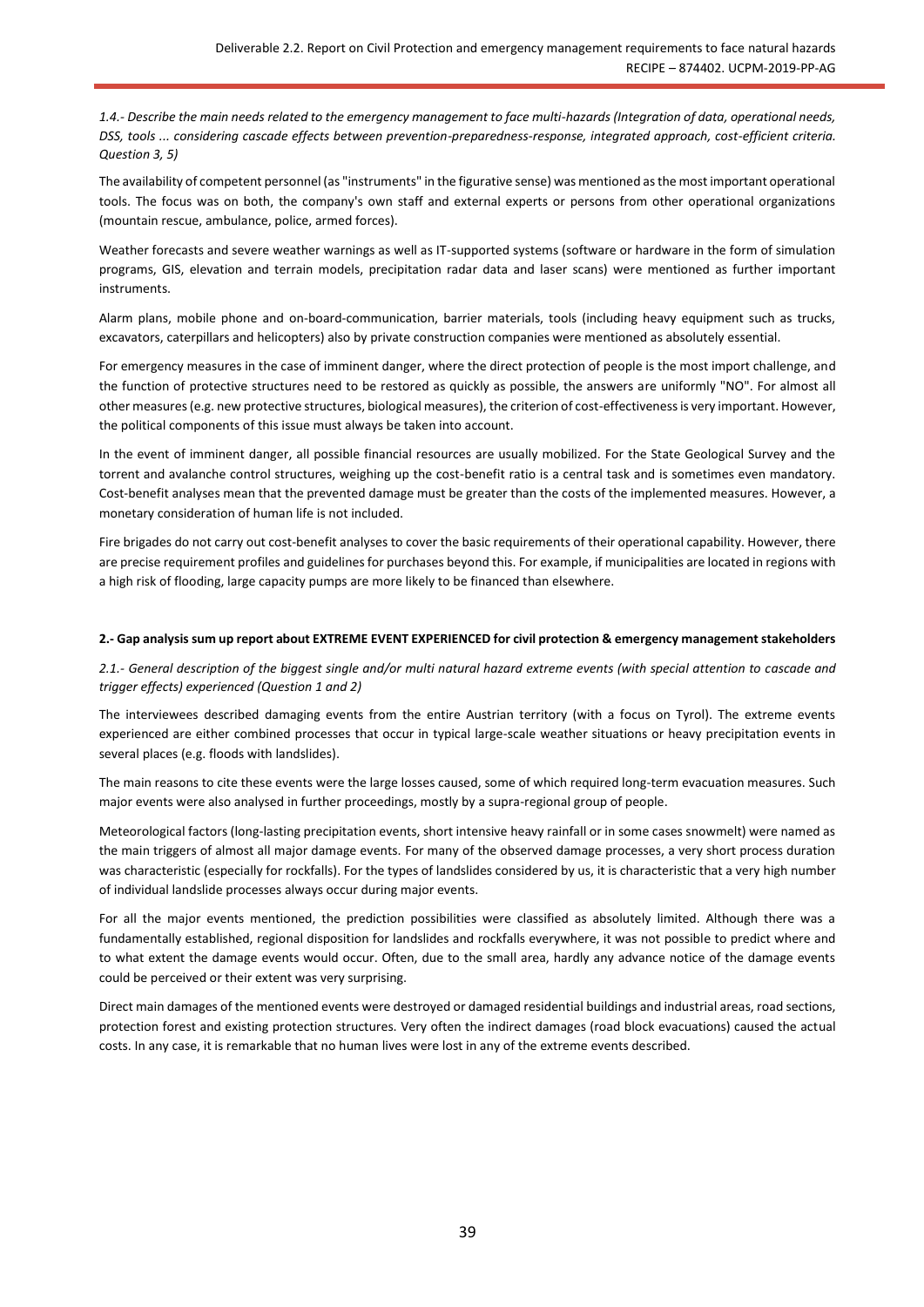*1.4.- Describe the main needs related to the emergency management to face multi-hazards (Integration of data, operational needs, DSS, tools ... considering cascade effects between prevention-preparedness-response, integrated approach, cost-efficient criteria. Question 3, 5)*

The availability of competent personnel (as "instruments" in the figurative sense) was mentioned as the most important operational tools. The focus was on both, the company's own staff and external experts or persons from other operational organizations (mountain rescue, ambulance, police, armed forces).

Weather forecasts and severe weather warnings as well as IT-supported systems (software or hardware in the form of simulation programs, GIS, elevation and terrain models, precipitation radar data and laser scans) were mentioned as further important instruments.

Alarm plans, mobile phone and on-board-communication, barrier materials, tools (including heavy equipment such as trucks, excavators, caterpillars and helicopters) also by private construction companies were mentioned as absolutely essential.

For emergency measures in the case of imminent danger, where the direct protection of people is the most import challenge, and the function of protective structures need to be restored as quickly as possible, the answers are uniformly "NO". For almost all other measures (e.g. new protective structures, biological measures), the criterion of cost-effectiveness is very important. However, the political components of this issue must always be taken into account.

In the event of imminent danger, all possible financial resources are usually mobilized. For the State Geological Survey and the torrent and avalanche control structures, weighing up the cost-benefit ratio is a central task and is sometimes even mandatory. Cost-benefit analyses mean that the prevented damage must be greater than the costs of the implemented measures. However, a monetary consideration of human life is not included.

Fire brigades do not carry out cost-benefit analyses to cover the basic requirements of their operational capability. However, there are precise requirement profiles and guidelines for purchases beyond this. For example, if municipalities are located in regions with a high risk of flooding, large capacity pumps are more likely to be financed than elsewhere.

**2.- Gap analysis sum up report about EXTREME EVENT EXPERIENCED for civil protection & emergency management stakeholders**

*2.1.- General description of the biggest single and/or multi natural hazard extreme events (with special attention to cascade and trigger effects) experienced (Question 1 and 2)*

The interviewees described damaging events from the entire Austrian territory (with a focus on Tyrol). The extreme events experienced are either combined processes that occur in typical large-scale weather situations or heavy precipitation events in several places (e.g. floods with landslides).

The main reasons to cite these events were the large losses caused, some of which required long-term evacuation measures. Such major events were also analysed in further proceedings, mostly by a supra-regional group of people.

Meteorological factors (long-lasting precipitation events, short intensive heavy rainfall or in some cases snowmelt) were named as the main triggers of almost all major damage events. For many of the observed damage processes, a very short process duration was characteristic (especially for rockfalls). For the types of landslides considered by us, it is characteristic that a very high number of individual landslide processes always occur during major events.

For all the major events mentioned, the prediction possibilities were classified as absolutely limited. Although there was a fundamentally established, regional disposition for landslides and rockfalls everywhere, it was not possible to predict where and to what extent the damage events would occur. Often, due to the small area, hardly any advance notice of the damage events could be perceived or their extent was very surprising.

Direct main damages of the mentioned events were destroyed or damaged residential buildings and industrial areas, road sections, protection forest and existing protection structures. Very often the indirect damages (road block evacuations) caused the actual costs. In any case, it is remarkable that no human lives were lost in any of the extreme events described.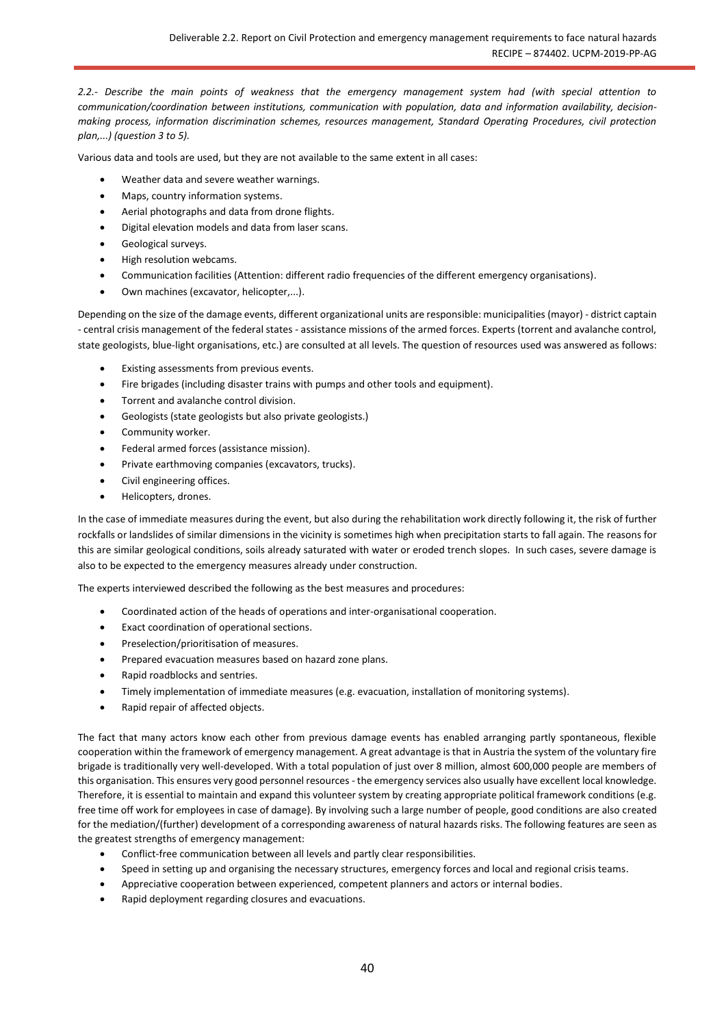*2.2.- Describe the main points of weakness that the emergency management system had (with special attention to communication/coordination between institutions, communication with population, data and information availability, decision-making process, information discrimination schemes, resources management, Standard Operating Procedures, civil protection plan,...) (question 3 to 5).*

Various data and tools are used, but they are not available to the same extent in all cases:

- Weather data and severe weather warnings.
- Maps, country information systems.
- Aerial photographs and data from drone flights.
- Digital elevation models and data from laser scans.
- Geological surveys.
- High resolution webcams.
- Communication facilities (Attention: different radio frequencies of the different emergency organisations).
- Own machines (excavator, helicopter,...).

Depending on the size of the damage events, different organizational units are responsible: municipalities (mayor) - district captain - central crisis management of the federal states - assistance missions of the armed forces. Experts (torrent and avalanche control, state geologists, blue-light organisations, etc.) are consulted at all levels. The question of resources used was answered as follows:

- Existing assessments from previous events.
- Fire brigades (including disaster trains with pumps and other tools and equipment).
- Torrent and avalanche control division.
- Geologists (state geologists but also private geologists.)
- Community worker.
- Federal armed forces (assistance mission).
- Private earthmoving companies (excavators, trucks).
- Civil engineering offices.
- Helicopters, drones.

In the case of immediate measures during the event, but also during the rehabilitation work directly following it, the risk of further rockfalls or landslides of similar dimensions in the vicinity is sometimes high when precipitation starts to fall again. The reasons for this are similar geological conditions, soils already saturated with water or eroded trench slopes. In such cases, severe damage is also to be expected to the emergency measures already under construction.

The experts interviewed described the following as the best measures and procedures:

- Coordinated action of the heads of operations and inter-organisational cooperation.
- Exact coordination of operational sections.
- Preselection/prioritisation of measures.
- Prepared evacuation measures based on hazard zone plans.
- Rapid roadblocks and sentries.
- Timely implementation of immediate measures (e.g. evacuation, installation of monitoring systems).
- Rapid repair of affected objects.

The fact that many actors know each other from previous damage events has enabled arranging partly spontaneous, flexible cooperation within the framework of emergency management. A great advantage is that in Austria the system of the voluntary fire brigade is traditionally very well-developed. With a total population of just over 8 million, almost 600,000 people are members of this organisation. This ensures very good personnel resources - the emergency services also usually have excellent local knowledge. Therefore, it is essential to maintain and expand this volunteer system by creating appropriate political framework conditions (e.g. free time off work for employees in case of damage). By involving such a large number of people, good conditions are also created for the mediation/(further) development of a corresponding awareness of natural hazards risks. The following features are seen as the greatest strengths of emergency management:

- Conflict-free communication between all levels and partly clear responsibilities.
- Speed in setting up and organising the necessary structures, emergency forces and local and regional crisis teams.
- Appreciative cooperation between experienced, competent planners and actors or internal bodies.
- Rapid deployment regarding closures and evacuations.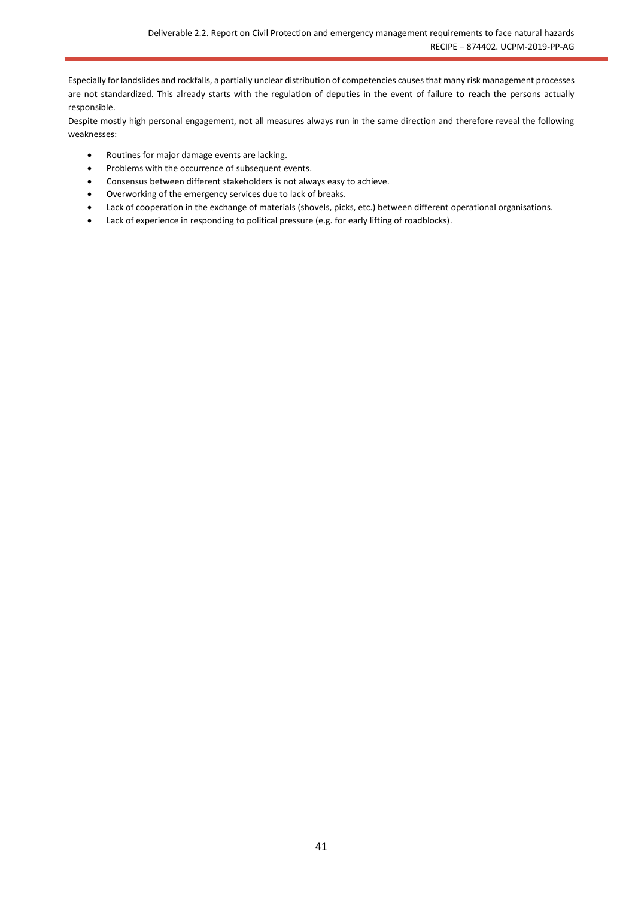Especially for landslides and rockfalls, a partially unclear distribution of competencies causes that many risk management processes are not standardized. This already starts with the regulation of deputies in the event of failure to reach the persons actually responsible.

Despite mostly high personal engagement, not all measures always run in the same direction and therefore reveal the following weaknesses:

- Routines for major damage events are lacking.
- Problems with the occurrence of subsequent events.
- Consensus between different stakeholders is not always easy to achieve.
- Overworking of the emergency services due to lack of breaks.
- Lack of cooperation in the exchange of materials (shovels, picks, etc.) between different operational organisations.
- Lack of experience in responding to political pressure (e.g. for early lifting of roadblocks).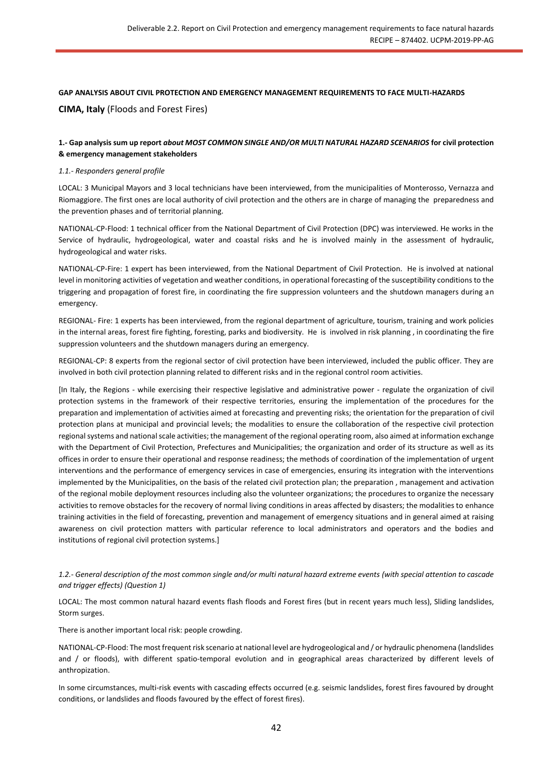**GAP ANALYSIS ABOUT CIVIL PROTECTION AND EMERGENCY MANAGEMENT REQUIREMENTS TO FACE MULTI-HAZARDS**

**CIMA, Italy** (Floods and Forest Fires)

**1.- Gap analysis sum up report *about MOST COMMON SINGLE AND/OR MULTI NATURAL HAZARD SCENARIOS* for civil protection & emergency management stakeholders**

*1.1.- Responders general profile*

LOCAL: 3 Municipal Mayors and 3 local technicians have been interviewed, from the municipalities of Monterosso, Vernazza and Riomaggiore. The first ones are local authority of civil protection and the others are in charge of managing the preparedness and the prevention phases and of territorial planning.

NATIONAL-CP-Flood: 1 technical officer from the National Department of Civil Protection (DPC) was interviewed. He works in the Service of hydraulic, hydrogeological, water and coastal risks and he is involved mainly in the assessment of hydraulic, hydrogeological and water risks.

NATIONAL-CP-Fire: 1 expert has been interviewed, from the National Department of Civil Protection. He is involved at national level in monitoring activities of vegetation and weather conditions, in operational forecasting of the susceptibility conditions to the triggering and propagation of forest fire, in coordinating the fire suppression volunteers and the shutdown managers during an emergency.

REGIONAL- Fire: 1 experts has been interviewed, from the regional department of agriculture, tourism, training and work policies in the internal areas, forest fire fighting, foresting, parks and biodiversity. He is involved in risk planning , in coordinating the fire suppression volunteers and the shutdown managers during an emergency.

REGIONAL-CP: 8 experts from the regional sector of civil protection have been interviewed, included the public officer. They are involved in both civil protection planning related to different risks and in the regional control room activities.

[In Italy, the Regions - while exercising their respective legislative and administrative power - regulate the organization of civil protection systems in the framework of their respective territories, ensuring the implementation of the procedures for the preparation and implementation of activities aimed at forecasting and preventing risks; the orientation for the preparation of civil protection plans at municipal and provincial levels; the modalities to ensure the collaboration of the respective civil protection regional systems and national scale activities; the management of the regional operating room, also aimed at information exchange with the Department of Civil Protection, Prefectures and Municipalities; the organization and order of its structure as well as its offices in order to ensure their operational and response readiness; the methods of coordination of the implementation of urgent interventions and the performance of emergency services in case of emergencies, ensuring its integration with the interventions implemented by the Municipalities, on the basis of the related civil protection plan; the preparation , management and activation of the regional mobile deployment resources including also the volunteer organizations; the procedures to organize the necessary activities to remove obstacles for the recovery of normal living conditions in areas affected by disasters; the modalities to enhance training activities in the field of forecasting, prevention and management of emergency situations and in general aimed at raising awareness on civil protection matters with particular reference to local administrators and operators and the bodies and institutions of regional civil protection systems.]

*1.2.- General description of the most common single and/or multi natural hazard extreme events (with special attention to cascade and trigger effects) (Question 1)*

LOCAL: The most common natural hazard events flash floods and Forest fires (but in recent years much less), Sliding landslides, Storm surges.

There is another important local risk: people crowding.

NATIONAL-CP-Flood: The most frequent risk scenario at national level are hydrogeological and / or hydraulic phenomena (landslides and / or floods), with different spatio-temporal evolution and in geographical areas characterized by different levels of anthropization.

In some circumstances, multi-risk events with cascading effects occurred (e.g. seismic landslides, forest fires favoured by drought conditions, or landslides and floods favoured by the effect of forest fires).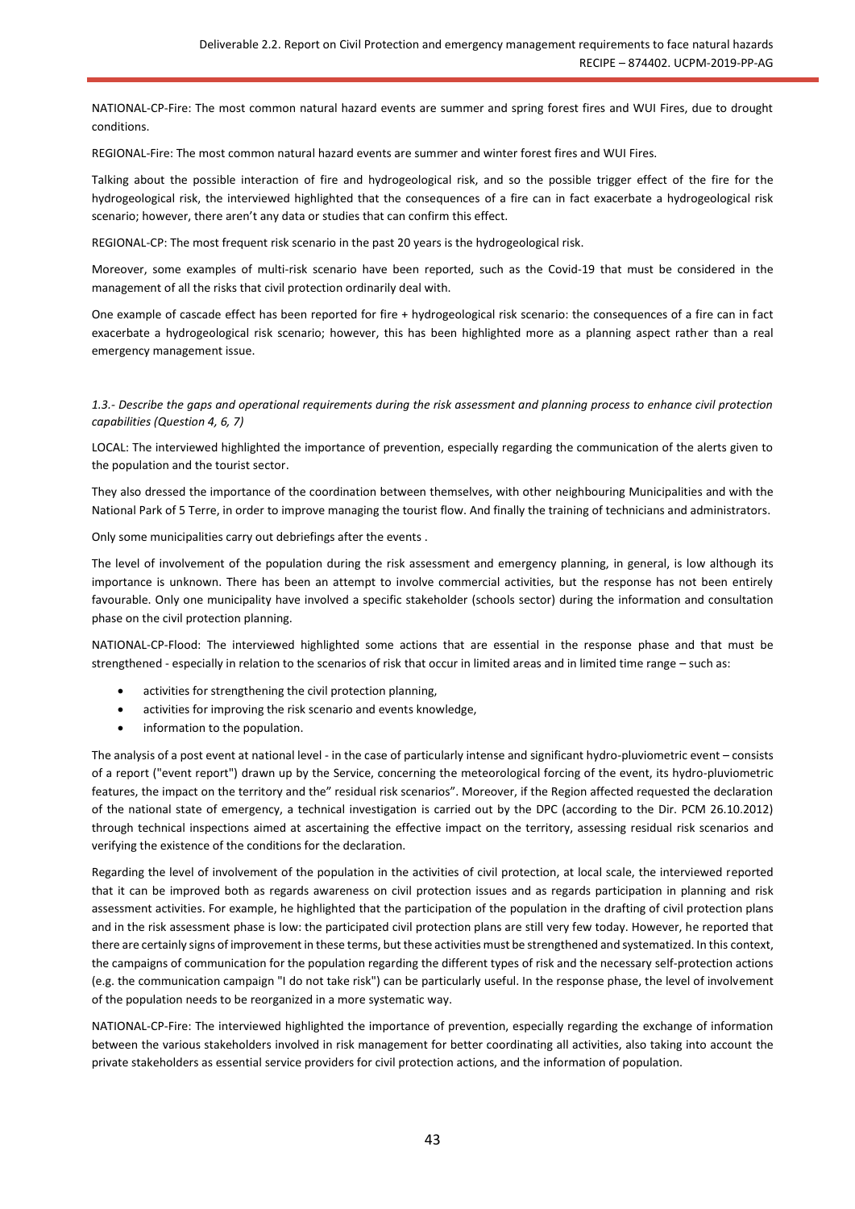NATIONAL-CP-Fire: The most common natural hazard events are summer and spring forest fires and WUI Fires, due to drought conditions.

REGIONAL-Fire: The most common natural hazard events are summer and winter forest fires and WUI Fires.

Talking about the possible interaction of fire and hydrogeological risk, and so the possible trigger effect of the fire for the hydrogeological risk, the interviewed highlighted that the consequences of a fire can in fact exacerbate a hydrogeological risk scenario; however, there aren't any data or studies that can confirm this effect.

REGIONAL-CP: The most frequent risk scenario in the past 20 years is the hydrogeological risk.

Moreover, some examples of multi-risk scenario have been reported, such as the Covid-19 that must be considered in the management of all the risks that civil protection ordinarily deal with.

One example of cascade effect has been reported for fire + hydrogeological risk scenario: the consequences of a fire can in fact exacerbate a hydrogeological risk scenario; however, this has been highlighted more as a planning aspect rather than a real emergency management issue.

*1.3.- Describe the gaps and operational requirements during the risk assessment and planning process to enhance civil protection capabilities (Question 4, 6, 7)*

LOCAL: The interviewed highlighted the importance of prevention, especially regarding the communication of the alerts given to the population and the tourist sector.

They also dressed the importance of the coordination between themselves, with other neighbouring Municipalities and with the National Park of 5 Terre, in order to improve managing the tourist flow. And finally the training of technicians and administrators.

Only some municipalities carry out debriefings after the events .

The level of involvement of the population during the risk assessment and emergency planning, in general, is low although its importance is unknown. There has been an attempt to involve commercial activities, but the response has not been entirely favourable. Only one municipality have involved a specific stakeholder (schools sector) during the information and consultation phase on the civil protection planning.

NATIONAL-CP-Flood: The interviewed highlighted some actions that are essential in the response phase and that must be strengthened - especially in relation to the scenarios of risk that occur in limited areas and in limited time range – such as:

- activities for strengthening the civil protection planning,
- activities for improving the risk scenario and events knowledge,
- information to the population.

The analysis of a post event at national level - in the case of particularly intense and significant hydro-pluviometric event – consists of a report ("event report") drawn up by the Service, concerning the meteorological forcing of the event, its hydro-pluviometric features, the impact on the territory and the" residual risk scenarios". Moreover, if the Region affected requested the declaration of the national state of emergency, a technical investigation is carried out by the DPC (according to the Dir. PCM 26.10.2012) through technical inspections aimed at ascertaining the effective impact on the territory, assessing residual risk scenarios and verifying the existence of the conditions for the declaration.

Regarding the level of involvement of the population in the activities of civil protection, at local scale, the interviewed reported that it can be improved both as regards awareness on civil protection issues and as regards participation in planning and risk assessment activities. For example, he highlighted that the participation of the population in the drafting of civil protection plans and in the risk assessment phase is low: the participated civil protection plans are still very few today. However, he reported that there are certainly signs of improvement in these terms, but these activities must be strengthened and systematized. In this context, the campaigns of communication for the population regarding the different types of risk and the necessary self-protection actions (e.g. the communication campaign "I do not take risk") can be particularly useful. In the response phase, the level of involvement of the population needs to be reorganized in a more systematic way.

NATIONAL-CP-Fire: The interviewed highlighted the importance of prevention, especially regarding the exchange of information between the various stakeholders involved in risk management for better coordinating all activities, also taking into account the private stakeholders as essential service providers for civil protection actions, and the information of population.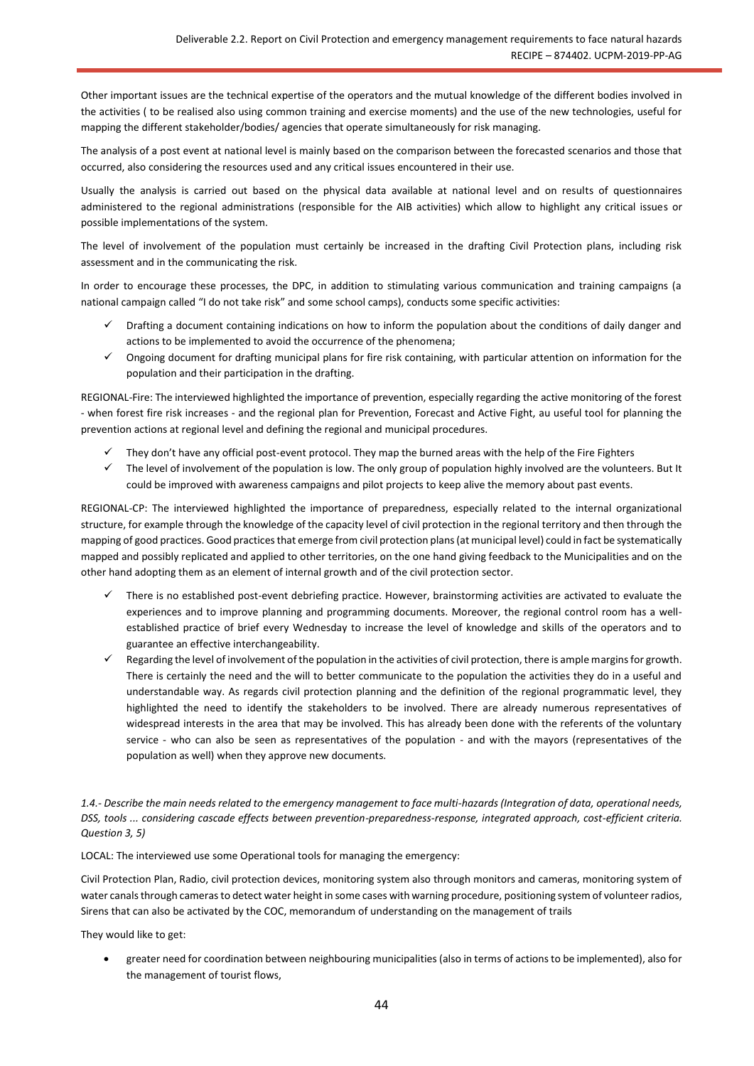Other important issues are the technical expertise of the operators and the mutual knowledge of the different bodies involved in the activities ( to be realised also using common training and exercise moments) and the use of the new technologies, useful for mapping the different stakeholder/bodies/ agencies that operate simultaneously for risk managing.

The analysis of a post event at national level is mainly based on the comparison between the forecasted scenarios and those that occurred, also considering the resources used and any critical issues encountered in their use.

Usually the analysis is carried out based on the physical data available at national level and on results of questionnaires administered to the regional administrations (responsible for the AIB activities) which allow to highlight any critical issues or possible implementations of the system.

The level of involvement of the population must certainly be increased in the drafting Civil Protection plans, including risk assessment and in the communicating the risk.

In order to encourage these processes, the DPC, in addition to stimulating various communication and training campaigns (a national campaign called "I do not take risk" and some school camps), conducts some specific activities:

- ✓ Drafting a document containing indications on how to inform the population about the conditions of daily danger and actions to be implemented to avoid the occurrence of the phenomena;
- ✓ Ongoing document for drafting municipal plans for fire risk containing, with particular attention on information for the population and their participation in the drafting.

REGIONAL-Fire: The interviewed highlighted the importance of prevention, especially regarding the active monitoring of the forest - when forest fire risk increases - and the regional plan for Prevention, Forecast and Active Fight, au useful tool for planning the prevention actions at regional level and defining the regional and municipal procedures.

- ✓ They don't have any official post-event protocol. They map the burned areas with the help of the Fire Fighters
- ✓ The level of involvement of the population is low. The only group of population highly involved are the volunteers. But It could be improved with awareness campaigns and pilot projects to keep alive the memory about past events.

REGIONAL-CP: The interviewed highlighted the importance of preparedness, especially related to the internal organizational structure, for example through the knowledge of the capacity level of civil protection in the regional territory and then through the mapping of good practices. Good practices that emerge from civil protection plans (at municipal level) could in fact be systematically mapped and possibly replicated and applied to other territories, on the one hand giving feedback to the Municipalities and on the other hand adopting them as an element of internal growth and of the civil protection sector.

- ✓ There is no established post-event debriefing practice. However, brainstorming activities are activated to evaluate the experiences and to improve planning and programming documents. Moreover, the regional control room has a well-established practice of brief every Wednesday to increase the level of knowledge and skills of the operators and to guarantee an effective interchangeability.
- ✓ Regarding the level of involvement of the population in the activities of civil protection, there is ample margins for growth. There is certainly the need and the will to better communicate to the population the activities they do in a useful and understandable way. As regards civil protection planning and the definition of the regional programmatic level, they highlighted the need to identify the stakeholders to be involved. There are already numerous representatives of widespread interests in the area that may be involved. This has already been done with the referents of the voluntary service - who can also be seen as representatives of the population - and with the mayors (representatives of the population as well) when they approve new documents.

*1.4.- Describe the main needs related to the emergency management to face multi-hazards (Integration of data, operational needs, DSS, tools ... considering cascade effects between prevention-preparedness-response, integrated approach, cost-efficient criteria. Question 3, 5)*

LOCAL: The interviewed use some Operational tools for managing the emergency:

Civil Protection Plan, Radio, civil protection devices, monitoring system also through monitors and cameras, monitoring system of water canals through cameras to detect water height in some cases with warning procedure, positioning system of volunteer radios, Sirens that can also be activated by the COC, memorandum of understanding on the management of trails

They would like to get:

- greater need for coordination between neighbouring municipalities (also in terms of actions to be implemented), also for the management of tourist flows,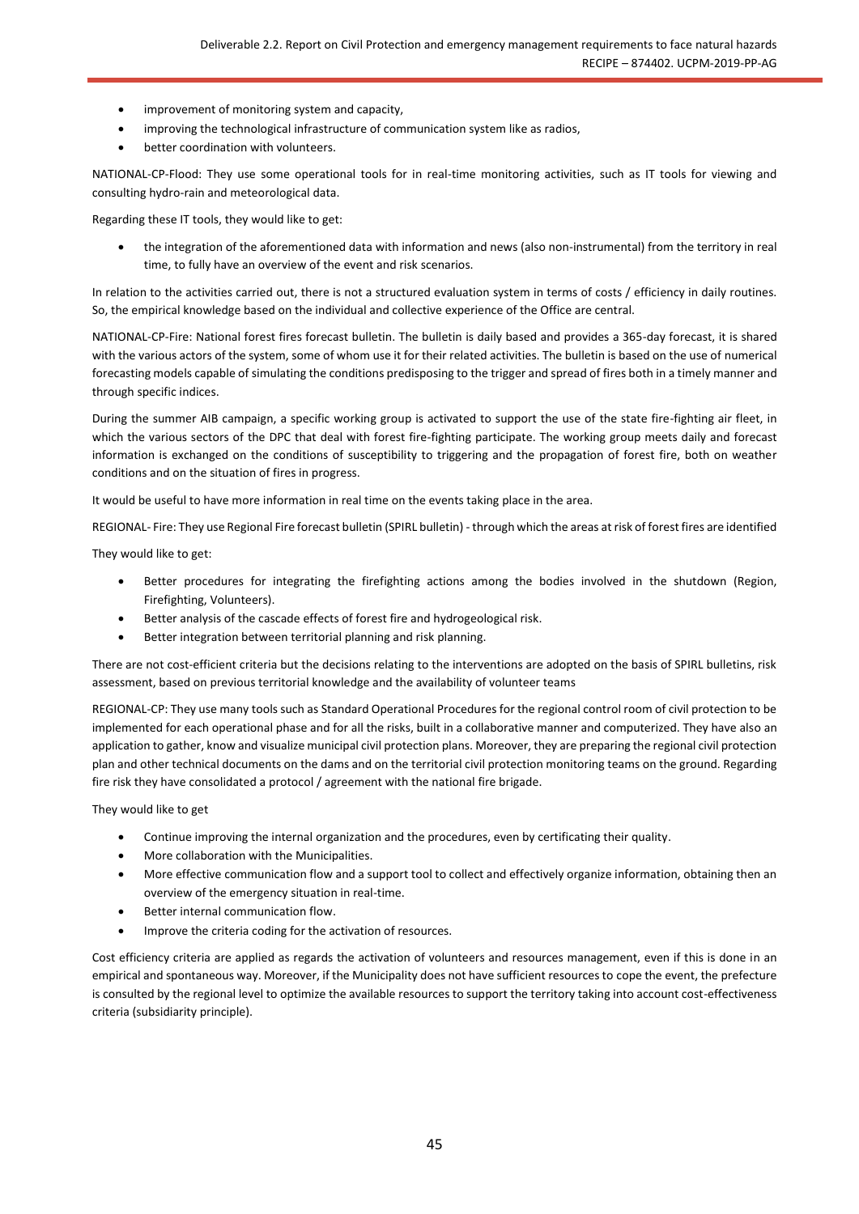- improvement of monitoring system and capacity,
- improving the technological infrastructure of communication system like as radios,
- better coordination with volunteers.

NATIONAL-CP-Flood: They use some operational tools for in real-time monitoring activities, such as IT tools for viewing and consulting hydro-rain and meteorological data.

Regarding these IT tools, they would like to get:

- the integration of the aforementioned data with information and news (also non-instrumental) from the territory in real time, to fully have an overview of the event and risk scenarios.

In relation to the activities carried out, there is not a structured evaluation system in terms of costs / efficiency in daily routines. So, the empirical knowledge based on the individual and collective experience of the Office are central.

NATIONAL-CP-Fire: National forest fires forecast bulletin. The bulletin is daily based and provides a 365-day forecast, it is shared with the various actors of the system, some of whom use it for their related activities. The bulletin is based on the use of numerical forecasting models capable of simulating the conditions predisposing to the trigger and spread of fires both in a timely manner and through specific indices.

During the summer AIB campaign, a specific working group is activated to support the use of the state fire-fighting air fleet, in which the various sectors of the DPC that deal with forest fire-fighting participate. The working group meets daily and forecast information is exchanged on the conditions of susceptibility to triggering and the propagation of forest fire, both on weather conditions and on the situation of fires in progress.

It would be useful to have more information in real time on the events taking place in the area.

REGIONAL- Fire: They use Regional Fire forecast bulletin (SPIRL bulletin) - through which the areas at risk of forest fires are identified

They would like to get:

- Better procedures for integrating the firefighting actions among the bodies involved in the shutdown (Region, Firefighting, Volunteers).
- Better analysis of the cascade effects of forest fire and hydrogeological risk.
- Better integration between territorial planning and risk planning.

There are not cost-efficient criteria but the decisions relating to the interventions are adopted on the basis of SPIRL bulletins, risk assessment, based on previous territorial knowledge and the availability of volunteer teams

REGIONAL-CP: They use many tools such as Standard Operational Procedures for the regional control room of civil protection to be implemented for each operational phase and for all the risks, built in a collaborative manner and computerized. They have also an application to gather, know and visualize municipal civil protection plans. Moreover, they are preparing the regional civil protection plan and other technical documents on the dams and on the territorial civil protection monitoring teams on the ground. Regarding fire risk they have consolidated a protocol / agreement with the national fire brigade.

They would like to get

- Continue improving the internal organization and the procedures, even by certificating their quality.
- More collaboration with the Municipalities.
- More effective communication flow and a support tool to collect and effectively organize information, obtaining then an overview of the emergency situation in real-time.
- Better internal communication flow.
- Improve the criteria coding for the activation of resources.

Cost efficiency criteria are applied as regards the activation of volunteers and resources management, even if this is done in an empirical and spontaneous way. Moreover, if the Municipality does not have sufficient resources to cope the event, the prefecture is consulted by the regional level to optimize the available resources to support the territory taking into account cost-effectiveness criteria (subsidiarity principle).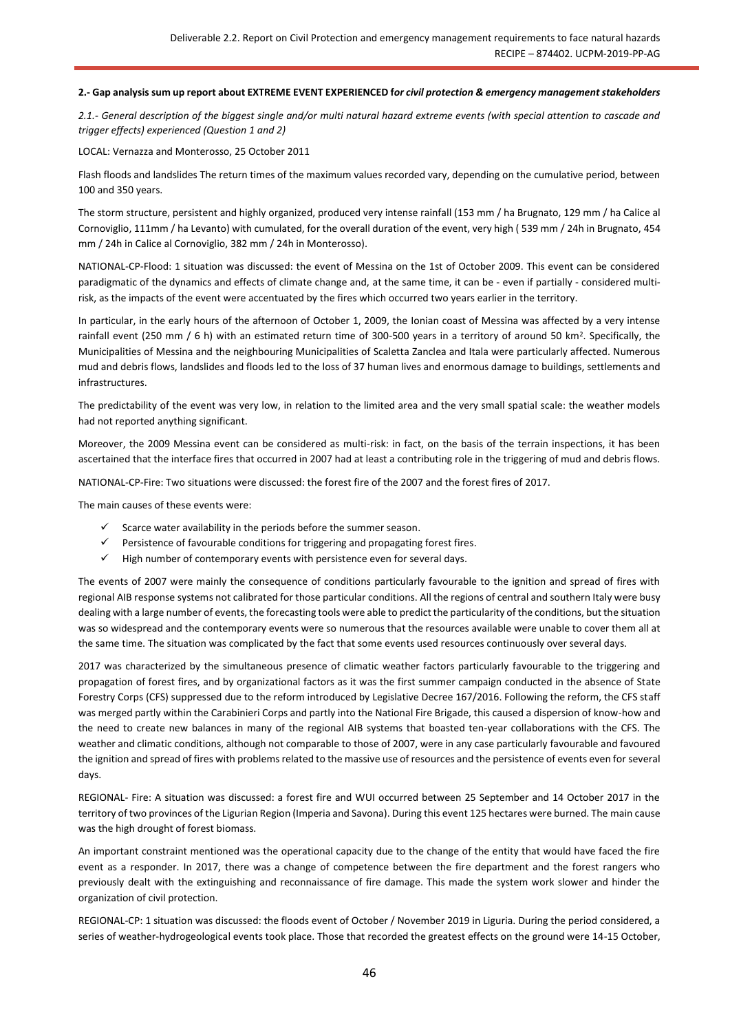**2.- Gap analysis sum up report about EXTREME EVENT EXPERIENCED f*or civil protection & emergency management stakeholders***

*2.1.- General description of the biggest single and/or multi natural hazard extreme events (with special attention to cascade and trigger effects) experienced (Question 1 and 2)*

LOCAL: Vernazza and Monterosso, 25 October 2011

Flash floods and landslides The return times of the maximum values recorded vary, depending on the cumulative period, between 100 and 350 years.

The storm structure, persistent and highly organized, produced very intense rainfall (153 mm / ha Brugnato, 129 mm / ha Calice al Cornoviglio, 111mm / ha Levanto) with cumulated, for the overall duration of the event, very high ( 539 mm / 24h in Brugnato, 454 mm / 24h in Calice al Cornoviglio, 382 mm / 24h in Monterosso).

NATIONAL-CP-Flood: 1 situation was discussed: the event of Messina on the 1st of October 2009. This event can be considered paradigmatic of the dynamics and effects of climate change and, at the same time, it can be - even if partially - considered multi-risk, as the impacts of the event were accentuated by the fires which occurred two years earlier in the territory.

In particular, in the early hours of the afternoon of October 1, 2009, the Ionian coast of Messina was affected by a very intense rainfall event (250 mm / 6 h) with an estimated return time of 300-500 years in a territory of around 50 km$^2$. Specifically, the Municipalities of Messina and the neighbouring Municipalities of Scaletta Zanclea and Itala were particularly affected. Numerous mud and debris flows, landslides and floods led to the loss of 37 human lives and enormous damage to buildings, settlements and infrastructures.

The predictability of the event was very low, in relation to the limited area and the very small spatial scale: the weather models had not reported anything significant.

Moreover, the 2009 Messina event can be considered as multi-risk: in fact, on the basis of the terrain inspections, it has been ascertained that the interface fires that occurred in 2007 had at least a contributing role in the triggering of mud and debris flows.

NATIONAL-CP-Fire: Two situations were discussed: the forest fire of the 2007 and the forest fires of 2017.

The main causes of these events were:

- ✓ Scarce water availability in the periods before the summer season.
- ✓ Persistence of favourable conditions for triggering and propagating forest fires.
- ✓ High number of contemporary events with persistence even for several days.

The events of 2007 were mainly the consequence of conditions particularly favourable to the ignition and spread of fires with regional AIB response systems not calibrated for those particular conditions. All the regions of central and southern Italy were busy dealing with a large number of events, the forecasting tools were able to predict the particularity of the conditions, but the situation was so widespread and the contemporary events were so numerous that the resources available were unable to cover them all at the same time. The situation was complicated by the fact that some events used resources continuously over several days.

2017 was characterized by the simultaneous presence of climatic weather factors particularly favourable to the triggering and propagation of forest fires, and by organizational factors as it was the first summer campaign conducted in the absence of State Forestry Corps (CFS) suppressed due to the reform introduced by Legislative Decree 167/2016. Following the reform, the CFS staff was merged partly within the Carabinieri Corps and partly into the National Fire Brigade, this caused a dispersion of know-how and the need to create new balances in many of the regional AIB systems that boasted ten-year collaborations with the CFS. The weather and climatic conditions, although not comparable to those of 2007, were in any case particularly favourable and favoured the ignition and spread of fires with problems related to the massive use of resources and the persistence of events even for several days.

REGIONAL- Fire: A situation was discussed: a forest fire and WUI occurred between 25 September and 14 October 2017 in the territory of two provinces of the Ligurian Region (Imperia and Savona). During this event 125 hectares were burned. The main cause was the high drought of forest biomass.

An important constraint mentioned was the operational capacity due to the change of the entity that would have faced the fire event as a responder. In 2017, there was a change of competence between the fire department and the forest rangers who previously dealt with the extinguishing and reconnaissance of fire damage. This made the system work slower and hinder the organization of civil protection.

REGIONAL-CP: 1 situation was discussed: the floods event of October / November 2019 in Liguria. During the period considered, a series of weather-hydrogeological events took place. Those that recorded the greatest effects on the ground were 14-15 October,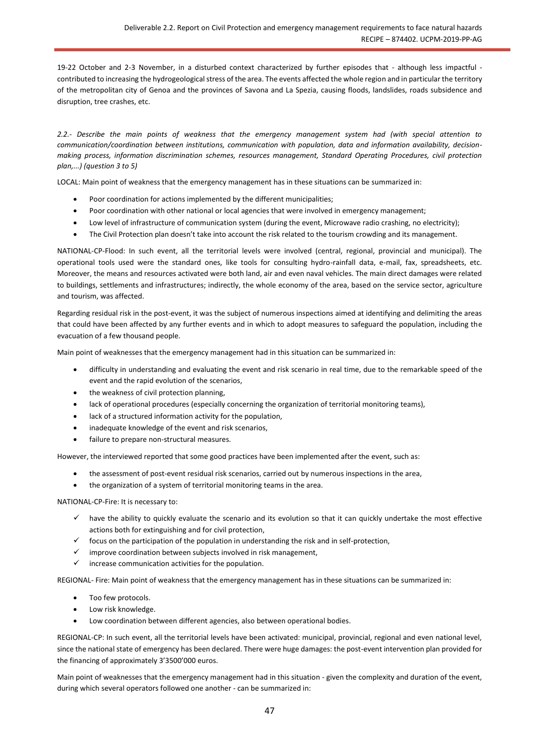19-22 October and 2-3 November, in a disturbed context characterized by further episodes that - although less impactful - contributed to increasing the hydrogeological stress of the area. The events affected the whole region and in particular the territory of the metropolitan city of Genoa and the provinces of Savona and La Spezia, causing floods, landslides, roads subsidence and disruption, tree crashes, etc.

*2.2.- Describe the main points of weakness that the emergency management system had (with special attention to communication/coordination between institutions, communication with population, data and information availability, decision-making process, information discrimination schemes, resources management, Standard Operating Procedures, civil protection plan,...) (question 3 to 5)*

LOCAL: Main point of weakness that the emergency management has in these situations can be summarized in:

- Poor coordination for actions implemented by the different municipalities;
- Poor coordination with other national or local agencies that were involved in emergency management;
- Low level of infrastructure of communication system (during the event, Microwave radio crashing, no electricity);
- The Civil Protection plan doesn't take into account the risk related to the tourism crowding and its management.

NATIONAL-CP-Flood: In such event, all the territorial levels were involved (central, regional, provincial and municipal). The operational tools used were the standard ones, like tools for consulting hydro-rainfall data, e-mail, fax, spreadsheets, etc. Moreover, the means and resources activated were both land, air and even naval vehicles. The main direct damages were related to buildings, settlements and infrastructures; indirectly, the whole economy of the area, based on the service sector, agriculture and tourism, was affected.

Regarding residual risk in the post-event, it was the subject of numerous inspections aimed at identifying and delimiting the areas that could have been affected by any further events and in which to adopt measures to safeguard the population, including the evacuation of a few thousand people.

Main point of weaknesses that the emergency management had in this situation can be summarized in:

- difficulty in understanding and evaluating the event and risk scenario in real time, due to the remarkable speed of the event and the rapid evolution of the scenarios,
- the weakness of civil protection planning,
- lack of operational procedures (especially concerning the organization of territorial monitoring teams),
- lack of a structured information activity for the population,
- inadequate knowledge of the event and risk scenarios,
- failure to prepare non-structural measures.

However, the interviewed reported that some good practices have been implemented after the event, such as:

- the assessment of post-event residual risk scenarios, carried out by numerous inspections in the area,
- the organization of a system of territorial monitoring teams in the area.

NATIONAL-CP-Fire: It is necessary to:

- ✓ have the ability to quickly evaluate the scenario and its evolution so that it can quickly undertake the most effective actions both for extinguishing and for civil protection,
- ✓ focus on the participation of the population in understanding the risk and in self-protection,
- ✓ improve coordination between subjects involved in risk management,
- ✓ increase communication activities for the population.

REGIONAL- Fire: Main point of weakness that the emergency management has in these situations can be summarized in:

- Too few protocols.
- Low risk knowledge.
- Low coordination between different agencies, also between operational bodies.

REGIONAL-CP: In such event, all the territorial levels have been activated: municipal, provincial, regional and even national level, since the national state of emergency has been declared. There were huge damages: the post-event intervention plan provided for the financing of approximately 3'3500'000 euros.

Main point of weaknesses that the emergency management had in this situation - given the complexity and duration of the event, during which several operators followed one another - can be summarized in: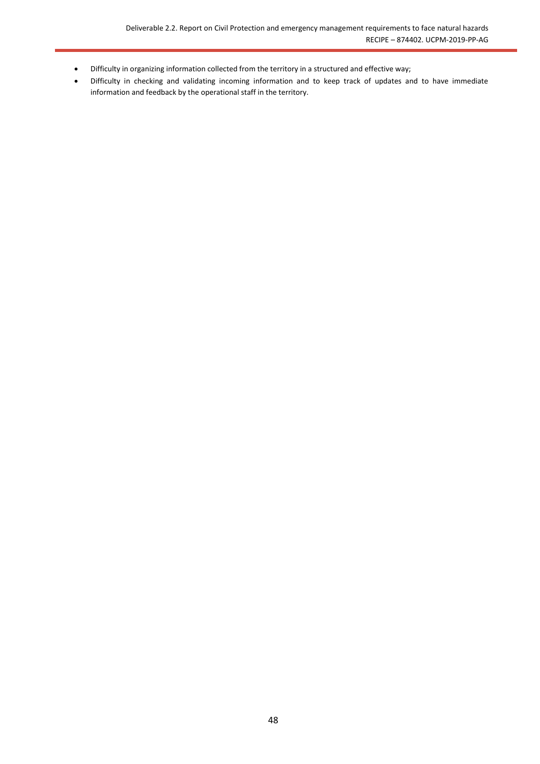- Difficulty in organizing information collected from the territory in a structured and effective way;
- Difficulty in checking and validating incoming information and to keep track of updates and to have immediate information and feedback by the operational staff in the territory.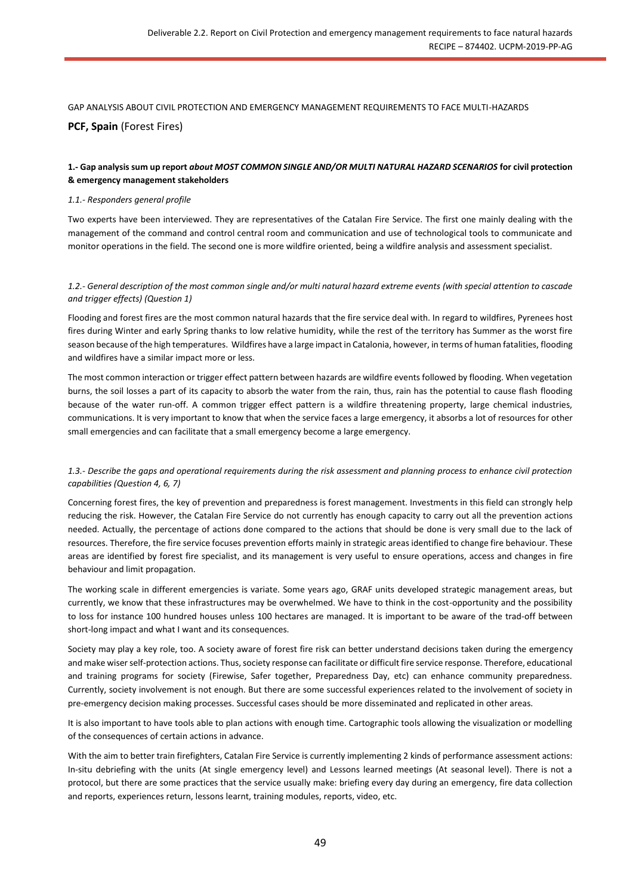GAP ANALYSIS ABOUT CIVIL PROTECTION AND EMERGENCY MANAGEMENT REQUIREMENTS TO FACE MULTI-HAZARDS

**PCF, Spain** (Forest Fires)

#### 1.- Gap analysis sum up report *about MOST COMMON SINGLE AND/OR MULTI NATURAL HAZARD SCENARIOS* for civil protection & emergency management stakeholders

*1.1.- Responders general profile*

Two experts have been interviewed. They are representatives of the Catalan Fire Service. The first one mainly dealing with the management of the command and control central room and communication and use of technological tools to communicate and monitor operations in the field. The second one is more wildfire oriented, being a wildfire analysis and assessment specialist.

*1.2.- General description of the most common single and/or multi natural hazard extreme events (with special attention to cascade and trigger effects) (Question 1)*

Flooding and forest fires are the most common natural hazards that the fire service deal with. In regard to wildfires, Pyrenees host fires during Winter and early Spring thanks to low relative humidity, while the rest of the territory has Summer as the worst fire season because of the high temperatures. Wildfires have a large impact in Catalonia, however, in terms of human fatalities, flooding and wildfires have a similar impact more or less.

The most common interaction or trigger effect pattern between hazards are wildfire events followed by flooding. When vegetation burns, the soil losses a part of its capacity to absorb the water from the rain, thus, rain has the potential to cause flash flooding because of the water run-off. A common trigger effect pattern is a wildfire threatening property, large chemical industries, communications. It is very important to know that when the service faces a large emergency, it absorbs a lot of resources for other small emergencies and can facilitate that a small emergency become a large emergency.

*1.3.- Describe the gaps and operational requirements during the risk assessment and planning process to enhance civil protection capabilities (Question 4, 6, 7)*

Concerning forest fires, the key of prevention and preparedness is forest management. Investments in this field can strongly help reducing the risk. However, the Catalan Fire Service do not currently has enough capacity to carry out all the prevention actions needed. Actually, the percentage of actions done compared to the actions that should be done is very small due to the lack of resources. Therefore, the fire service focuses prevention efforts mainly in strategic areas identified to change fire behaviour. These areas are identified by forest fire specialist, and its management is very useful to ensure operations, access and changes in fire behaviour and limit propagation.

The working scale in different emergencies is variate. Some years ago, GRAF units developed strategic management areas, but currently, we know that these infrastructures may be overwhelmed. We have to think in the cost-opportunity and the possibility to loss for instance 100 hundred houses unless 100 hectares are managed. It is important to be aware of the trad-off between short-long impact and what I want and its consequences.

Society may play a key role, too. A society aware of forest fire risk can better understand decisions taken during the emergency and make wiser self-protection actions. Thus, society response can facilitate or difficult fire service response. Therefore, educational and training programs for society (Firewise, Safer together, Preparedness Day, etc) can enhance community preparedness. Currently, society involvement is not enough. But there are some successful experiences related to the involvement of society in pre-emergency decision making processes. Successful cases should be more disseminated and replicated in other areas.

It is also important to have tools able to plan actions with enough time. Cartographic tools allowing the visualization or modelling of the consequences of certain actions in advance.

With the aim to better train firefighters, Catalan Fire Service is currently implementing 2 kinds of performance assessment actions: In-situ debriefing with the units (At single emergency level) and Lessons learned meetings (At seasonal level). There is not a protocol, but there are some practices that the service usually make: briefing every day during an emergency, fire data collection and reports, experiences return, lessons learnt, training modules, reports, video, etc.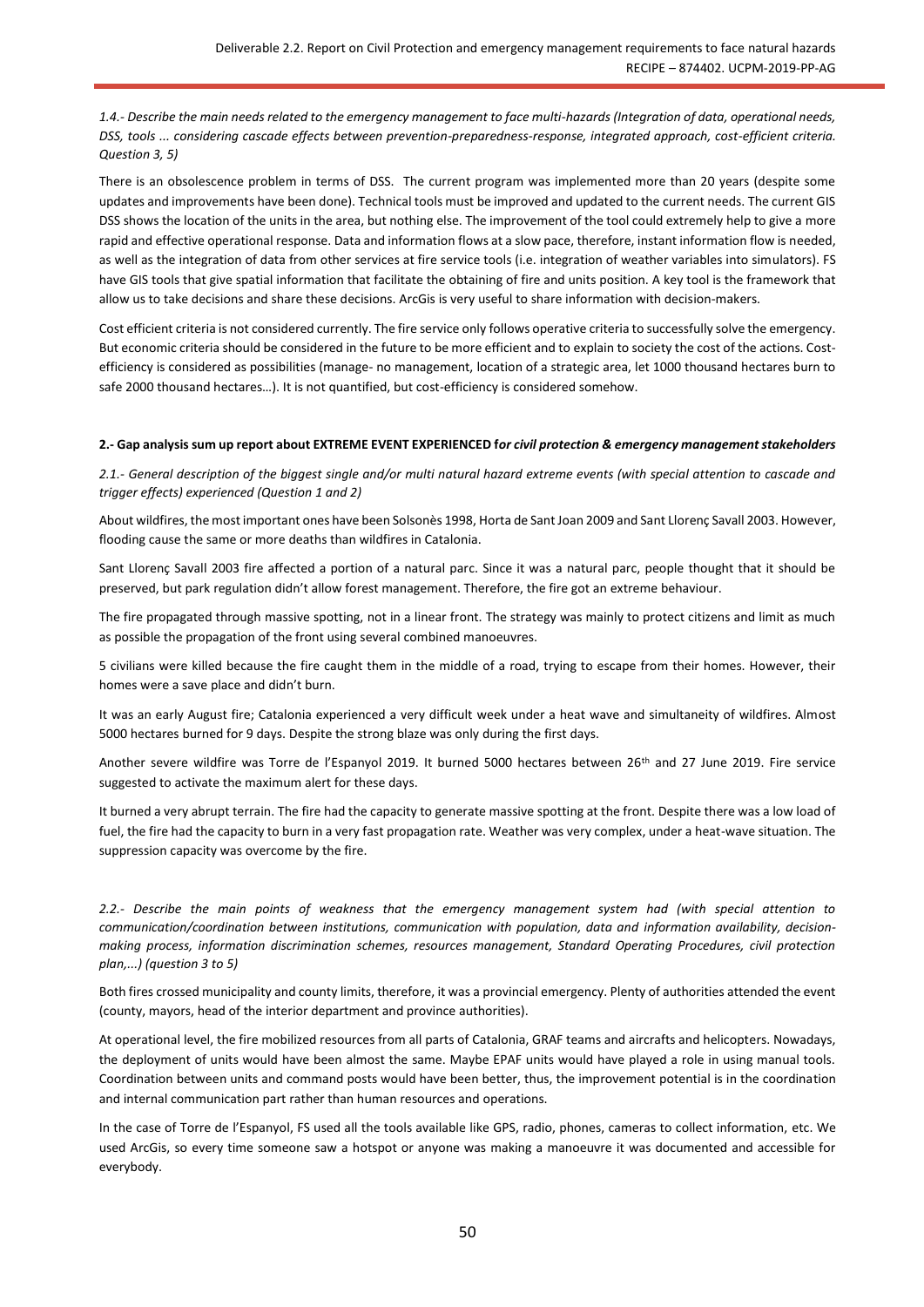*1.4.- Describe the main needs related to the emergency management to face multi-hazards (Integration of data, operational needs, DSS, tools ... considering cascade effects between prevention-preparedness-response, integrated approach, cost-efficient criteria. Question 3, 5)*

There is an obsolescence problem in terms of DSS. The current program was implemented more than 20 years (despite some updates and improvements have been done). Technical tools must be improved and updated to the current needs. The current GIS DSS shows the location of the units in the area, but nothing else. The improvement of the tool could extremely help to give a more rapid and effective operational response. Data and information flows at a slow pace, therefore, instant information flow is needed, as well as the integration of data from other services at fire service tools (i.e. integration of weather variables into simulators). FS have GIS tools that give spatial information that facilitate the obtaining of fire and units position. A key tool is the framework that allow us to take decisions and share these decisions. ArcGis is very useful to share information with decision-makers.

Cost efficient criteria is not considered currently. The fire service only follows operative criteria to successfully solve the emergency. But economic criteria should be considered in the future to be more efficient and to explain to society the cost of the actions. Cost-efficiency is considered as possibilities (manage- no management, location of a strategic area, let 1000 thousand hectares burn to safe 2000 thousand hectares…). It is not quantified, but cost-efficiency is considered somehow.

**2.- Gap analysis sum up report about EXTREME EVENT EXPERIENCED f*or civil protection & emergency management stakeholders***

*2.1.- General description of the biggest single and/or multi natural hazard extreme events (with special attention to cascade and trigger effects) experienced (Question 1 and 2)*

About wildfires, the most important ones have been Solsonès 1998, Horta de Sant Joan 2009 and Sant Llorenç Savall 2003. However, flooding cause the same or more deaths than wildfires in Catalonia.

Sant Llorenç Savall 2003 fire affected a portion of a natural parc. Since it was a natural parc, people thought that it should be preserved, but park regulation didn't allow forest management. Therefore, the fire got an extreme behaviour.

The fire propagated through massive spotting, not in a linear front. The strategy was mainly to protect citizens and limit as much as possible the propagation of the front using several combined manoeuvres.

5 civilians were killed because the fire caught them in the middle of a road, trying to escape from their homes. However, their homes were a save place and didn't burn.

It was an early August fire; Catalonia experienced a very difficult week under a heat wave and simultaneity of wildfires. Almost 5000 hectares burned for 9 days. Despite the strong blaze was only during the first days.

Another severe wildfire was Torre de l'Espanyol 2019. It burned 5000 hectares between 26th and 27 June 2019. Fire service suggested to activate the maximum alert for these days.

It burned a very abrupt terrain. The fire had the capacity to generate massive spotting at the front. Despite there was a low load of fuel, the fire had the capacity to burn in a very fast propagation rate. Weather was very complex, under a heat-wave situation. The suppression capacity was overcome by the fire.

*2.2.- Describe the main points of weakness that the emergency management system had (with special attention to communication/coordination between institutions, communication with population, data and information availability, decision-making process, information discrimination schemes, resources management, Standard Operating Procedures, civil protection plan,...) (question 3 to 5)*

Both fires crossed municipality and county limits, therefore, it was a provincial emergency. Plenty of authorities attended the event (county, mayors, head of the interior department and province authorities).

At operational level, the fire mobilized resources from all parts of Catalonia, GRAF teams and aircrafts and helicopters. Nowadays, the deployment of units would have been almost the same. Maybe EPAF units would have played a role in using manual tools. Coordination between units and command posts would have been better, thus, the improvement potential is in the coordination and internal communication part rather than human resources and operations.

In the case of Torre de l'Espanyol, FS used all the tools available like GPS, radio, phones, cameras to collect information, etc. We used ArcGis, so every time someone saw a hotspot or anyone was making a manoeuvre it was documented and accessible for everybody.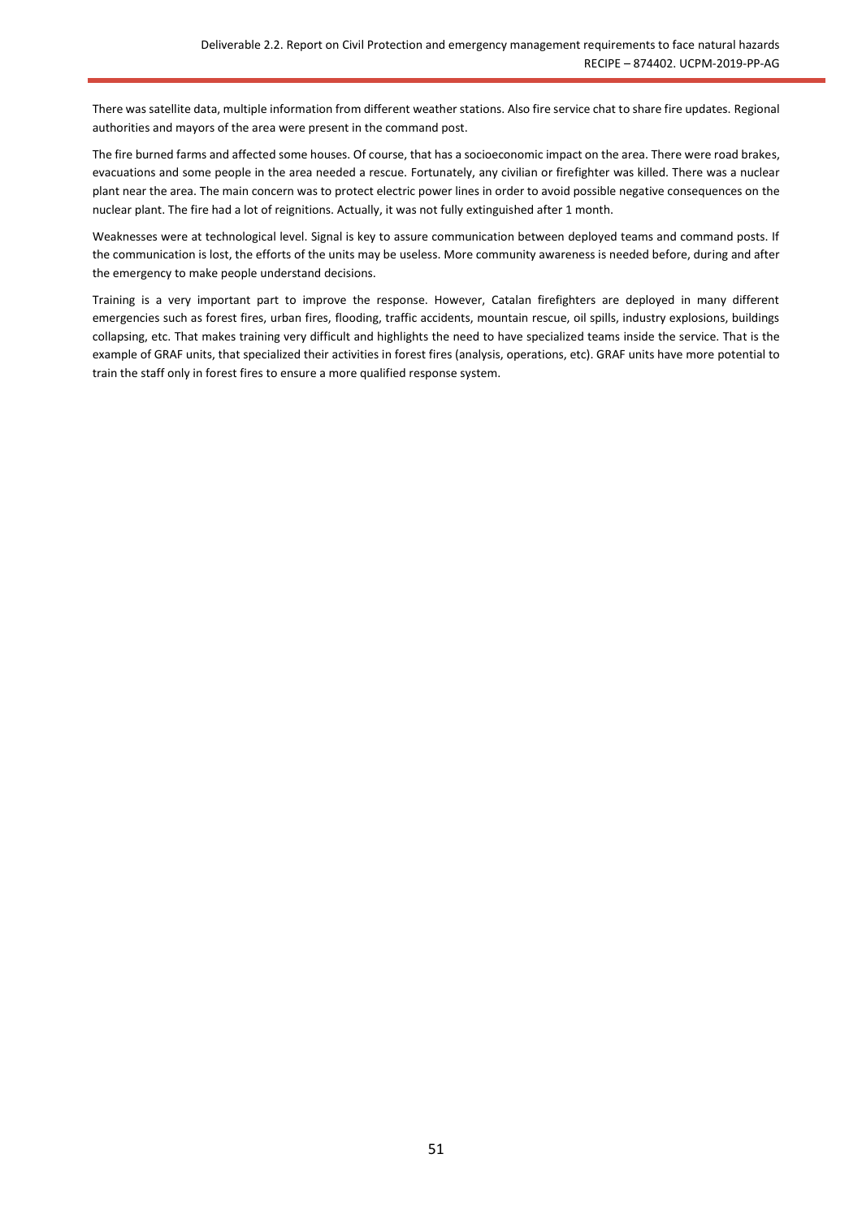There was satellite data, multiple information from different weather stations. Also fire service chat to share fire updates. Regional authorities and mayors of the area were present in the command post.

The fire burned farms and affected some houses. Of course, that has a socioeconomic impact on the area. There were road brakes, evacuations and some people in the area needed a rescue. Fortunately, any civilian or firefighter was killed. There was a nuclear plant near the area. The main concern was to protect electric power lines in order to avoid possible negative consequences on the nuclear plant. The fire had a lot of reignitions. Actually, it was not fully extinguished after 1 month.

Weaknesses were at technological level. Signal is key to assure communication between deployed teams and command posts. If the communication is lost, the efforts of the units may be useless. More community awareness is needed before, during and after the emergency to make people understand decisions.

Training is a very important part to improve the response. However, Catalan firefighters are deployed in many different emergencies such as forest fires, urban fires, flooding, traffic accidents, mountain rescue, oil spills, industry explosions, buildings collapsing, etc. That makes training very difficult and highlights the need to have specialized teams inside the service. That is the example of GRAF units, that specialized their activities in forest fires (analysis, operations, etc). GRAF units have more potential to train the staff only in forest fires to ensure a more qualified response system.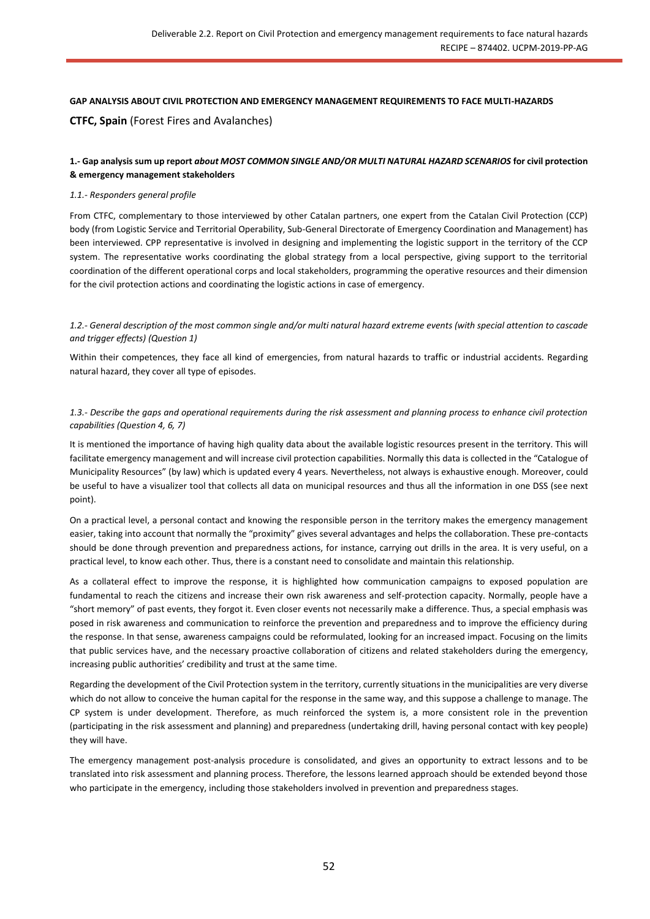**GAP ANALYSIS ABOUT CIVIL PROTECTION AND EMERGENCY MANAGEMENT REQUIREMENTS TO FACE MULTI-HAZARDS**

**CTFC, Spain** (Forest Fires and Avalanches)

**1.- Gap analysis sum up report *about MOST COMMON SINGLE AND/OR MULTI NATURAL HAZARD SCENARIOS* for civil protection & emergency management stakeholders**

*1.1.- Responders general profile*

From CTFC, complementary to those interviewed by other Catalan partners, one expert from the Catalan Civil Protection (CCP) body (from Logistic Service and Territorial Operability, Sub-General Directorate of Emergency Coordination and Management) has been interviewed. CPP representative is involved in designing and implementing the logistic support in the territory of the CCP system. The representative works coordinating the global strategy from a local perspective, giving support to the territorial coordination of the different operational corps and local stakeholders, programming the operative resources and their dimension for the civil protection actions and coordinating the logistic actions in case of emergency.

*1.2.- General description of the most common single and/or multi natural hazard extreme events (with special attention to cascade and trigger effects) (Question 1)*

Within their competences, they face all kind of emergencies, from natural hazards to traffic or industrial accidents. Regarding natural hazard, they cover all type of episodes.

*1.3.- Describe the gaps and operational requirements during the risk assessment and planning process to enhance civil protection capabilities (Question 4, 6, 7)*

It is mentioned the importance of having high quality data about the available logistic resources present in the territory. This will facilitate emergency management and will increase civil protection capabilities. Normally this data is collected in the "Catalogue of Municipality Resources" (by law) which is updated every 4 years. Nevertheless, not always is exhaustive enough. Moreover, could be useful to have a visualizer tool that collects all data on municipal resources and thus all the information in one DSS (see next point).

On a practical level, a personal contact and knowing the responsible person in the territory makes the emergency management easier, taking into account that normally the "proximity" gives several advantages and helps the collaboration. These pre-contacts should be done through prevention and preparedness actions, for instance, carrying out drills in the area. It is very useful, on a practical level, to know each other. Thus, there is a constant need to consolidate and maintain this relationship.

As a collateral effect to improve the response, it is highlighted how communication campaigns to exposed population are fundamental to reach the citizens and increase their own risk awareness and self-protection capacity. Normally, people have a "short memory" of past events, they forgot it. Even closer events not necessarily make a difference. Thus, a special emphasis was posed in risk awareness and communication to reinforce the prevention and preparedness and to improve the efficiency during the response. In that sense, awareness campaigns could be reformulated, looking for an increased impact. Focusing on the limits that public services have, and the necessary proactive collaboration of citizens and related stakeholders during the emergency, increasing public authorities' credibility and trust at the same time.

Regarding the development of the Civil Protection system in the territory, currently situations in the municipalities are very diverse which do not allow to conceive the human capital for the response in the same way, and this suppose a challenge to manage. The CP system is under development. Therefore, as much reinforced the system is, a more consistent role in the prevention (participating in the risk assessment and planning) and preparedness (undertaking drill, having personal contact with key people) they will have.

The emergency management post-analysis procedure is consolidated, and gives an opportunity to extract lessons and to be translated into risk assessment and planning process. Therefore, the lessons learned approach should be extended beyond those who participate in the emergency, including those stakeholders involved in prevention and preparedness stages.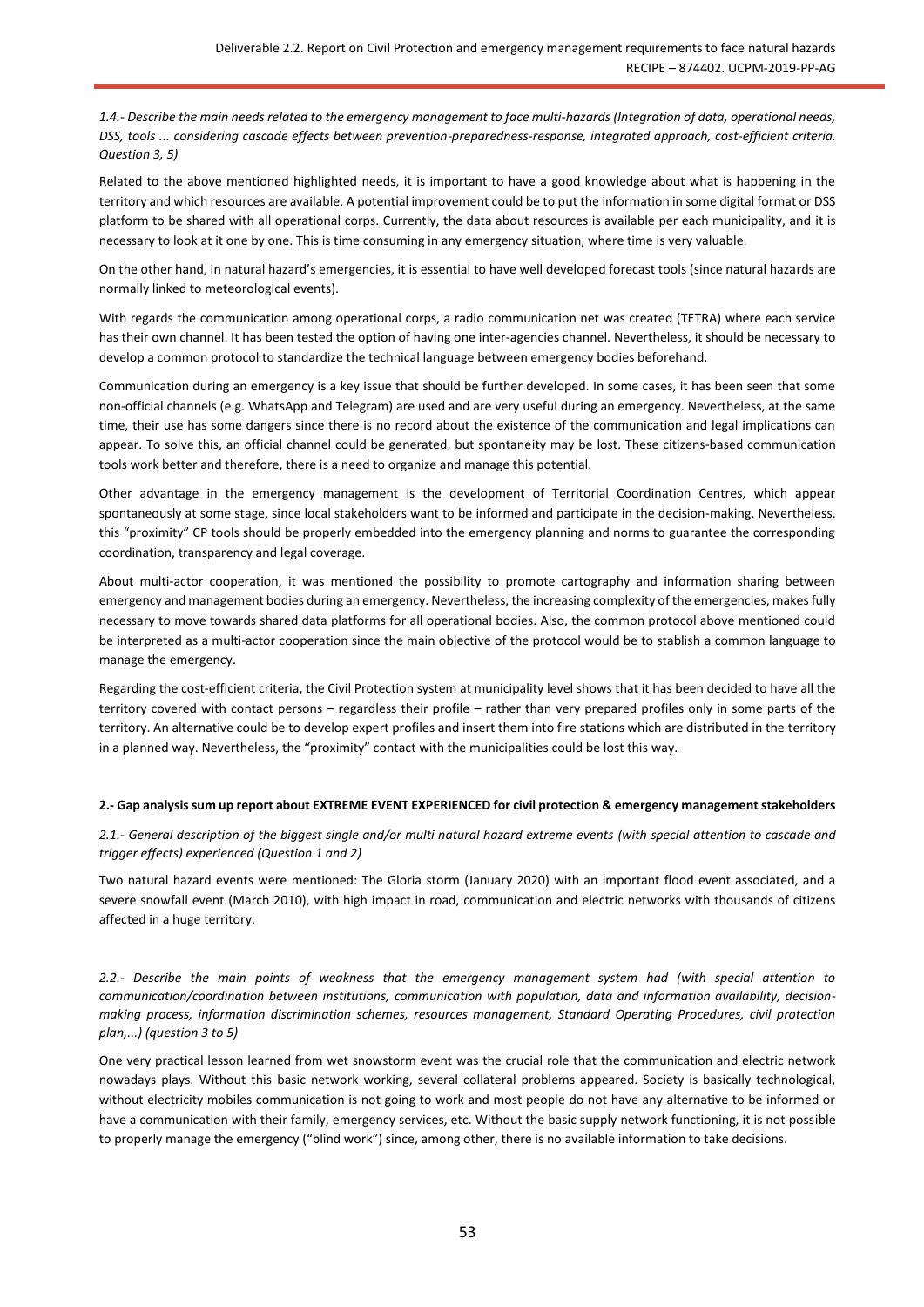*1.4.- Describe the main needs related to the emergency management to face multi-hazards (Integration of data, operational needs, DSS, tools ... considering cascade effects between prevention-preparedness-response, integrated approach, cost-efficient criteria. Question 3, 5)*

Related to the above mentioned highlighted needs, it is important to have a good knowledge about what is happening in the territory and which resources are available. A potential improvement could be to put the information in some digital format or DSS platform to be shared with all operational corps. Currently, the data about resources is available per each municipality, and it is necessary to look at it one by one. This is time consuming in any emergency situation, where time is very valuable.

On the other hand, in natural hazard's emergencies, it is essential to have well developed forecast tools (since natural hazards are normally linked to meteorological events).

With regards the communication among operational corps, a radio communication net was created (TETRA) where each service has their own channel. It has been tested the option of having one inter-agencies channel. Nevertheless, it should be necessary to develop a common protocol to standardize the technical language between emergency bodies beforehand.

Communication during an emergency is a key issue that should be further developed. In some cases, it has been seen that some non-official channels (e.g. WhatsApp and Telegram) are used and are very useful during an emergency. Nevertheless, at the same time, their use has some dangers since there is no record about the existence of the communication and legal implications can appear. To solve this, an official channel could be generated, but spontaneity may be lost. These citizens-based communication tools work better and therefore, there is a need to organize and manage this potential.

Other advantage in the emergency management is the development of Territorial Coordination Centres, which appear spontaneously at some stage, since local stakeholders want to be informed and participate in the decision-making. Nevertheless, this "proximity" CP tools should be properly embedded into the emergency planning and norms to guarantee the corresponding coordination, transparency and legal coverage.

About multi-actor cooperation, it was mentioned the possibility to promote cartography and information sharing between emergency and management bodies during an emergency. Nevertheless, the increasing complexity of the emergencies, makes fully necessary to move towards shared data platforms for all operational bodies. Also, the common protocol above mentioned could be interpreted as a multi-actor cooperation since the main objective of the protocol would be to stablish a common language to manage the emergency.

Regarding the cost-efficient criteria, the Civil Protection system at municipality level shows that it has been decided to have all the territory covered with contact persons – regardless their profile – rather than very prepared profiles only in some parts of the territory. An alternative could be to develop expert profiles and insert them into fire stations which are distributed in the territory in a planned way. Nevertheless, the "proximity" contact with the municipalities could be lost this way.

**2.- Gap analysis sum up report about EXTREME EVENT EXPERIENCED for civil protection & emergency management stakeholders**

*2.1.- General description of the biggest single and/or multi natural hazard extreme events (with special attention to cascade and trigger effects) experienced (Question 1 and 2)*

Two natural hazard events were mentioned: The Gloria storm (January 2020) with an important flood event associated, and a severe snowfall event (March 2010), with high impact in road, communication and electric networks with thousands of citizens affected in a huge territory.

*2.2.- Describe the main points of weakness that the emergency management system had (with special attention to communication/coordination between institutions, communication with population, data and information availability, decision-making process, information discrimination schemes, resources management, Standard Operating Procedures, civil protection plan,...) (question 3 to 5)*

One very practical lesson learned from wet snowstorm event was the crucial role that the communication and electric network nowadays plays. Without this basic network working, several collateral problems appeared. Society is basically technological, without electricity mobiles communication is not going to work and most people do not have any alternative to be informed or have a communication with their family, emergency services, etc. Without the basic supply network functioning, it is not possible to properly manage the emergency ("blind work") since, among other, there is no available information to take decisions.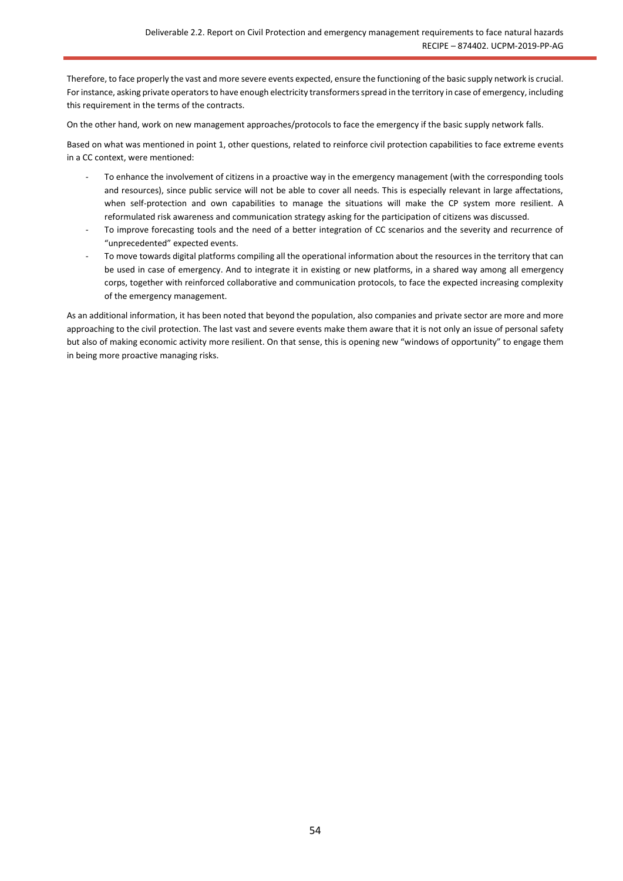Therefore, to face properly the vast and more severe events expected, ensure the functioning of the basic supply network is crucial. For instance, asking private operators to have enough electricity transformers spread in the territory in case of emergency, including this requirement in the terms of the contracts.

On the other hand, work on new management approaches/protocols to face the emergency if the basic supply network falls.

Based on what was mentioned in point 1, other questions, related to reinforce civil protection capabilities to face extreme events in a CC context, were mentioned:

- To enhance the involvement of citizens in a proactive way in the emergency management (with the corresponding tools and resources), since public service will not be able to cover all needs. This is especially relevant in large affectations, when self-protection and own capabilities to manage the situations will make the CP system more resilient. A reformulated risk awareness and communication strategy asking for the participation of citizens was discussed.
- To improve forecasting tools and the need of a better integration of CC scenarios and the severity and recurrence of "unprecedented" expected events.
- To move towards digital platforms compiling all the operational information about the resources in the territory that can be used in case of emergency. And to integrate it in existing or new platforms, in a shared way among all emergency corps, together with reinforced collaborative and communication protocols, to face the expected increasing complexity of the emergency management.

As an additional information, it has been noted that beyond the population, also companies and private sector are more and more approaching to the civil protection. The last vast and severe events make them aware that it is not only an issue of personal safety but also of making economic activity more resilient. On that sense, this is opening new "windows of opportunity" to engage them in being more proactive managing risks.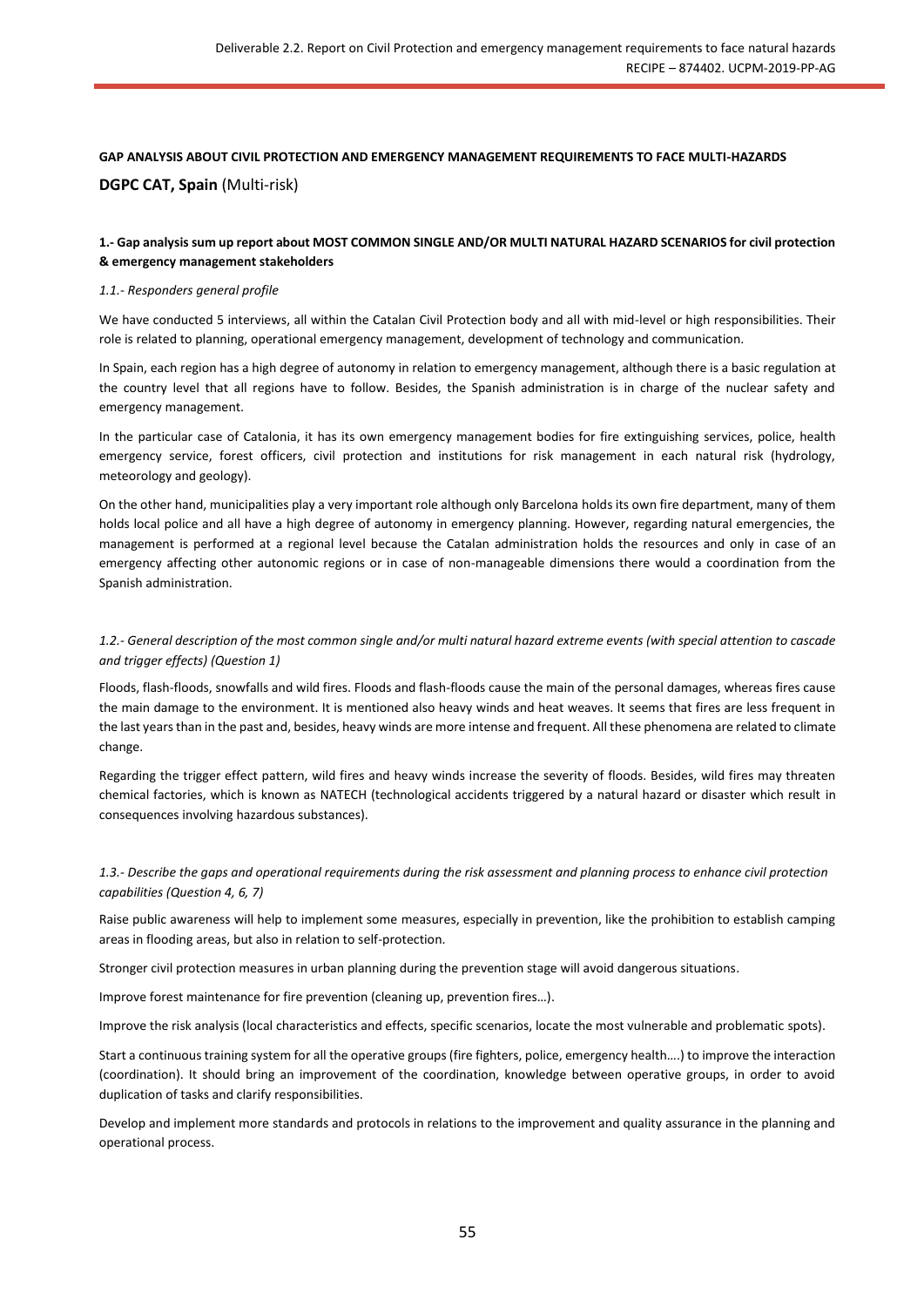**GAP ANALYSIS ABOUT CIVIL PROTECTION AND EMERGENCY MANAGEMENT REQUIREMENTS TO FACE MULTI-HAZARDS**

**DGPC CAT, Spain** (Multi-risk)

**1.- Gap analysis sum up report about MOST COMMON SINGLE AND/OR MULTI NATURAL HAZARD SCENARIOS for civil protection & emergency management stakeholders**

*1.1.- Responders general profile*

We have conducted 5 interviews, all within the Catalan Civil Protection body and all with mid-level or high responsibilities. Their role is related to planning, operational emergency management, development of technology and communication.

In Spain, each region has a high degree of autonomy in relation to emergency management, although there is a basic regulation at the country level that all regions have to follow. Besides, the Spanish administration is in charge of the nuclear safety and emergency management.

In the particular case of Catalonia, it has its own emergency management bodies for fire extinguishing services, police, health emergency service, forest officers, civil protection and institutions for risk management in each natural risk (hydrology, meteorology and geology).

On the other hand, municipalities play a very important role although only Barcelona holds its own fire department, many of them holds local police and all have a high degree of autonomy in emergency planning. However, regarding natural emergencies, the management is performed at a regional level because the Catalan administration holds the resources and only in case of an emergency affecting other autonomic regions or in case of non-manageable dimensions there would a coordination from the Spanish administration.

*1.2.- General description of the most common single and/or multi natural hazard extreme events (with special attention to cascade and trigger effects) (Question 1)*

Floods, flash-floods, snowfalls and wild fires. Floods and flash-floods cause the main of the personal damages, whereas fires cause the main damage to the environment. It is mentioned also heavy winds and heat weaves. It seems that fires are less frequent in the last years than in the past and, besides, heavy winds are more intense and frequent. All these phenomena are related to climate change.

Regarding the trigger effect pattern, wild fires and heavy winds increase the severity of floods. Besides, wild fires may threaten chemical factories, which is known as NATECH (technological accidents triggered by a natural hazard or disaster which result in consequences involving hazardous substances).

*1.3.- Describe the gaps and operational requirements during the risk assessment and planning process to enhance civil protection capabilities (Question 4, 6, 7)*

Raise public awareness will help to implement some measures, especially in prevention, like the prohibition to establish camping areas in flooding areas, but also in relation to self-protection.

Stronger civil protection measures in urban planning during the prevention stage will avoid dangerous situations.

Improve forest maintenance for fire prevention (cleaning up, prevention fires…).

Improve the risk analysis (local characteristics and effects, specific scenarios, locate the most vulnerable and problematic spots).

Start a continuous training system for all the operative groups (fire fighters, police, emergency health….) to improve the interaction (coordination). It should bring an improvement of the coordination, knowledge between operative groups, in order to avoid duplication of tasks and clarify responsibilities.

Develop and implement more standards and protocols in relations to the improvement and quality assurance in the planning and operational process.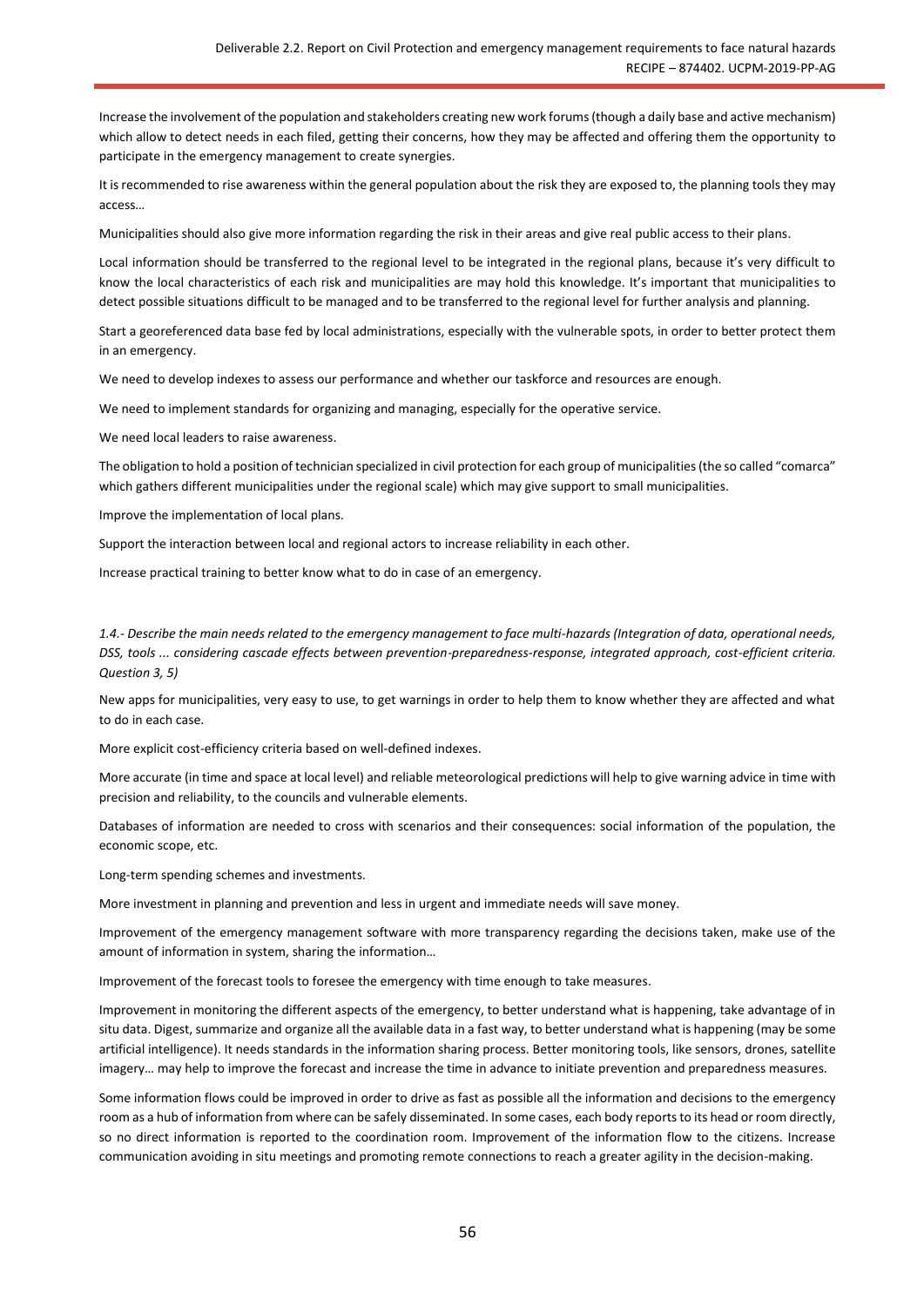Increase the involvement of the population and stakeholders creating new work forums (though a daily base and active mechanism) which allow to detect needs in each filed, getting their concerns, how they may be affected and offering them the opportunity to participate in the emergency management to create synergies.

It is recommended to rise awareness within the general population about the risk they are exposed to, the planning tools they may access…

Municipalities should also give more information regarding the risk in their areas and give real public access to their plans.

Local information should be transferred to the regional level to be integrated in the regional plans, because it's very difficult to know the local characteristics of each risk and municipalities are may hold this knowledge. It's important that municipalities to detect possible situations difficult to be managed and to be transferred to the regional level for further analysis and planning.

Start a georeferenced data base fed by local administrations, especially with the vulnerable spots, in order to better protect them in an emergency.

We need to develop indexes to assess our performance and whether our taskforce and resources are enough.

We need to implement standards for organizing and managing, especially for the operative service.

We need local leaders to raise awareness.

The obligation to hold a position of technician specialized in civil protection for each group of municipalities (the so called "comarca" which gathers different municipalities under the regional scale) which may give support to small municipalities.

Improve the implementation of local plans.

Support the interaction between local and regional actors to increase reliability in each other.

Increase practical training to better know what to do in case of an emergency.

*1.4.- Describe the main needs related to the emergency management to face multi-hazards (Integration of data, operational needs, DSS, tools ... considering cascade effects between prevention-preparedness-response, integrated approach, cost-efficient criteria. Question 3, 5)*

New apps for municipalities, very easy to use, to get warnings in order to help them to know whether they are affected and what to do in each case.

More explicit cost-efficiency criteria based on well-defined indexes.

More accurate (in time and space at local level) and reliable meteorological predictions will help to give warning advice in time with precision and reliability, to the councils and vulnerable elements.

Databases of information are needed to cross with scenarios and their consequences: social information of the population, the economic scope, etc.

Long-term spending schemes and investments.

More investment in planning and prevention and less in urgent and immediate needs will save money.

Improvement of the emergency management software with more transparency regarding the decisions taken, make use of the amount of information in system, sharing the information…

Improvement of the forecast tools to foresee the emergency with time enough to take measures.

Improvement in monitoring the different aspects of the emergency, to better understand what is happening, take advantage of in situ data. Digest, summarize and organize all the available data in a fast way, to better understand what is happening (may be some artificial intelligence). It needs standards in the information sharing process. Better monitoring tools, like sensors, drones, satellite imagery… may help to improve the forecast and increase the time in advance to initiate prevention and preparedness measures.

Some information flows could be improved in order to drive as fast as possible all the information and decisions to the emergency room as a hub of information from where can be safely disseminated. In some cases, each body reports to its head or room directly, so no direct information is reported to the coordination room. Improvement of the information flow to the citizens. Increase communication avoiding in situ meetings and promoting remote connections to reach a greater agility in the decision-making.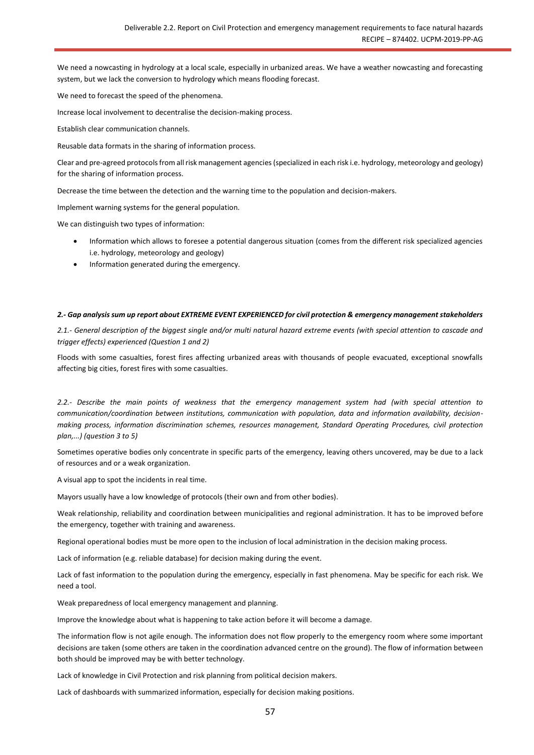We need a nowcasting in hydrology at a local scale, especially in urbanized areas. We have a weather nowcasting and forecasting system, but we lack the conversion to hydrology which means flooding forecast.

We need to forecast the speed of the phenomena.

Increase local involvement to decentralise the decision-making process.

Establish clear communication channels.

Reusable data formats in the sharing of information process.

Clear and pre-agreed protocols from all risk management agencies (specialized in each risk i.e. hydrology, meteorology and geology) for the sharing of information process.

Decrease the time between the detection and the warning time to the population and decision-makers.

Implement warning systems for the general population.

We can distinguish two types of information:

- Information which allows to foresee a potential dangerous situation (comes from the different risk specialized agencies i.e. hydrology, meteorology and geology)
- Information generated during the emergency.

***2.- Gap analysis sum up report about EXTREME EVENT EXPERIENCED for civil protection & emergency management stakeholders***

*2.1.- General description of the biggest single and/or multi natural hazard extreme events (with special attention to cascade and trigger effects) experienced (Question 1 and 2)*

Floods with some casualties, forest fires affecting urbanized areas with thousands of people evacuated, exceptional snowfalls affecting big cities, forest fires with some casualties.

*2.2.- Describe the main points of weakness that the emergency management system had (with special attention to communication/coordination between institutions, communication with population, data and information availability, decision-making process, information discrimination schemes, resources management, Standard Operating Procedures, civil protection plan,...) (question 3 to 5)*

Sometimes operative bodies only concentrate in specific parts of the emergency, leaving others uncovered, may be due to a lack of resources and or a weak organization.

A visual app to spot the incidents in real time.

Mayors usually have a low knowledge of protocols (their own and from other bodies).

Weak relationship, reliability and coordination between municipalities and regional administration. It has to be improved before the emergency, together with training and awareness.

Regional operational bodies must be more open to the inclusion of local administration in the decision making process.

Lack of information (e.g. reliable database) for decision making during the event.

Lack of fast information to the population during the emergency, especially in fast phenomena. May be specific for each risk. We need a tool.

Weak preparedness of local emergency management and planning.

Improve the knowledge about what is happening to take action before it will become a damage.

The information flow is not agile enough. The information does not flow properly to the emergency room where some important decisions are taken (some others are taken in the coordination advanced centre on the ground). The flow of information between both should be improved may be with better technology.

Lack of knowledge in Civil Protection and risk planning from political decision makers.

Lack of dashboards with summarized information, especially for decision making positions.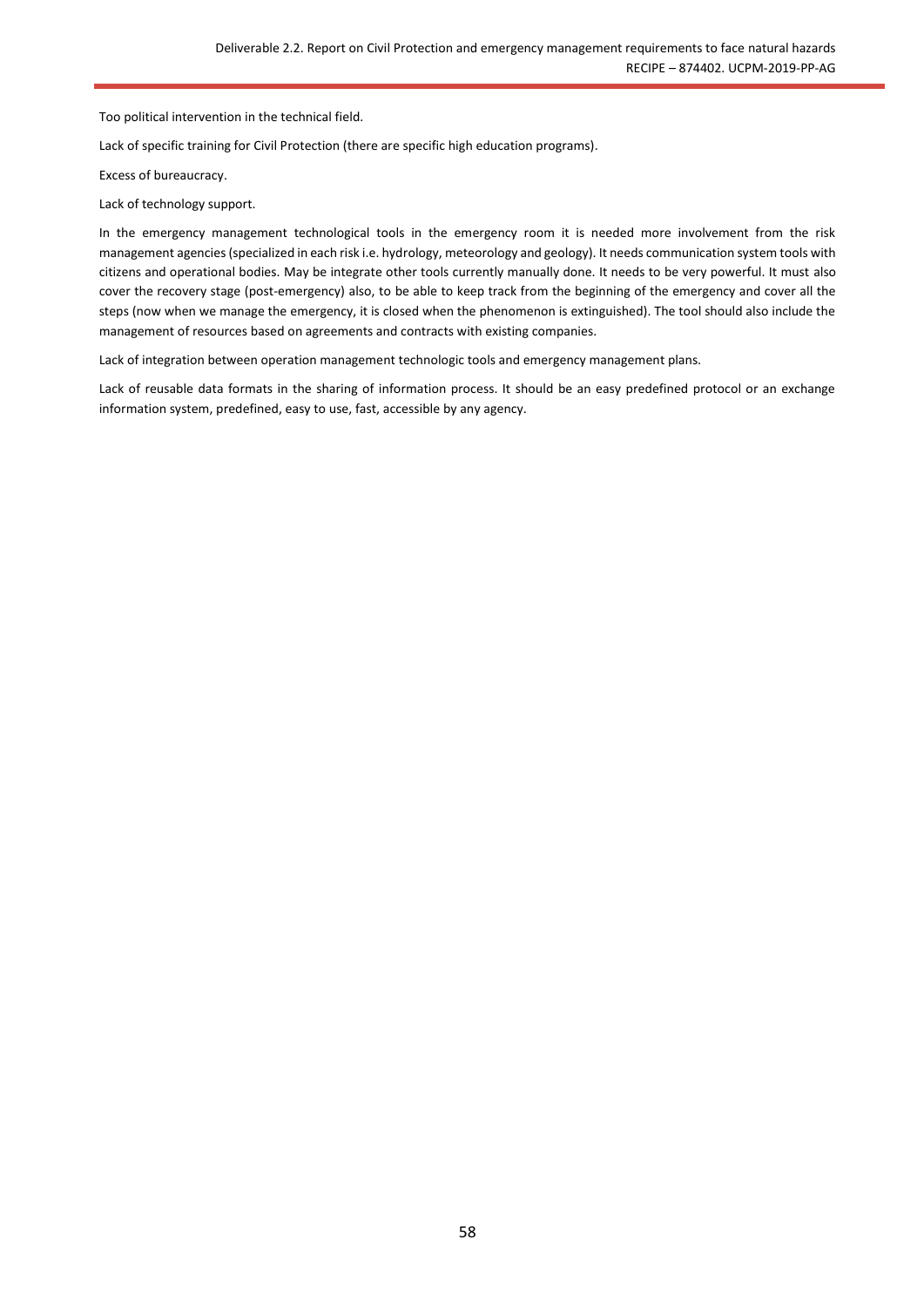Too political intervention in the technical field.

Lack of specific training for Civil Protection (there are specific high education programs).

Excess of bureaucracy.

Lack of technology support.

In the emergency management technological tools in the emergency room it is needed more involvement from the risk management agencies (specialized in each risk i.e. hydrology, meteorology and geology). It needs communication system tools with citizens and operational bodies. May be integrate other tools currently manually done. It needs to be very powerful. It must also cover the recovery stage (post-emergency) also, to be able to keep track from the beginning of the emergency and cover all the steps (now when we manage the emergency, it is closed when the phenomenon is extinguished). The tool should also include the management of resources based on agreements and contracts with existing companies.

Lack of integration between operation management technologic tools and emergency management plans.

Lack of reusable data formats in the sharing of information process. It should be an easy predefined protocol or an exchange information system, predefined, easy to use, fast, accessible by any agency.